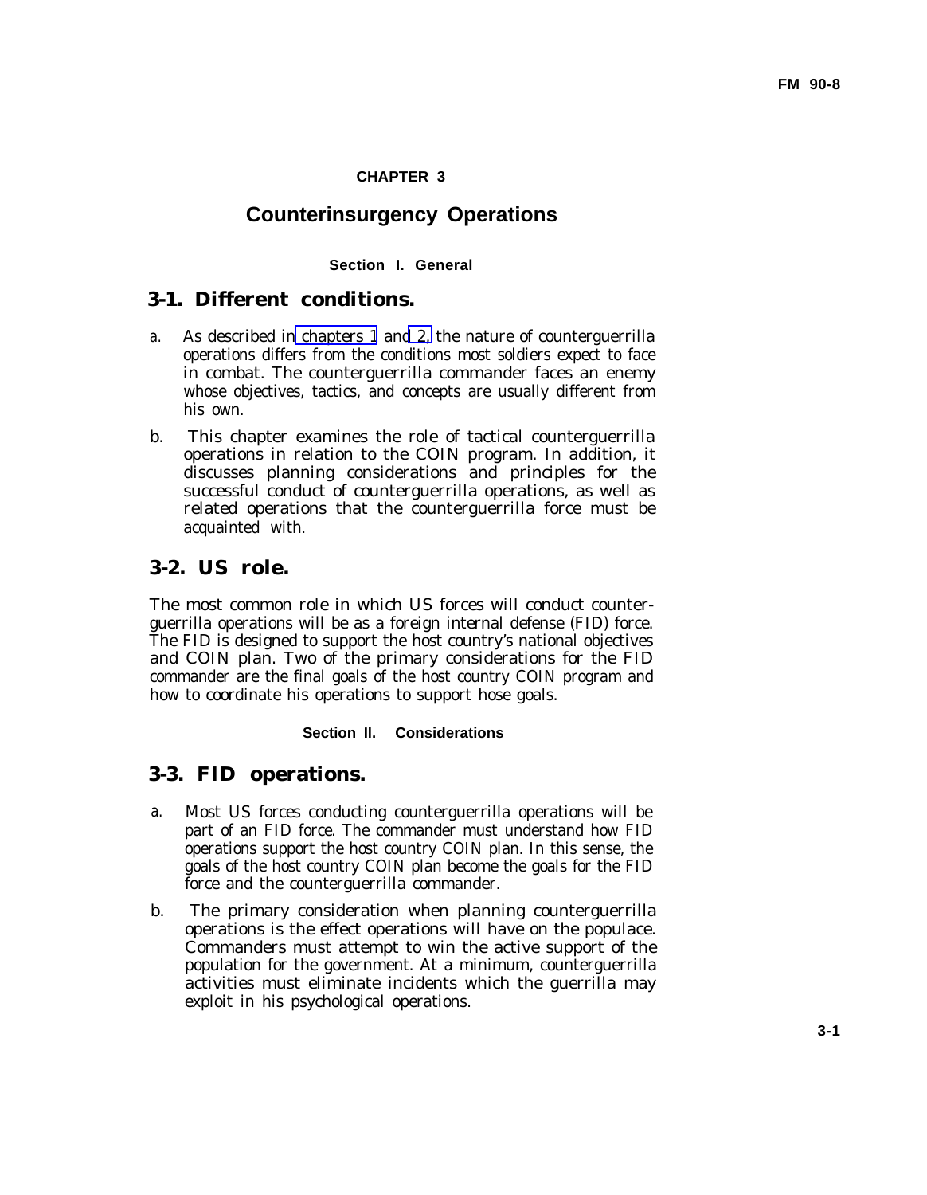# CHAPTER 3

# Counterinsurgency Operations

## Section I. General

### 3-1. Different conditions.

a. As described in chapters 1 and 2, the nature of counterguerrilla operations differs from the conditions most soldiers expect to face in combat. The counterguerrilla commander faces an enemy whose objectives, tactics, and concepts are usually different from his own.

b. This chapter examines the role of tactical counterguerrilla operations in relation to the COIN program. In addition, it discusses planning considerations and principles for the successful conduct of counterguerrilla operations, as well as related operations that the counterguerrilla force must be acquainted with.

### 3-2. US role.

The most common role in which US forces will conduct counter-guerrilla operations will be as a foreign internal defense (FID) force. The FID is designed to support the host country's national objectives and COIN plan. Two of the primary considerations for the FID commander are the final goals of the host country COIN program and how to coordinate his operations to support hose goals.

## Section II. Considerations

### 3-3. FID operations.

a. Most US forces conducting counterguerrilla operations will be part of an FID force. The commander must understand how FID operations support the host country COIN plan. In this sense, the goals of the host country COIN plan become the goals for the FID force and the counterguerrilla commander.

b. The primary consideration when planning counterguerrilla operations is the effect operations will have on the populace. Commanders must attempt to win the active support of the population for the government. At a minimum, counterguerrilla activities must eliminate incidents which the guerrilla may exploit in his psychological operations.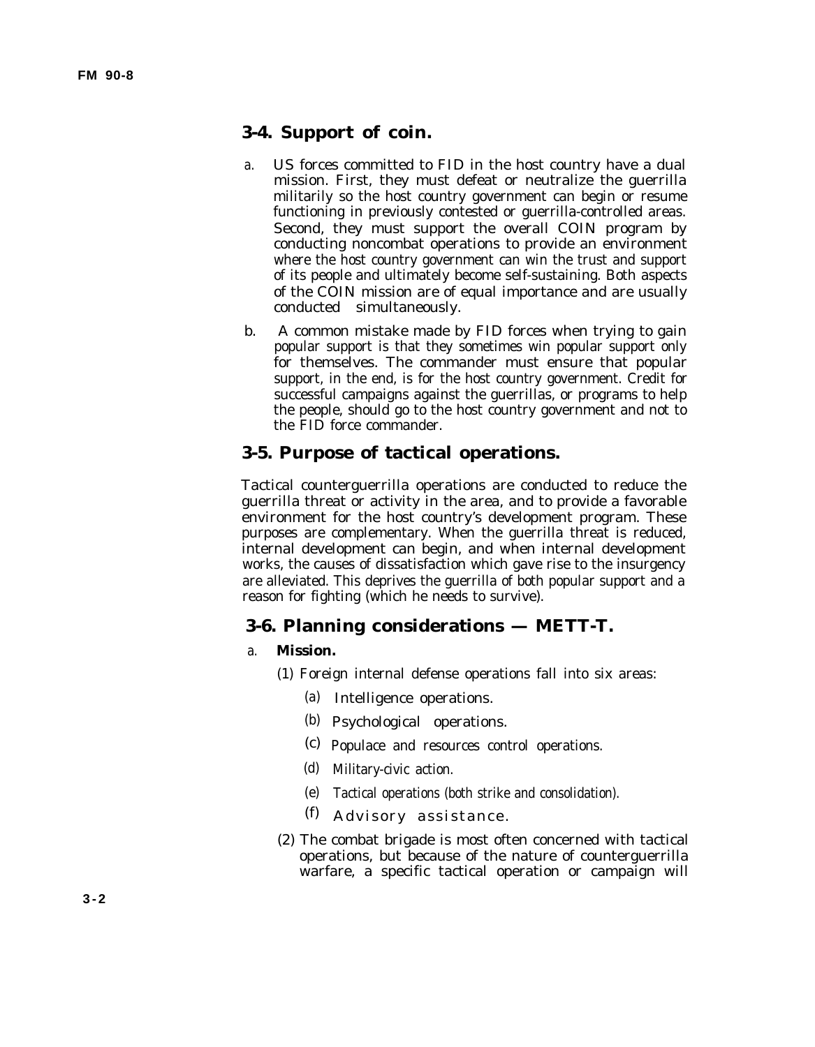## 3-4. Support of coin.

a. US forces committed to FID in the host country have a dual mission. First, they must defeat or neutralize the guerrilla militarily so the host country government can begin or resume functioning in previously contested or guerrilla-controlled areas. Second, they must support the overall COIN program by conducting noncombat operations to provide an environment where the host country government can win the trust and support of its people and ultimately become self-sustaining. Both aspects of the COIN mission are of equal importance and are usually conducted simultaneously.

b. A common mistake made by FID forces when trying to gain popular support is that they sometimes win popular support only for themselves. The commander must ensure that popular support, in the end, is for the host country government. Credit for successful campaigns against the guerrillas, or programs to help the people, should go to the host country government and not to the FID force commander.

## 3-5. Purpose of tactical operations.

Tactical counterguerrilla operations are conducted to reduce the guerrilla threat or activity in the area, and to provide a favorable environment for the host country's development program. These purposes are complementary. When the guerrilla threat is reduced, internal development can begin, and when internal development works, the causes of dissatisfaction which gave rise to the insurgency are alleviated. This deprives the guerrilla of both popular support and a reason for fighting (which he needs to survive).

## 3-6. Planning considerations — METT-T.

a. **Mission.**

(1) Foreign internal defense operations fall into six areas:

(a) Intelligence operations.

(b) Psychological operations.

(c) Populace and resources control operations.

(d) Military-civic action.

(e) Tactical operations (both strike and consolidation).

(f) Advisory assistance.

(2) The combat brigade is most often concerned with tactical operations, but because of the nature of counterguerrilla warfare, a specific tactical operation or campaign will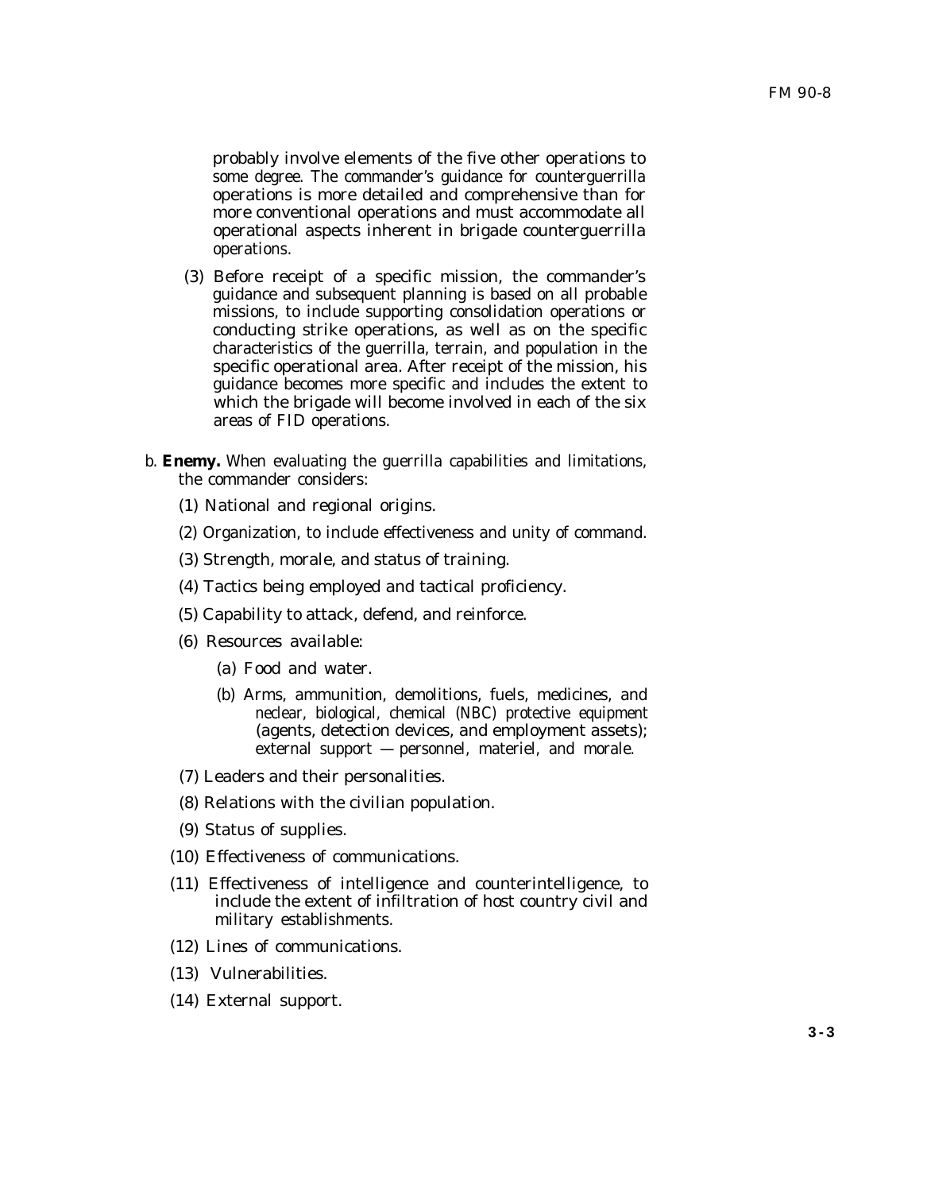probably involve elements of the five other operations to some degree. The commander's guidance for counterguerrilla operations is more detailed and comprehensive than for more conventional operations and must accommodate all operational aspects inherent in brigade counterguerrilla operations.

(3) Before receipt of a specific mission, the commander's guidance and subsequent planning is based on all probable missions, to include supporting consolidation operations or conducting strike operations, as well as on the specific characteristics of the guerrilla, terrain, and population in the specific operational area. After receipt of the mission, his guidance becomes more specific and includes the extent to which the brigade will become involved in each of the six areas of FID operations.

b. **Enemy.** When evaluating the guerrilla capabilities and limitations, the commander considers:

(1) National and regional origins.

(2) Organization, to include effectiveness and unity of command.

(3) Strength, morale, and status of training.

(4) Tactics being employed and tactical proficiency.

(5) Capability to attack, defend, and reinforce.

(6) Resources available:

(a) Food and water.

(b) Arms, ammunition, demolitions, fuels, medicines, and neclear, biological, chemical (NBC) protective equipment (agents, detection devices, and employment assets); external support — personnel, materiel, and morale.

(7) Leaders and their personalities.

(8) Relations with the civilian population.

(9) Status of supplies.

(10) Effectiveness of communications.

(11) Effectiveness of intelligence and counterintelligence, to include the extent of infiltration of host country civil and military establishments.

(12) Lines of communications.

(13) Vulnerabilities.

(14) External support.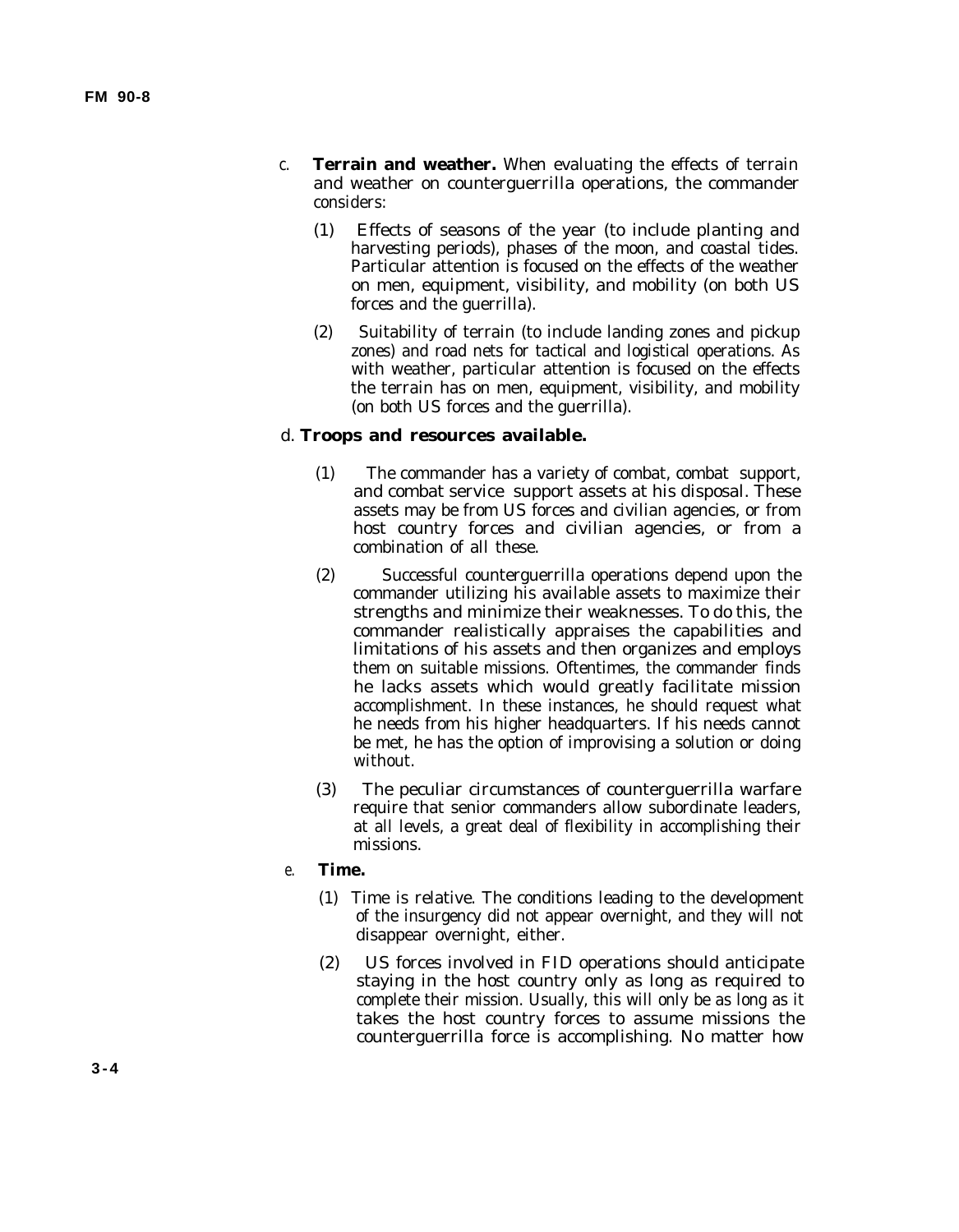c. **Terrain and weather.** When evaluating the effects of terrain and weather on counterguerrilla operations, the commander considers:

(1) Effects of seasons of the year (to include planting and harvesting periods), phases of the moon, and coastal tides. Particular attention is focused on the effects of the weather on men, equipment, visibility, and mobility (on both US forces and the guerrilla).

(2) Suitability of terrain (to include landing zones and pickup zones) and road nets for tactical and logistical operations. As with weather, particular attention is focused on the effects the terrain has on men, equipment, visibility, and mobility (on both US forces and the guerrilla).

d. **Troops and resources available.**

(1) The commander has a variety of combat, combat support, and combat service support assets at his disposal. These assets may be from US forces and civilian agencies, or from host country forces and civilian agencies, or from a combination of all these.

(2) Successful counterguerrilla operations depend upon the commander utilizing his available assets to maximize their strengths and minimize their weaknesses. To do this, the commander realistically appraises the capabilities and limitations of his assets and then organizes and employs them on suitable missions. Oftentimes, the commander finds he lacks assets which would greatly facilitate mission accomplishment. In these instances, he should request what he needs from his higher headquarters. If his needs cannot be met, he has the option of improvising a solution or doing without.

(3) The peculiar circumstances of counterguerrilla warfare require that senior commanders allow subordinate leaders, at all levels, a great deal of flexibility in accomplishing their missions.

e. **Time.**

(1) Time is relative. The conditions leading to the development of the insurgency did not appear overnight, and they will not disappear overnight, either.

(2) US forces involved in FID operations should anticipate staying in the host country only as long as required to complete their mission. Usually, this will only be as long as it takes the host country forces to assume missions the counterguerrilla force is accomplishing. No matter how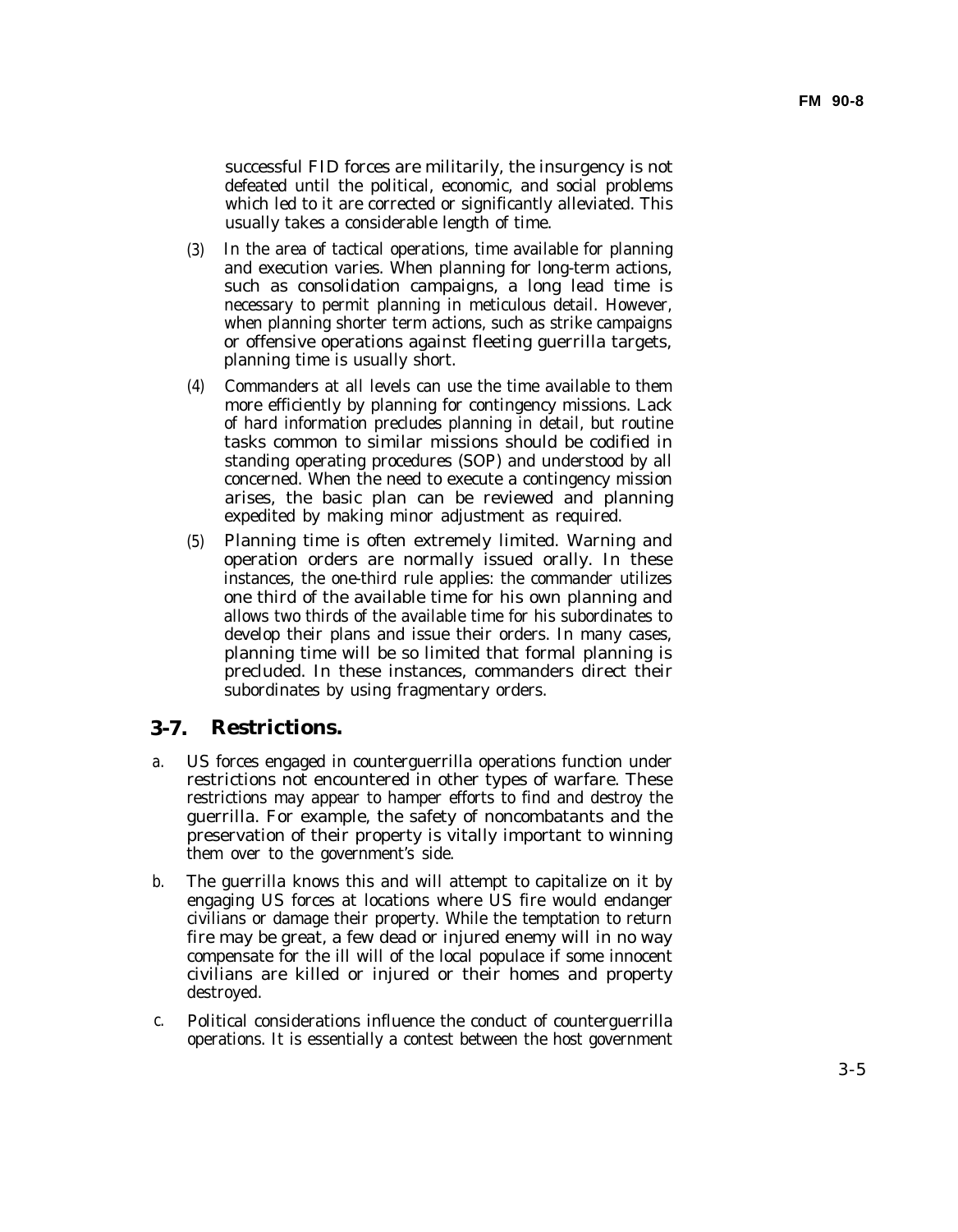successful FID forces are militarily, the insurgency is not defeated until the political, economic, and social problems which led to it are corrected or significantly alleviated. This usually takes a considerable length of time.

(3) In the area of tactical operations, time available for planning and execution varies. When planning for long-term actions, such as consolidation campaigns, a long lead time is necessary to permit planning in meticulous detail. However, when planning shorter term actions, such as strike campaigns or offensive operations against fleeting guerrilla targets, planning time is usually short.

(4) Commanders at all levels can use the time available to them more efficiently by planning for contingency missions. Lack of hard information precludes planning in detail, but routine tasks common to similar missions should be codified in standing operating procedures (SOP) and understood by all concerned. When the need to execute a contingency mission arises, the basic plan can be reviewed and planning expedited by making minor adjustment as required.

(5) Planning time is often extremely limited. Warning and operation orders are normally issued orally. In these instances, the one-third rule applies: the commander utilizes one third of the available time for his own planning and allows two thirds of the available time for his subordinates to develop their plans and issue their orders. In many cases, planning time will be so limited that formal planning is precluded. In these instances, commanders direct their subordinates by using fragmentary orders.

## 3-7. Restrictions.

a. US forces engaged in counterguerrilla operations function under restrictions not encountered in other types of warfare. These restrictions may appear to hamper efforts to find and destroy the guerrilla. For example, the safety of noncombatants and the preservation of their property is vitally important to winning them over to the government's side.

b. The guerrilla knows this and will attempt to capitalize on it by engaging US forces at locations where US fire would endanger civilians or damage their property. While the temptation to return fire may be great, a few dead or injured enemy will in no way compensate for the ill will of the local populace if some innocent civilians are killed or injured or their homes and property destroyed.

c. Political considerations influence the conduct of counterguerrilla operations. It is essentially a contest between the host government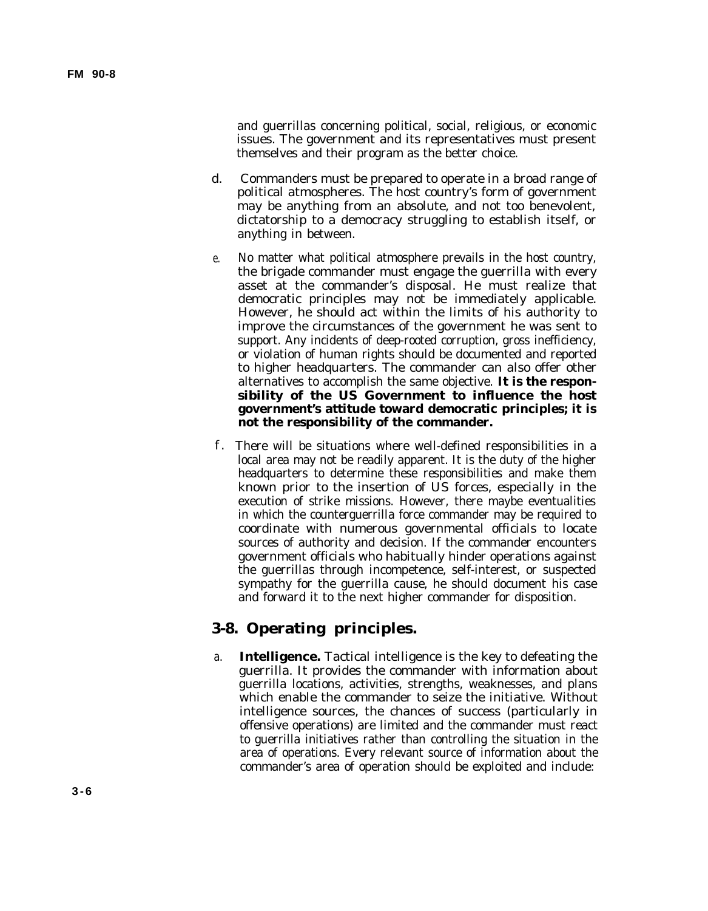and guerrillas concerning political, social, religious, or economic issues. The government and its representatives must present themselves and their program as the better choice.

d. Commanders must be prepared to operate in a broad range of political atmospheres. The host country's form of government may be anything from an absolute, and not too benevolent, dictatorship to a democracy struggling to establish itself, or anything in between.

e. No matter what political atmosphere prevails in the host country, the brigade commander must engage the guerrilla with every asset at the commander's disposal. He must realize that democratic principles may not be immediately applicable. However, he should act within the limits of his authority to improve the circumstances of the government he was sent to support. Any incidents of deep-rooted corruption, gross inefficiency, or violation of human rights should be documented and reported to higher headquarters. The commander can also offer other alternatives to accomplish the same objective. **It is the responsibility of the US Government to influence the host government's attitude toward democratic principles; it is not the responsibility of the commander.**

f. There will be situations where well-defined responsibilities in a local area may not be readily apparent. It is the duty of the higher headquarters to determine these responsibilities and make them known prior to the insertion of US forces, especially in the execution of strike missions. However, there maybe eventualities in which the counterguerrilla force commander may be required to coordinate with numerous governmental officials to locate sources of authority and decision. If the commander encounters government officials who habitually hinder operations against the guerrillas through incompetence, self-interest, or suspected sympathy for the guerrilla cause, he should document his case and forward it to the next higher commander for disposition.

## 3-8. Operating principles.

a. **Intelligence.** Tactical intelligence is the key to defeating the guerrilla. It provides the commander with information about guerrilla locations, activities, strengths, weaknesses, and plans which enable the commander to seize the initiative. Without intelligence sources, the chances of success (particularly in offensive operations) are limited and the commander must react to guerrilla initiatives rather than controlling the situation in the area of operations. Every relevant source of information about the commander's area of operation should be exploited and include: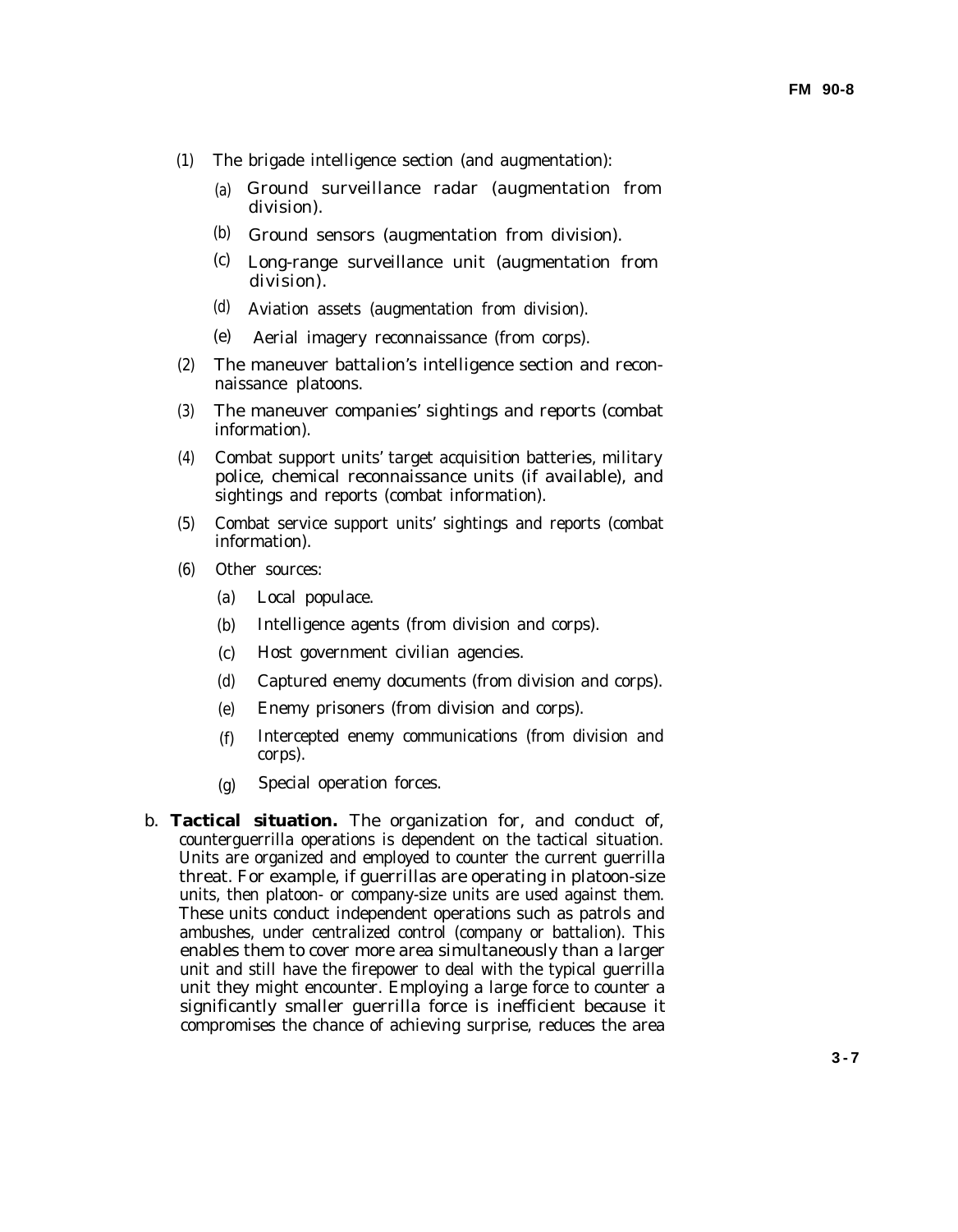(1) The brigade intelligence section (and augmentation):

(a) Ground surveillance radar (augmentation from division).

(b) Ground sensors (augmentation from division).

(c) Long-range surveillance unit (augmentation from division).

(d) Aviation assets (augmentation from division).

(e) Aerial imagery reconnaissance (from corps).

(2) The maneuver battalion's intelligence section and reconnaissance platoons.

(3) The maneuver companies' sightings and reports (combat information).

(4) Combat support units' target acquisition batteries, military police, chemical reconnaissance units (if available), and sightings and reports (combat information).

(5) Combat service support units' sightings and reports (combat information).

(6) Other sources:

(a) Local populace.

(b) Intelligence agents (from division and corps).

(c) Host government civilian agencies.

(d) Captured enemy documents (from division and corps).

(e) Enemy prisoners (from division and corps).

(f) Intercepted enemy communications (from division and corps).

(g) Special operation forces.

b. **Tactical situation.** The organization for, and conduct of, counterguerrilla operations is dependent on the tactical situation. Units are organized and employed to counter the current guerrilla threat. For example, if guerrillas are operating in platoon-size units, then platoon- or company-size units are used against them. These units conduct independent operations such as patrols and ambushes, under centralized control (company or battalion). This enables them to cover more area simultaneously than a larger unit and still have the firepower to deal with the typical guerrilla unit they might encounter. Employing a large force to counter a significantly smaller guerrilla force is inefficient because it compromises the chance of achieving surprise, reduces the area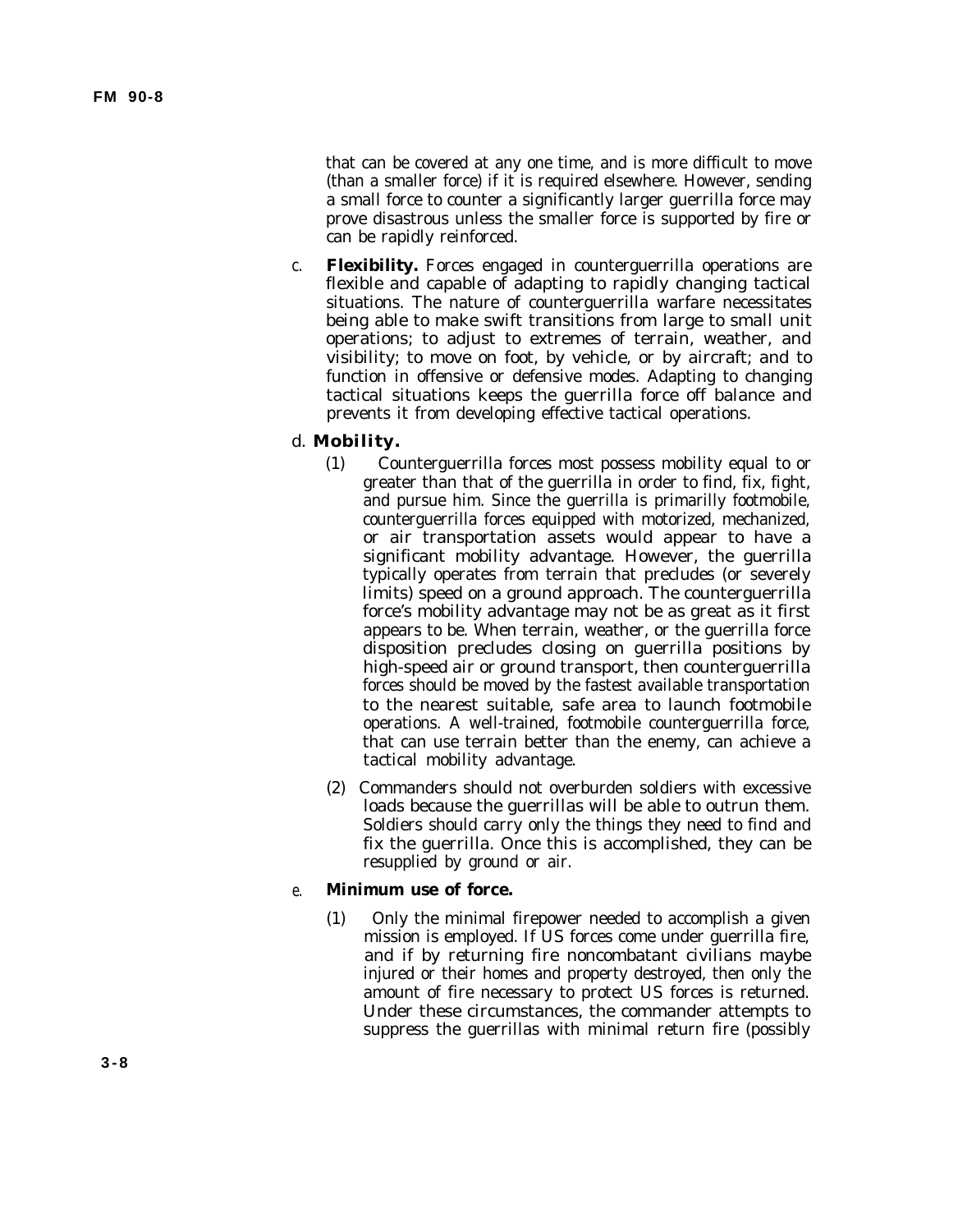that can be covered at any one time, and is more difficult to move (than a smaller force) if it is required elsewhere. However, sending a small force to counter a significantly larger guerrilla force may prove disastrous unless the smaller force is supported by fire or can be rapidly reinforced.

c. **Flexibility.** Forces engaged in counterguerrilla operations are flexible and capable of adapting to rapidly changing tactical situations. The nature of counterguerrilla warfare necessitates being able to make swift transitions from large to small unit operations; to adjust to extremes of terrain, weather, and visibility; to move on foot, by vehicle, or by aircraft; and to function in offensive or defensive modes. Adapting to changing tactical situations keeps the guerrilla force off balance and prevents it from developing effective tactical operations.

d. **Mobility.**

(1) Counterguerrilla forces most possess mobility equal to or greater than that of the guerrilla in order to find, fix, fight, and pursue him. Since the guerrilla is primarilly footmobile, counterguerrilla forces equipped with motorized, mechanized, or air transportation assets would appear to have a significant mobility advantage. However, the guerrilla typically operates from terrain that precludes (or severely limits) speed on a ground approach. The counterguerrilla force's mobility advantage may not be as great as it first appears to be. When terrain, weather, or the guerrilla force disposition precludes closing on guerrilla positions by high-speed air or ground transport, then counterguerrilla forces should be moved by the fastest available transportation to the nearest suitable, safe area to launch footmobile operations. A well-trained, footmobile counterguerrilla force, that can use terrain better than the enemy, can achieve a tactical mobility advantage.

(2) Commanders should not overburden soldiers with excessive loads because the guerrillas will be able to outrun them. Soldiers should carry only the things they need to find and fix the guerrilla. Once this is accomplished, they can be resupplied by ground or air.

e. **Minimum use of force.**

(1) Only the minimal firepower needed to accomplish a given mission is employed. If US forces come under guerrilla fire, and if by returning fire noncombatant civilians maybe injured or their homes and property destroyed, then only the amount of fire necessary to protect US forces is returned. Under these circumstances, the commander attempts to suppress the guerrillas with minimal return fire (possibly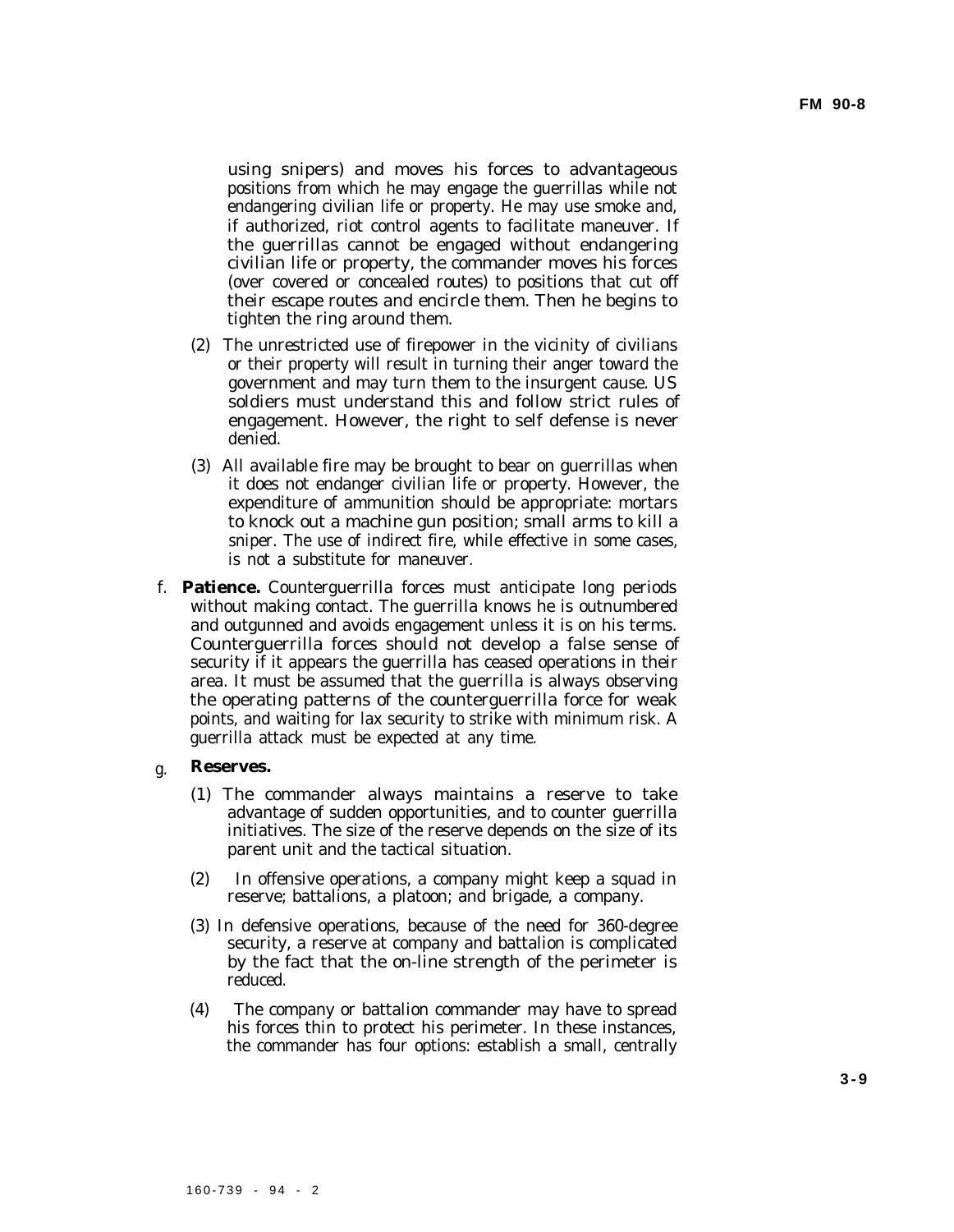using snipers) and moves his forces to advantageous positions from which he may engage the guerrillas while not endangering civilian life or property. He may use smoke and, if authorized, riot control agents to facilitate maneuver. If the guerrillas cannot be engaged without endangering civilian life or property, the commander moves his forces (over covered or concealed routes) to positions that cut off their escape routes and encircle them. Then he begins to tighten the ring around them.

(2) The unrestricted use of firepower in the vicinity of civilians or their property will result in turning their anger toward the government and may turn them to the insurgent cause. US soldiers must understand this and follow strict rules of engagement. However, the right to self defense is never denied.

(3) All available fire may be brought to bear on guerrillas when it does not endanger civilian life or property. However, the expenditure of ammunition should be appropriate: mortars to knock out a machine gun position; small arms to kill a sniper. The use of indirect fire, while effective in some cases, is not a substitute for maneuver.

f. **Patience.** Counterguerrilla forces must anticipate long periods without making contact. The guerrilla knows he is outnumbered and outgunned and avoids engagement unless it is on his terms. Counterguerrilla forces should not develop a false sense of security if it appears the guerrilla has ceased operations in their area. It must be assumed that the guerrilla is always observing the operating patterns of the counterguerrilla force for weak points, and waiting for lax security to strike with minimum risk. A guerrilla attack must be expected at any time.

g. **Reserves.**

(1) The commander always maintains a reserve to take advantage of sudden opportunities, and to counter guerrilla initiatives. The size of the reserve depends on the size of its parent unit and the tactical situation.

(2) In offensive operations, a company might keep a squad in reserve; battalions, a platoon; and brigade, a company.

(3) In defensive operations, because of the need for 360-degree security, a reserve at company and battalion is complicated by the fact that the on-line strength of the perimeter is reduced.

(4) The company or battalion commander may have to spread his forces thin to protect his perimeter. In these instances, the commander has four options: establish a small, centrally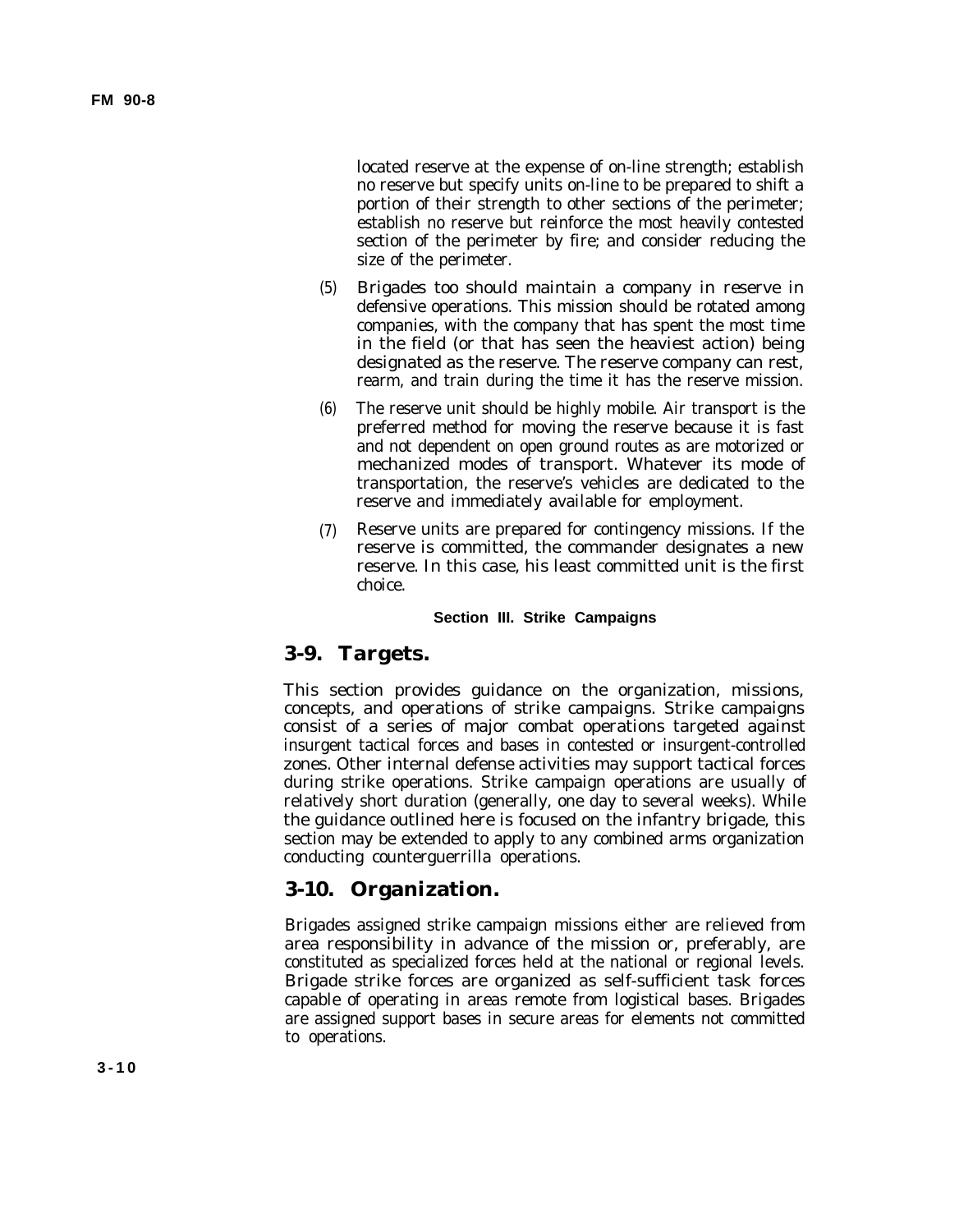located reserve at the expense of on-line strength; establish no reserve but specify units on-line to be prepared to shift a portion of their strength to other sections of the perimeter; establish no reserve but reinforce the most heavily contested section of the perimeter by fire; and consider reducing the size of the perimeter.

(5) Brigades too should maintain a company in reserve in defensive operations. This mission should be rotated among companies, with the company that has spent the most time in the field (or that has seen the heaviest action) being designated as the reserve. The reserve company can rest, rearm, and train during the time it has the reserve mission.

(6) The reserve unit should be highly mobile. Air transport is the preferred method for moving the reserve because it is fast and not dependent on open ground routes as are motorized or mechanized modes of transport. Whatever its mode of transportation, the reserve's vehicles are dedicated to the reserve and immediately available for employment.

(7) Reserve units are prepared for contingency missions. If the reserve is committed, the commander designates a new reserve. In this case, his least committed unit is the first choice.

**Section III. Strike Campaigns**

## 3-9. Targets.

This section provides guidance on the organization, missions, concepts, and operations of strike campaigns. Strike campaigns consist of a series of major combat operations targeted against insurgent tactical forces and bases in contested or insurgent-controlled zones. Other internal defense activities may support tactical forces during strike operations. Strike campaign operations are usually of relatively short duration (generally, one day to several weeks). While the guidance outlined here is focused on the infantry brigade, this section may be extended to apply to any combined arms organization conducting counterguerrilla operations.

## 3-10. Organization.

Brigades assigned strike campaign missions either are relieved from area responsibility in advance of the mission or, preferably, are constituted as specialized forces held at the national or regional levels. Brigade strike forces are organized as self-sufficient task forces capable of operating in areas remote from logistical bases. Brigades are assigned support bases in secure areas for elements not committed to operations.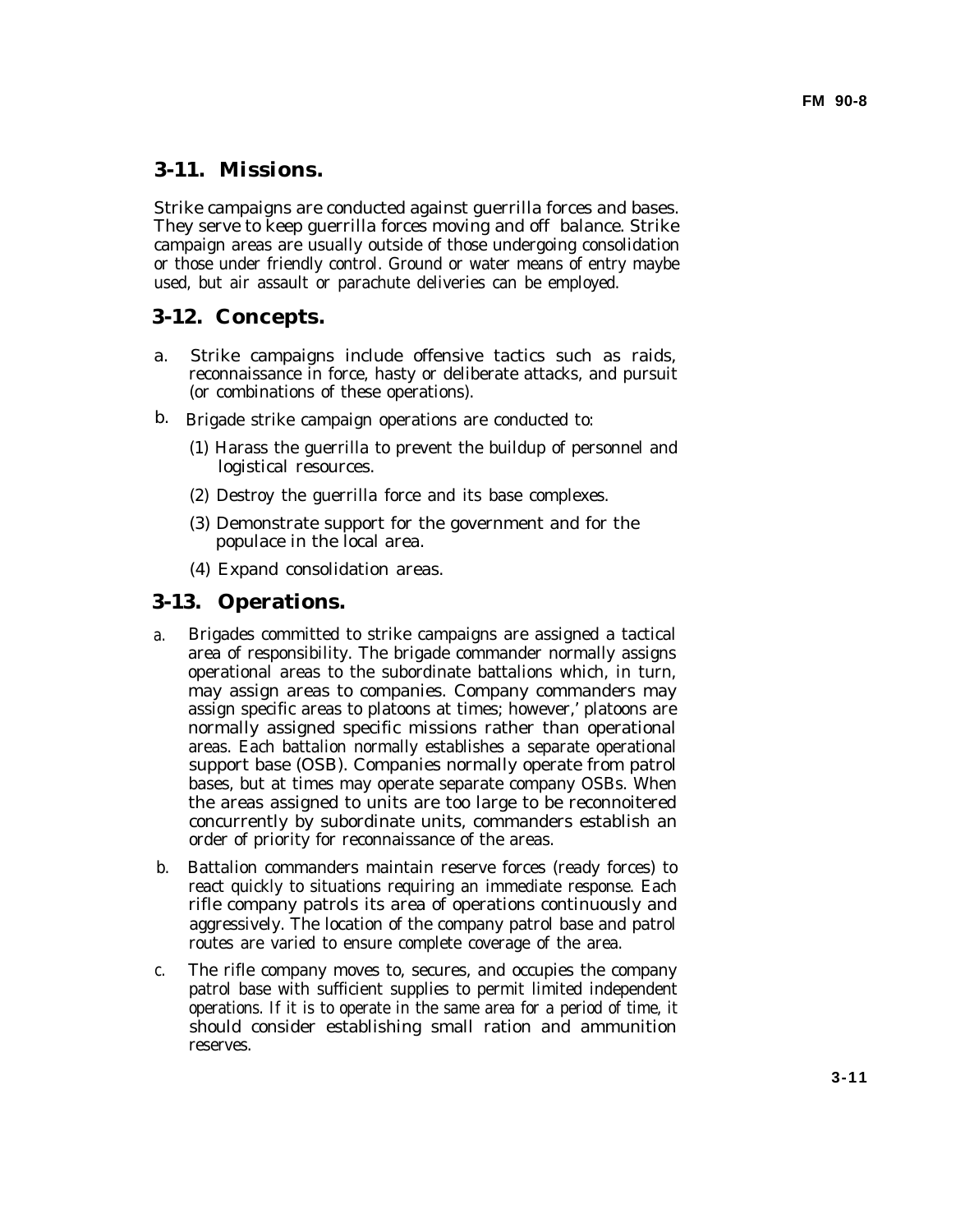## 3-11. Missions.

Strike campaigns are conducted against guerrilla forces and bases. They serve to keep guerrilla forces moving and off balance. Strike campaign areas are usually outside of those undergoing consolidation or those under friendly control. Ground or water means of entry maybe used, but air assault or parachute deliveries can be employed.

## 3-12. Concepts.

a. Strike campaigns include offensive tactics such as raids, reconnaissance in force, hasty or deliberate attacks, and pursuit (or combinations of these operations).

b. Brigade strike campaign operations are conducted to:

(1) Harass the guerrilla to prevent the buildup of personnel and logistical resources.

(2) Destroy the guerrilla force and its base complexes.

(3) Demonstrate support for the government and for the populace in the local area.

(4) Expand consolidation areas.

## 3-13. Operations.

a. Brigades committed to strike campaigns are assigned a tactical area of responsibility. The brigade commander normally assigns operational areas to the subordinate battalions which, in turn, may assign areas to companies. Company commanders may assign specific areas to platoons at times; however,' platoons are normally assigned specific missions rather than operational areas. Each battalion normally establishes a separate operational support base (OSB). Companies normally operate from patrol bases, but at times may operate separate company OSBs. When the areas assigned to units are too large to be reconnoitered concurrently by subordinate units, commanders establish an order of priority for reconnaissance of the areas.

b. Battalion commanders maintain reserve forces (ready forces) to react quickly to situations requiring an immediate response. Each rifle company patrols its area of operations continuously and aggressively. The location of the company patrol base and patrol routes are varied to ensure complete coverage of the area.

c. The rifle company moves to, secures, and occupies the company patrol base with sufficient supplies to permit limited independent operations. If it is to operate in the same area for a period of time, it should consider establishing small ration and ammunition reserves.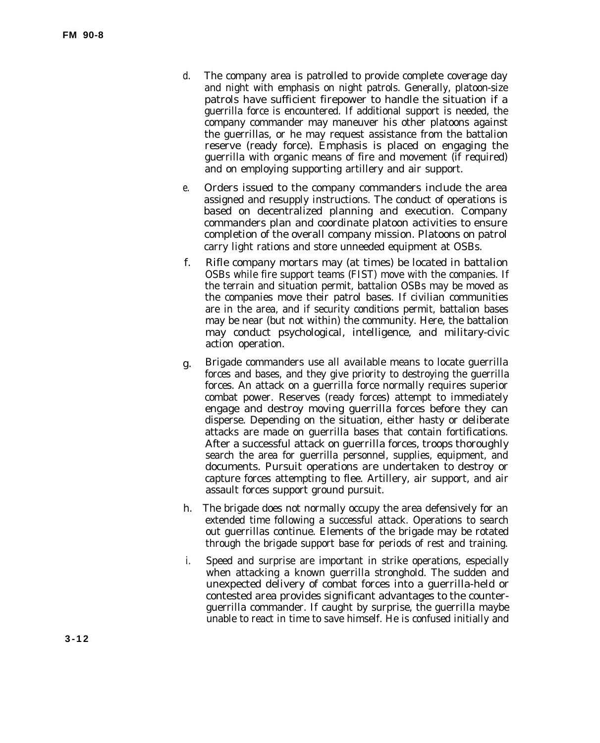d. The company area is patrolled to provide complete coverage day and night with emphasis on night patrols. Generally, platoon-size patrols have sufficient firepower to handle the situation if a guerrilla force is encountered. If additional support is needed, the company commander may maneuver his other platoons against the guerrillas, or he may request assistance from the battalion reserve (ready force). Emphasis is placed on engaging the guerrilla with organic means of fire and movement (if required) and on employing supporting artillery and air support.

e. Orders issued to the company commanders include the area assigned and resupply instructions. The conduct of operations is based on decentralized planning and execution. Company commanders plan and coordinate platoon activities to ensure completion of the overall company mission. Platoons on patrol carry light rations and store unneeded equipment at OSBs.

f. Rifle company mortars may (at times) be located in battalion OSBs while fire support teams (FIST) move with the companies. If the terrain and situation permit, battalion OSBs may be moved as the companies move their patrol bases. If civilian communities are in the area, and if security conditions permit, battalion bases may be near (but not within) the community. Here, the battalion may conduct psychological, intelligence, and military-civic action operation.

g. Brigade commanders use all available means to locate guerrilla forces and bases, and they give priority to destroying the guerrilla forces. An attack on a guerrilla force normally requires superior combat power. Reserves (ready forces) attempt to immediately engage and destroy moving guerrilla forces before they can disperse. Depending on the situation, either hasty or deliberate attacks are made on guerrilla bases that contain fortifications. After a successful attack on guerrilla forces, troops thoroughly search the area for guerrilla personnel, supplies, equipment, and documents. Pursuit operations are undertaken to destroy or capture forces attempting to flee. Artillery, air support, and air assault forces support ground pursuit.

h. The brigade does not normally occupy the area defensively for an extended time following a successful attack. Operations to search out guerrillas continue. Elements of the brigade may be rotated through the brigade support base for periods of rest and training.

i. Speed and surprise are important in strike operations, especially when attacking a known guerrilla stronghold. The sudden and unexpected delivery of combat forces into a guerrilla-held or contested area provides significant advantages to the counter-guerrilla commander. If caught by surprise, the guerrilla maybe unable to react in time to save himself. He is confused initially and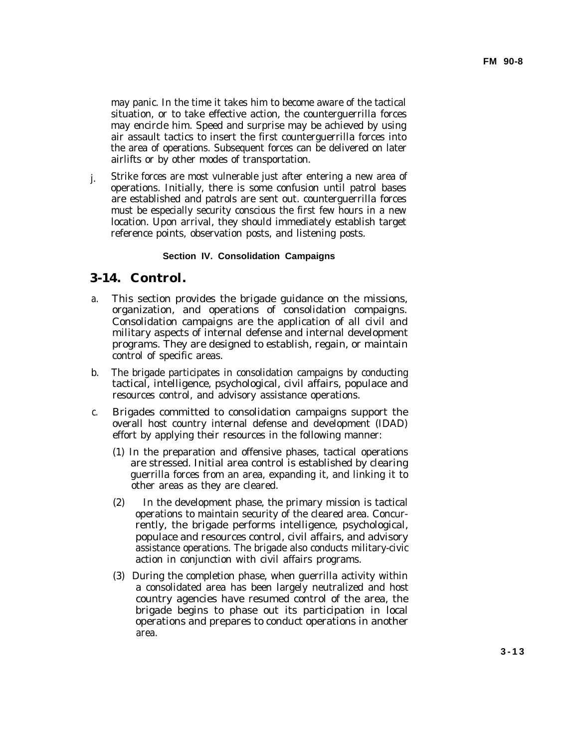may panic. In the time it takes him to become aware of the tactical situation, or to take effective action, the counterguerrilla forces may encircle him. Speed and surprise may be achieved by using air assault tactics to insert the first counterguerrilla forces into the area of operations. Subsequent forces can be delivered on later airlifts or by other modes of transportation.

j. Strike forces are most vulnerable just after entering a new area of operations. Initially, there is some confusion until patrol bases are established and patrols are sent out. counterguerrilla forces must be especially security conscious the first few hours in a new location. Upon arrival, they should immediately establish target reference points, observation posts, and listening posts.

**Section IV. Consolidation Campaigns**

## 3-14. Control.

a. This section provides the brigade guidance on the missions, organization, and operations of consolidation compaigns. Consolidation campaigns are the application of all civil and military aspects of internal defense and internal development programs. They are designed to establish, regain, or maintain control of specific areas.

b. The brigade participates in consolidation campaigns by conducting tactical, intelligence, psychological, civil affairs, populace and resources control, and advisory assistance operations.

c. Brigades committed to consolidation campaigns support the overall host country internal defense and development (IDAD) effort by applying their resources in the following manner:

(1) In the preparation and offensive phases, tactical operations are stressed. Initial area control is established by clearing guerrilla forces from an area, expanding it, and linking it to other areas as they are cleared.

(2) In the development phase, the primary mission is tactical operations to maintain security of the cleared area. Concurrently, the brigade performs intelligence, psychological, populace and resources control, civil affairs, and advisory assistance operations. The brigade also conducts military-civic action in conjunction with civil affairs programs.

(3) During the completion phase, when guerrilla activity within a consolidated area has been largely neutralized and host country agencies have resumed control of the area, the brigade begins to phase out its participation in local operations and prepares to conduct operations in another area.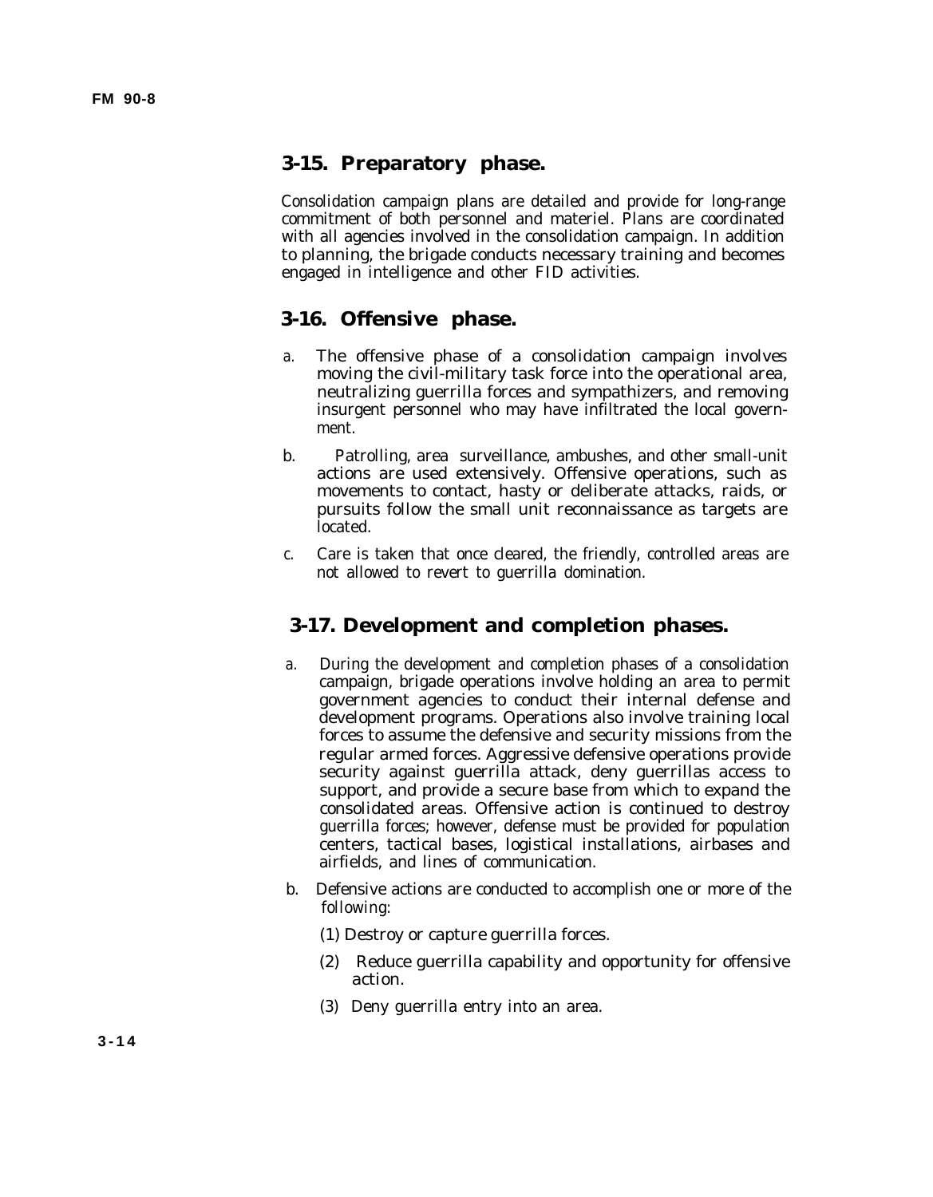## 3-15. Preparatory phase.

Consolidation campaign plans are detailed and provide for long-range commitment of both personnel and materiel. Plans are coordinated with all agencies involved in the consolidation campaign. In addition to planning, the brigade conducts necessary training and becomes engaged in intelligence and other FID activities.

## 3-16. Offensive phase.

a. The offensive phase of a consolidation campaign involves moving the civil-military task force into the operational area, neutralizing guerrilla forces and sympathizers, and removing insurgent personnel who may have infiltrated the local government.

b. Patrolling, area surveillance, ambushes, and other small-unit actions are used extensively. Offensive operations, such as movements to contact, hasty or deliberate attacks, raids, or pursuits follow the small unit reconnaissance as targets are located.

c. Care is taken that once cleared, the friendly, controlled areas are not allowed to revert to guerrilla domination.

## 3-17. Development and completion phases.

a. During the development and completion phases of a consolidation campaign, brigade operations involve holding an area to permit government agencies to conduct their internal defense and development programs. Operations also involve training local forces to assume the defensive and security missions from the regular armed forces. Aggressive defensive operations provide security against guerrilla attack, deny guerrillas access to support, and provide a secure base from which to expand the consolidated areas. Offensive action is continued to destroy guerrilla forces; however, defense must be provided for population centers, tactical bases, logistical installations, airbases and airfields, and lines of communication.

b. Defensive actions are conducted to accomplish one or more of the following:

(1) Destroy or capture guerrilla forces.

(2) Reduce guerrilla capability and opportunity for offensive action.

(3) Deny guerrilla entry into an area.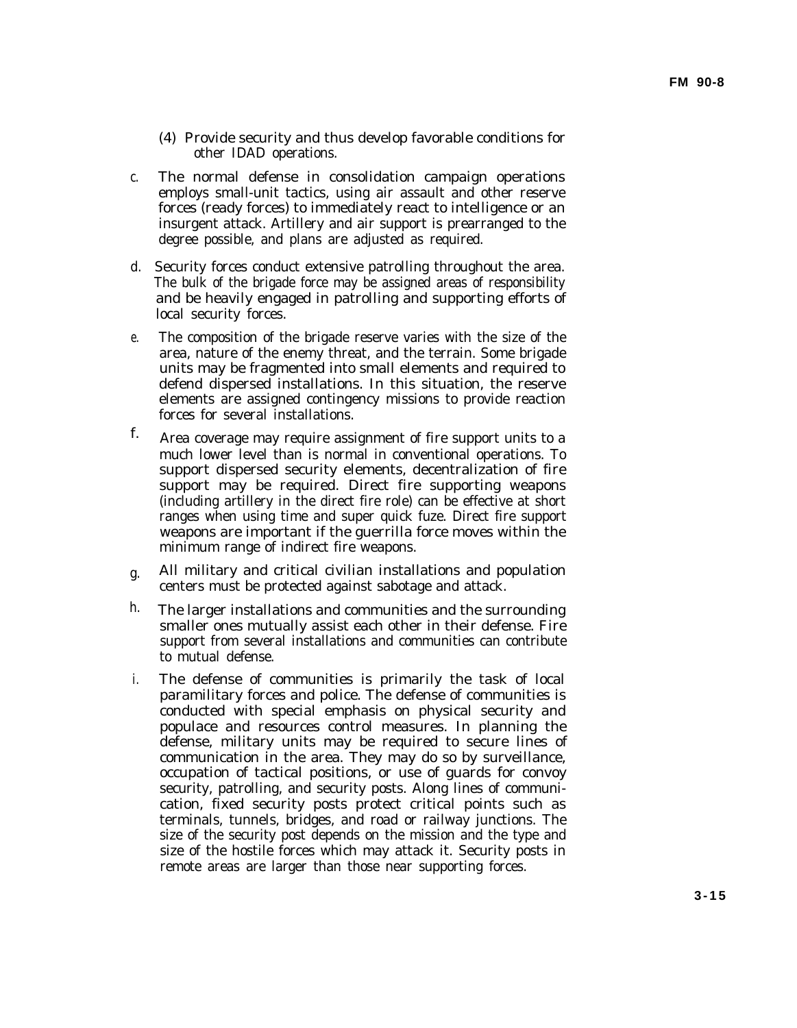(4) Provide security and thus develop favorable conditions for other IDAD operations.

c. The normal defense in consolidation campaign operations employs small-unit tactics, using air assault and other reserve forces (ready forces) to immediately react to intelligence or an insurgent attack. Artillery and air support is prearranged to the degree possible, and plans are adjusted as required.

d. Security forces conduct extensive patrolling throughout the area. The bulk of the brigade force may be assigned areas of responsibility and be heavily engaged in patrolling and supporting efforts of local security forces.

e. The composition of the brigade reserve varies with the size of the area, nature of the enemy threat, and the terrain. Some brigade units may be fragmented into small elements and required to defend dispersed installations. In this situation, the reserve elements are assigned contingency missions to provide reaction forces for several installations.

f. Area coverage may require assignment of fire support units to a much lower level than is normal in conventional operations. To support dispersed security elements, decentralization of fire support may be required. Direct fire supporting weapons (including artillery in the direct fire role) can be effective at short ranges when using time and super quick fuze. Direct fire support weapons are important if the guerrilla force moves within the minimum range of indirect fire weapons.

g. All military and critical civilian installations and population centers must be protected against sabotage and attack.

h. The larger installations and communities and the surrounding smaller ones mutually assist each other in their defense. Fire support from several installations and communities can contribute to mutual defense.

i. The defense of communities is primarily the task of local paramilitary forces and police. The defense of communities is conducted with special emphasis on physical security and populace and resources control measures. In planning the defense, military units may be required to secure lines of communication in the area. They may do so by surveillance, occupation of tactical positions, or use of guards for convoy security, patrolling, and security posts. Along lines of communication, fixed security posts protect critical points such as terminals, tunnels, bridges, and road or railway junctions. The size of the security post depends on the mission and the type and size of the hostile forces which may attack it. Security posts in remote areas are larger than those near supporting forces.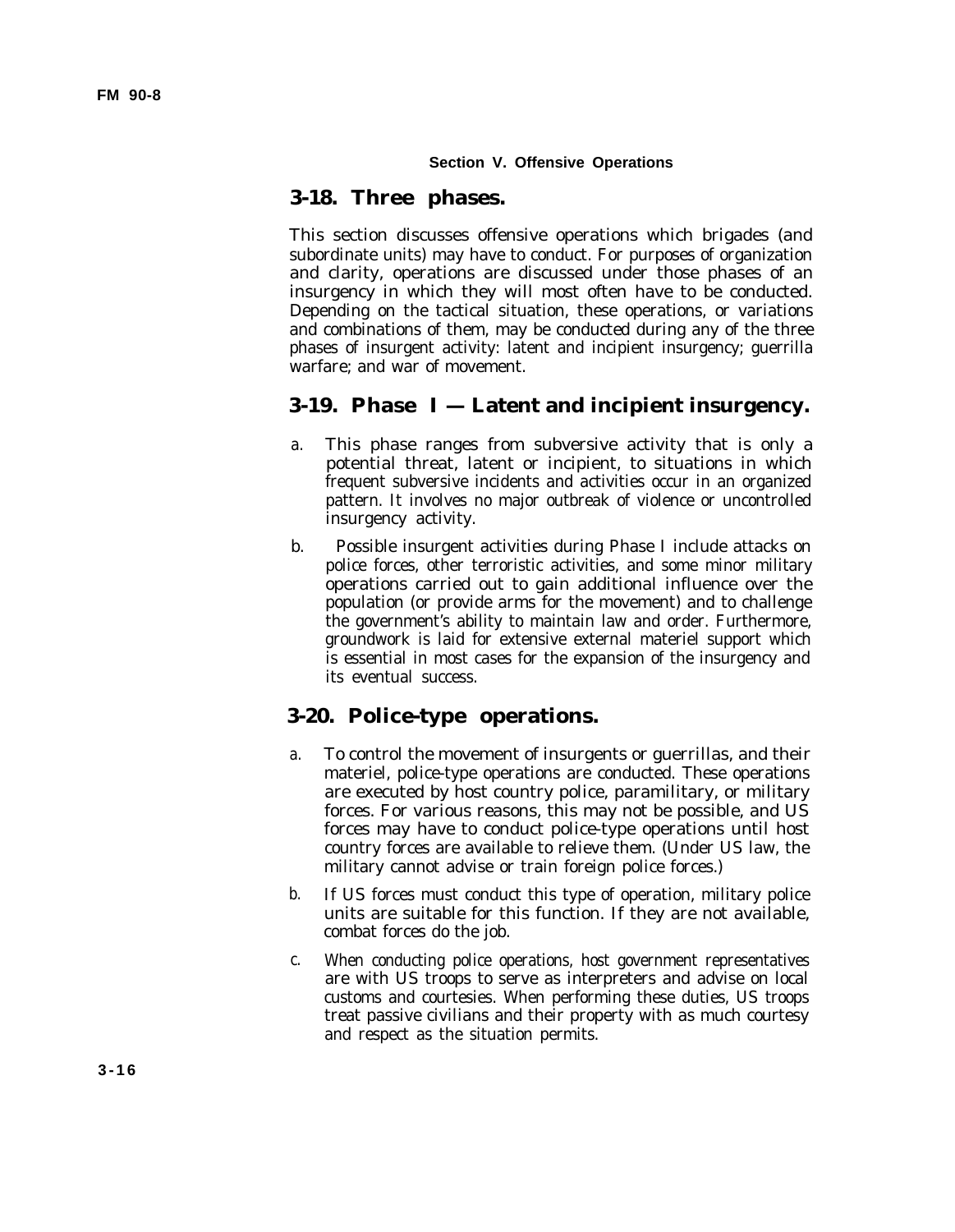## Section V. Offensive Operations

### 3-18. Three phases.

This section discusses offensive operations which brigades (and subordinate units) may have to conduct. For purposes of organization and clarity, operations are discussed under those phases of an insurgency in which they will most often have to be conducted. Depending on the tactical situation, these operations, or variations and combinations of them, may be conducted during any of the three phases of insurgent activity: latent and incipient insurgency; guerrilla warfare; and war of movement.

### 3-19. Phase I — Latent and incipient insurgency.

a. This phase ranges from subversive activity that is only a potential threat, latent or incipient, to situations in which frequent subversive incidents and activities occur in an organized pattern. It involves no major outbreak of violence or uncontrolled insurgency activity.

b. Possible insurgent activities during Phase I include attacks on police forces, other terroristic activities, and some minor military operations carried out to gain additional influence over the population (or provide arms for the movement) and to challenge the government's ability to maintain law and order. Furthermore, groundwork is laid for extensive external materiel support which is essential in most cases for the expansion of the insurgency and its eventual success.

### 3-20. Police-type operations.

a. To control the movement of insurgents or guerrillas, and their materiel, police-type operations are conducted. These operations are executed by host country police, paramilitary, or military forces. For various reasons, this may not be possible, and US forces may have to conduct police-type operations until host country forces are available to relieve them. (Under US law, the military cannot advise or train foreign police forces.)

b. If US forces must conduct this type of operation, military police units are suitable for this function. If they are not available, combat forces do the job.

c. When conducting police operations, host government representatives are with US troops to serve as interpreters and advise on local customs and courtesies. When performing these duties, US troops treat passive civilians and their property with as much courtesy and respect as the situation permits.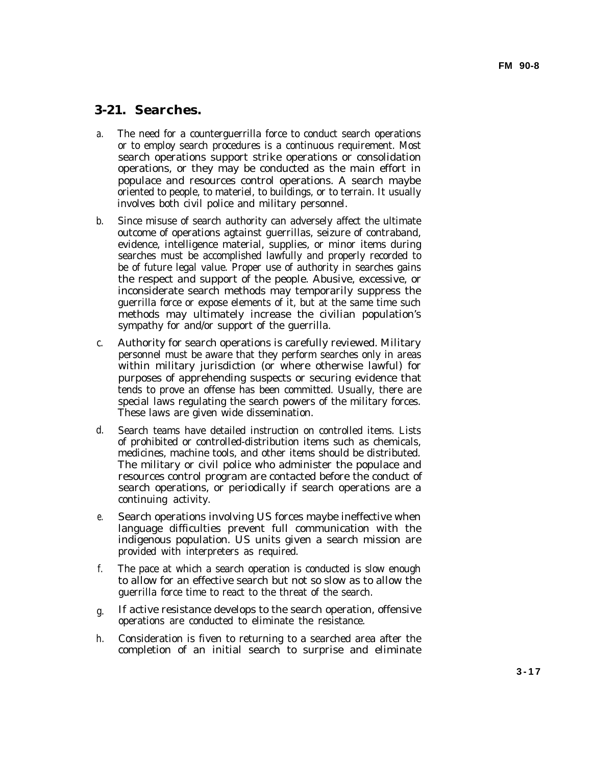## 3-21. Searches.

a. The need for a counterguerrilla force to conduct search operations or to employ search procedures is a continuous requirement. Most search operations support strike operations or consolidation operations, or they may be conducted as the main effort in populace and resources control operations. A search maybe oriented to people, to materiel, to buildings, or to terrain. It usually involves both civil police and military personnel.

b. Since misuse of search authority can adversely affect the ultimate outcome of operations agtainst guerrillas, seizure of contraband, evidence, intelligence material, supplies, or minor items during searches must be accomplished lawfully and properly recorded to be of future legal value. Proper use of authority in searches gains the respect and support of the people. Abusive, excessive, or inconsiderate search methods may temporarily suppress the guerrilla force or expose elements of it, but at the same time such methods may ultimately increase the civilian population's sympathy for and/or support of the guerrilla.

c. Authority for search operations is carefully reviewed. Military personnel must be aware that they perform searches only in areas within military jurisdiction (or where otherwise lawful) for purposes of apprehending suspects or securing evidence that tends to prove an offense has been committed. Usually, there are special laws regulating the search powers of the military forces. These laws are given wide dissemination.

d. Search teams have detailed instruction on controlled items. Lists of prohibited or controlled-distribution items such as chemicals, medicines, machine tools, and other items should be distributed. The military or civil police who administer the populace and resources control program are contacted before the conduct of search operations, or periodically if search operations are a continuing activity.

e. Search operations involving US forces maybe ineffective when language difficulties prevent full communication with the indigenous population. US units given a search mission are provided with interpreters as required.

f. The pace at which a search operation is conducted is slow enough to allow for an effective search but not so slow as to allow the guerrilla force time to react to the threat of the search.

g. If active resistance develops to the search operation, offensive operations are conducted to eliminate the resistance.

h. Consideration is fiven to returning to a searched area after the completion of an initial search to surprise and eliminate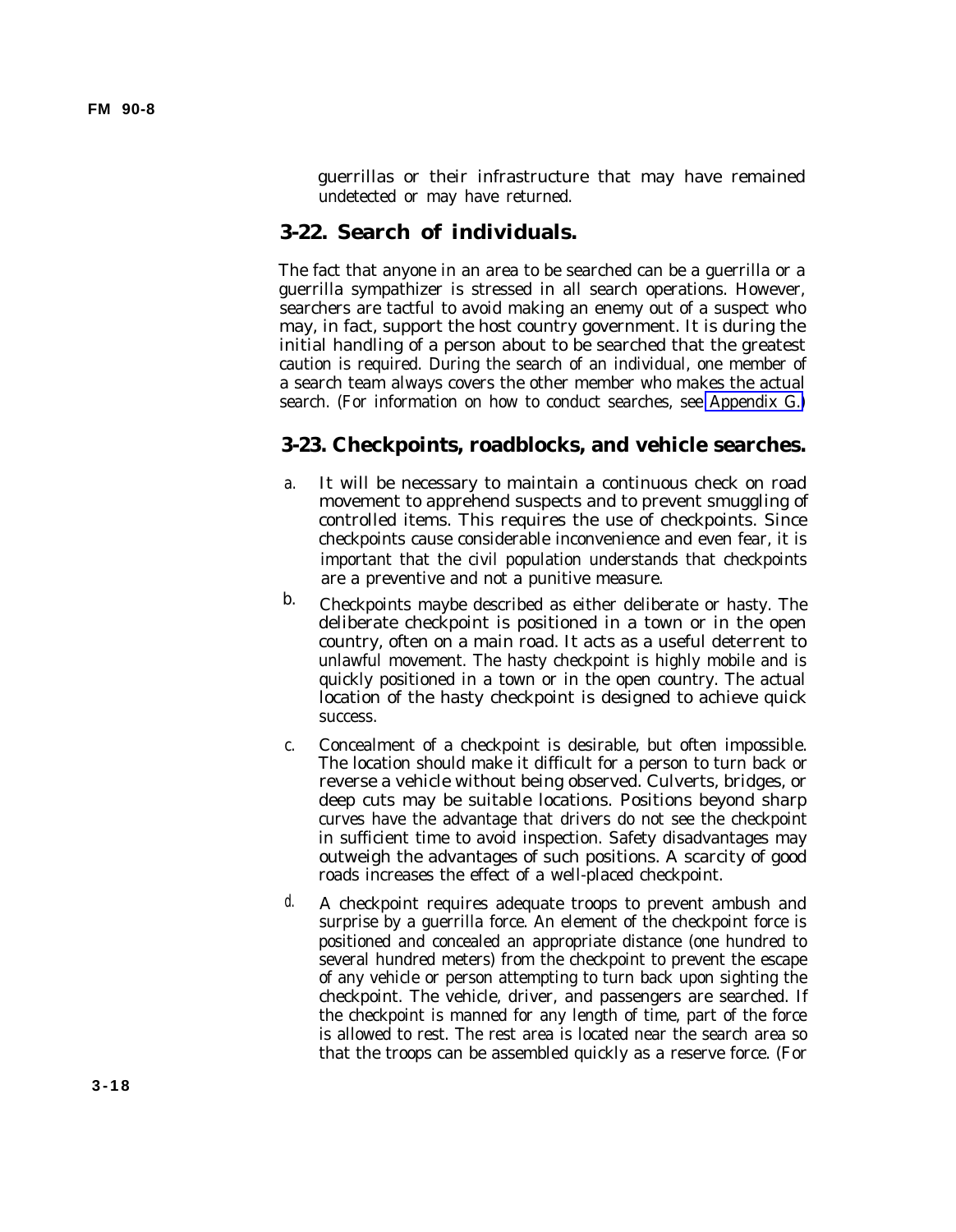guerrillas or their infrastructure that may have remained undetected or may have returned.

## 3-22. Search of individuals.

The fact that anyone in an area to be searched can be a guerrilla or a guerrilla sympathizer is stressed in all search operations. However, searchers are tactful to avoid making an enemy out of a suspect who may, in fact, support the host country government. It is during the initial handling of a person about to be searched that the greatest caution is required. During the search of an individual, one member of a search team always covers the other member who makes the actual search. (For information on how to conduct searches, see Appendix G.)

## 3-23. Checkpoints, roadblocks, and vehicle searches.

a. It will be necessary to maintain a continuous check on road movement to apprehend suspects and to prevent smuggling of controlled items. This requires the use of checkpoints. Since checkpoints cause considerable inconvenience and even fear, it is important that the civil population understands that checkpoints are a preventive and not a punitive measure.

b. Checkpoints maybe described as either deliberate or hasty. The deliberate checkpoint is positioned in a town or in the open country, often on a main road. It acts as a useful deterrent to unlawful movement. The hasty checkpoint is highly mobile and is quickly positioned in a town or in the open country. The actual location of the hasty checkpoint is designed to achieve quick success.

c. Concealment of a checkpoint is desirable, but often impossible. The location should make it difficult for a person to turn back or reverse a vehicle without being observed. Culverts, bridges, or deep cuts may be suitable locations. Positions beyond sharp curves have the advantage that drivers do not see the checkpoint in sufficient time to avoid inspection. Safety disadvantages may outweigh the advantages of such positions. A scarcity of good roads increases the effect of a well-placed checkpoint.

d. A checkpoint requires adequate troops to prevent ambush and surprise by a guerrilla force. An element of the checkpoint force is positioned and concealed an appropriate distance (one hundred to several hundred meters) from the checkpoint to prevent the escape of any vehicle or person attempting to turn back upon sighting the checkpoint. The vehicle, driver, and passengers are searched. If the checkpoint is manned for any length of time, part of the force is allowed to rest. The rest area is located near the search area so that the troops can be assembled quickly as a reserve force. (For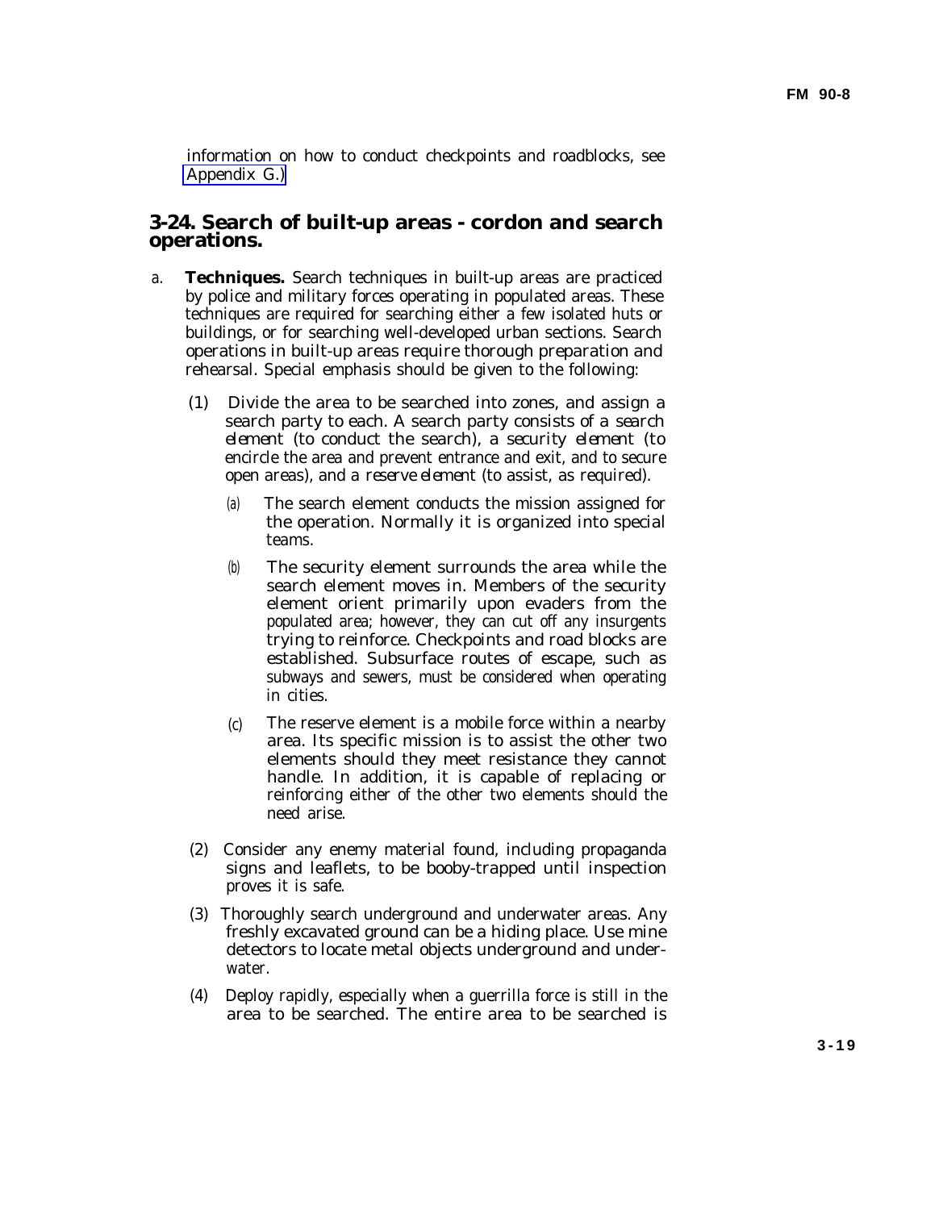information on how to conduct checkpoints and roadblocks, see Appendix G.)

## 3-24. Search of built-up areas - cordon and search operations.

a. **Techniques.** Search techniques in built-up areas are practiced by police and military forces operating in populated areas. These techniques are required for searching either a few isolated huts or buildings, or for searching well-developed urban sections. Search operations in built-up areas require thorough preparation and rehearsal. Special emphasis should be given to the following:

(1) Divide the area to be searched into zones, and assign a search party to each. A search party consists of a *search element* (to conduct the search), a *security element* (to encircle the area and prevent entrance and exit, and to secure open areas), and a *reserve element* (to assist, as required).

(a) The search element conducts the mission assigned for the operation. Normally it is organized into special teams.

(b) The security element surrounds the area while the search element moves in. Members of the security element orient primarily upon evaders from the populated area; however, they can cut off any insurgents trying to reinforce. Checkpoints and road blocks are established. Subsurface routes of escape, such as subways and sewers, must be considered when operating in cities.

(c) The reserve element is a mobile force within a nearby area. Its specific mission is to assist the other two elements should they meet resistance they cannot handle. In addition, it is capable of replacing or reinforcing either of the other two elements should the need arise.

(2) Consider any enemy material found, including propaganda signs and leaflets, to be booby-trapped until inspection proves it is safe.

(3) Thoroughly search underground and underwater areas. Any freshly excavated ground can be a hiding place. Use mine detectors to locate metal objects underground and underwater.

(4) Deploy rapidly, especially when a guerrilla force is still in the area to be searched. The entire area to be searched is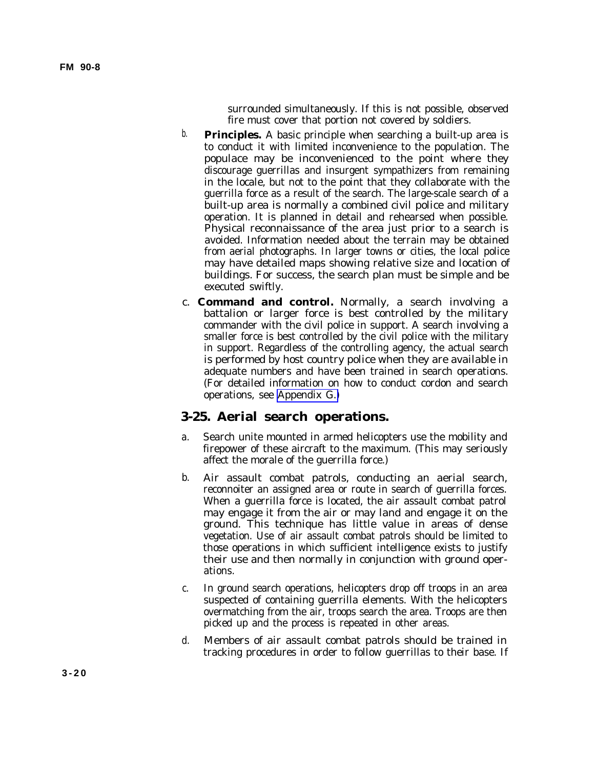surrounded simultaneously. If this is not possible, observed fire must cover that portion not covered by soldiers.

b. **Principles.** A basic principle when searching a built-up area is to conduct it with limited inconvenience to the population. The populace may be inconvenienced to the point where they discourage guerrillas and insurgent sympathizers from remaining in the locale, but not to the point that they collaborate with the guerrilla force as a result of the search. The large-scale search of a built-up area is normally a combined civil police and military operation. It is planned in detail and rehearsed when possible. Physical reconnaissance of the area just prior to a search is avoided. Information needed about the terrain may be obtained from aerial photographs. In larger towns or cities, the local police may have detailed maps showing relative size and location of buildings. For success, the search plan must be simple and be executed swiftly.

c. **Command and control.** Normally, a search involving a battalion or larger force is best controlled by the military commander with the civil police in support. A search involving a smaller force is best controlled by the civil police with the military in support. Regardless of the controlling agency, the actual search is performed by host country police when they are available in adequate numbers and have been trained in search operations. (For detailed information on how to conduct cordon and search operations, see Appendix G.)

## 3-25. Aerial search operations.

a. Search unite mounted in armed helicopters use the mobility and firepower of these aircraft to the maximum. (This may seriously affect the morale of the guerrilla force.)

b. Air assault combat patrols, conducting an aerial search, reconnoiter an assigned area or route in search of guerrilla forces. When a guerrilla force is located, the air assault combat patrol may engage it from the air or may land and engage it on the ground. This technique has little value in areas of dense vegetation. Use of air assault combat patrols should be limited to those operations in which sufficient intelligence exists to justify their use and then normally in conjunction with ground operations.

c. In ground search operations, helicopters drop off troops in an area suspected of containing guerrilla elements. With the helicopters overmatching from the air, troops search the area. Troops are then picked up and the process is repeated in other areas.

d. Members of air assault combat patrols should be trained in tracking procedures in order to follow guerrillas to their base. If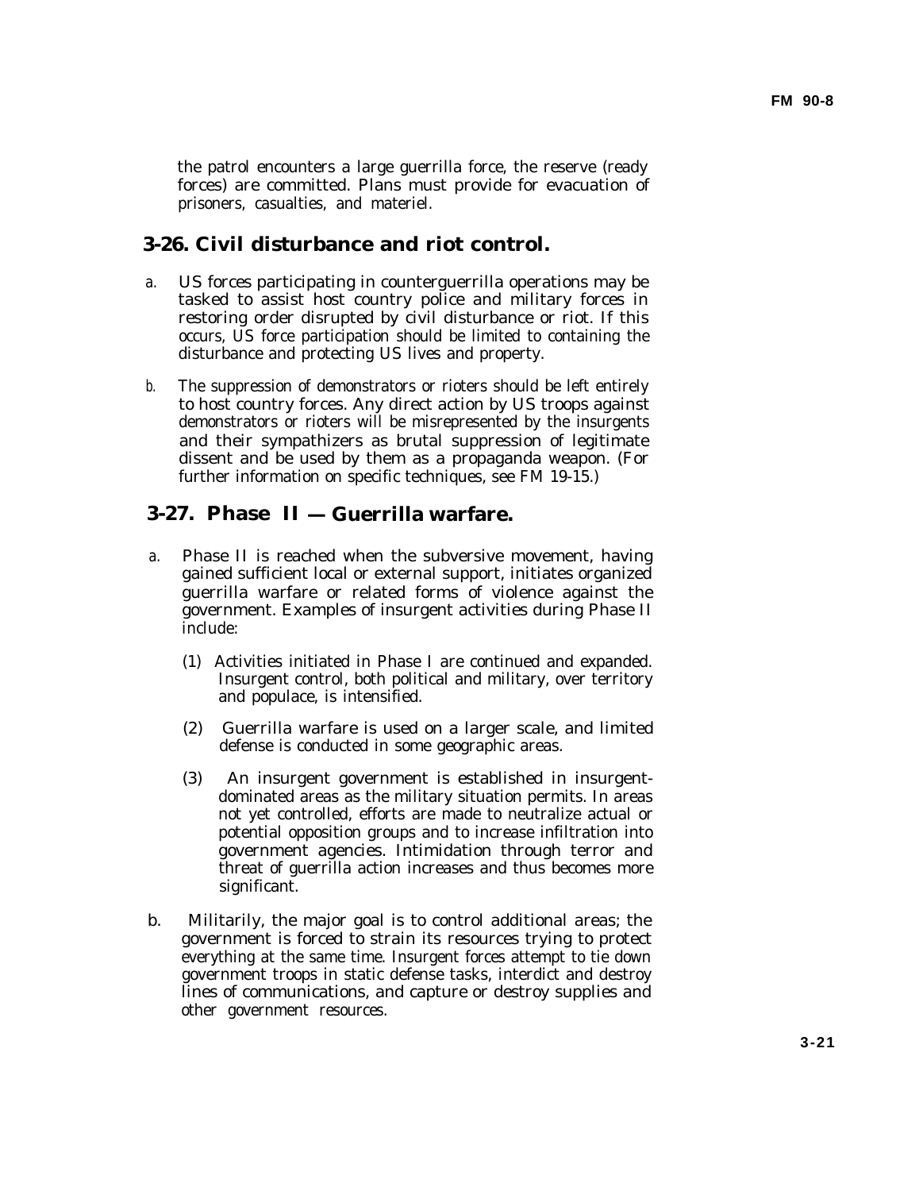the patrol encounters a large guerrilla force, the reserve (ready forces) are committed. Plans must provide for evacuation of prisoners, casualties, and materiel.

## 3-26. Civil disturbance and riot control.

a. US forces participating in counterguerrilla operations may be tasked to assist host country police and military forces in restoring order disrupted by civil disturbance or riot. If this occurs, US force participation should be limited to containing the disturbance and protecting US lives and property.

b. The suppression of demonstrators or rioters should be left entirely to host country forces. Any direct action by US troops against demonstrators or rioters will be misrepresented by the insurgents and their sympathizers as brutal suppression of legitimate dissent and be used by them as a propaganda weapon. (For further information on specific techniques, see FM 19-15.)

## 3-27. Phase II — Guerrilla warfare.

a. Phase II is reached when the subversive movement, having gained sufficient local or external support, initiates organized guerrilla warfare or related forms of violence against the government. Examples of insurgent activities during Phase II include:

(1) Activities initiated in Phase I are continued and expanded. Insurgent control, both political and military, over territory and populace, is intensified.

(2) Guerrilla warfare is used on a larger scale, and limited defense is conducted in some geographic areas.

(3) An insurgent government is established in insurgent-dominated areas as the military situation permits. In areas not yet controlled, efforts are made to neutralize actual or potential opposition groups and to increase infiltration into government agencies. Intimidation through terror and threat of guerrilla action increases and thus becomes more significant.

b. Militarily, the major goal is to control additional areas; the government is forced to strain its resources trying to protect everything at the same time. Insurgent forces attempt to tie down government troops in static defense tasks, interdict and destroy lines of communications, and capture or destroy supplies and other government resources.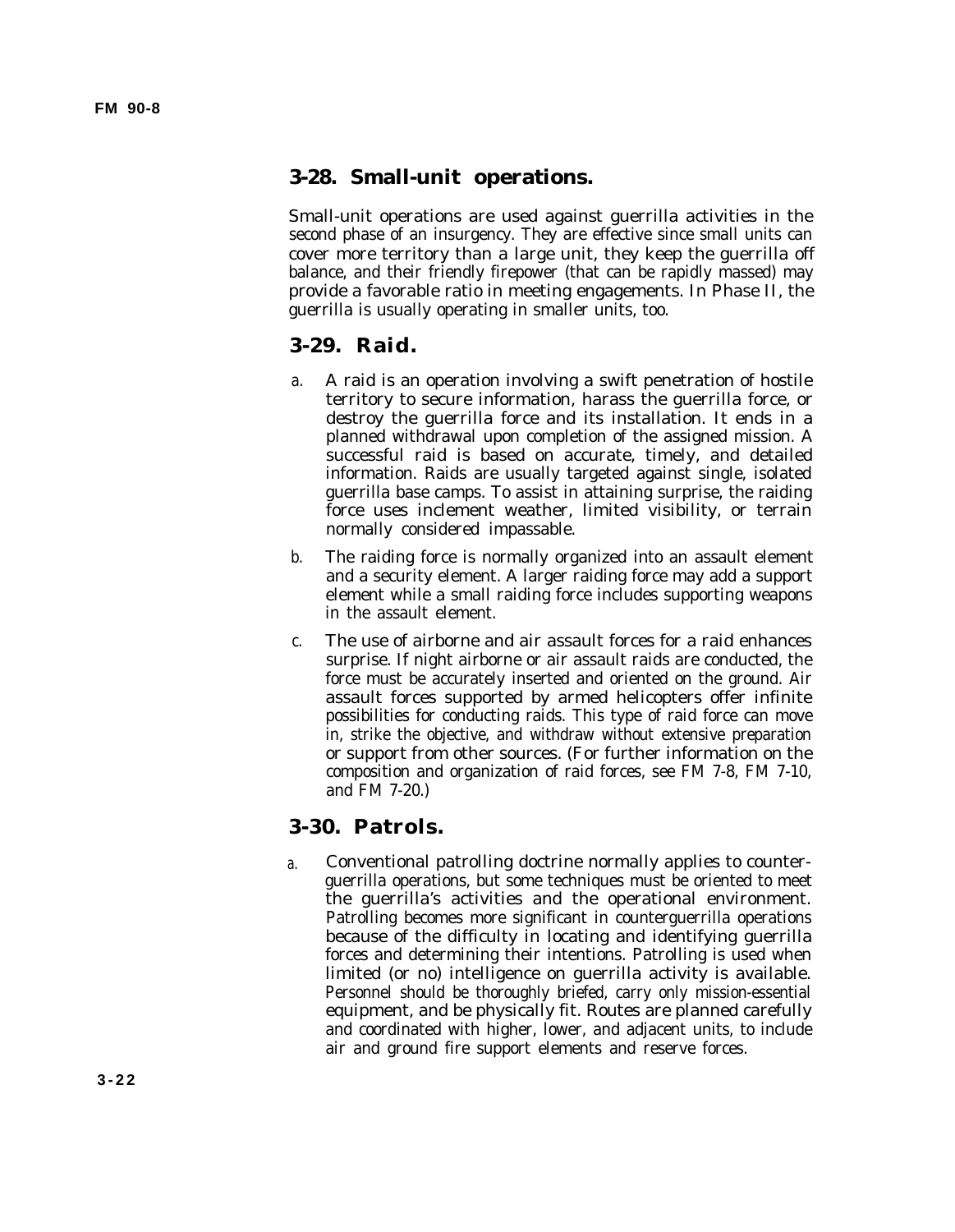## 3-28. Small-unit operations.

Small-unit operations are used against guerrilla activities in the second phase of an insurgency. They are effective since small units can cover more territory than a large unit, they keep the guerrilla off balance, and their friendly firepower (that can be rapidly massed) may provide a favorable ratio in meeting engagements. In Phase II, the guerrilla is usually operating in smaller units, too.

## 3-29. Raid.

a. A raid is an operation involving a swift penetration of hostile territory to secure information, harass the guerrilla force, or destroy the guerrilla force and its installation. It ends in a planned withdrawal upon completion of the assigned mission. A successful raid is based on accurate, timely, and detailed information. Raids are usually targeted against single, isolated guerrilla base camps. To assist in attaining surprise, the raiding force uses inclement weather, limited visibility, or terrain normally considered impassable.

b. The raiding force is normally organized into an assault element and a security element. A larger raiding force may add a support element while a small raiding force includes supporting weapons in the assault element.

c. The use of airborne and air assault forces for a raid enhances surprise. If night airborne or air assault raids are conducted, the force must be accurately inserted and oriented on the ground. Air assault forces supported by armed helicopters offer infinite possibilities for conducting raids. This type of raid force can move in, strike the objective, and withdraw without extensive preparation or support from other sources. (For further information on the composition and organization of raid forces, see FM 7-8, FM 7-10, and FM 7-20.)

## 3-30. Patrols.

a. Conventional patrolling doctrine normally applies to counterguerrilla operations, but some techniques must be oriented to meet the guerrilla's activities and the operational environment. Patrolling becomes more significant in counterguerrilla operations because of the difficulty in locating and identifying guerrilla forces and determining their intentions. Patrolling is used when limited (or no) intelligence on guerrilla activity is available. Personnel should be thoroughly briefed, carry only mission-essential equipment, and be physically fit. Routes are planned carefully and coordinated with higher, lower, and adjacent units, to include air and ground fire support elements and reserve forces.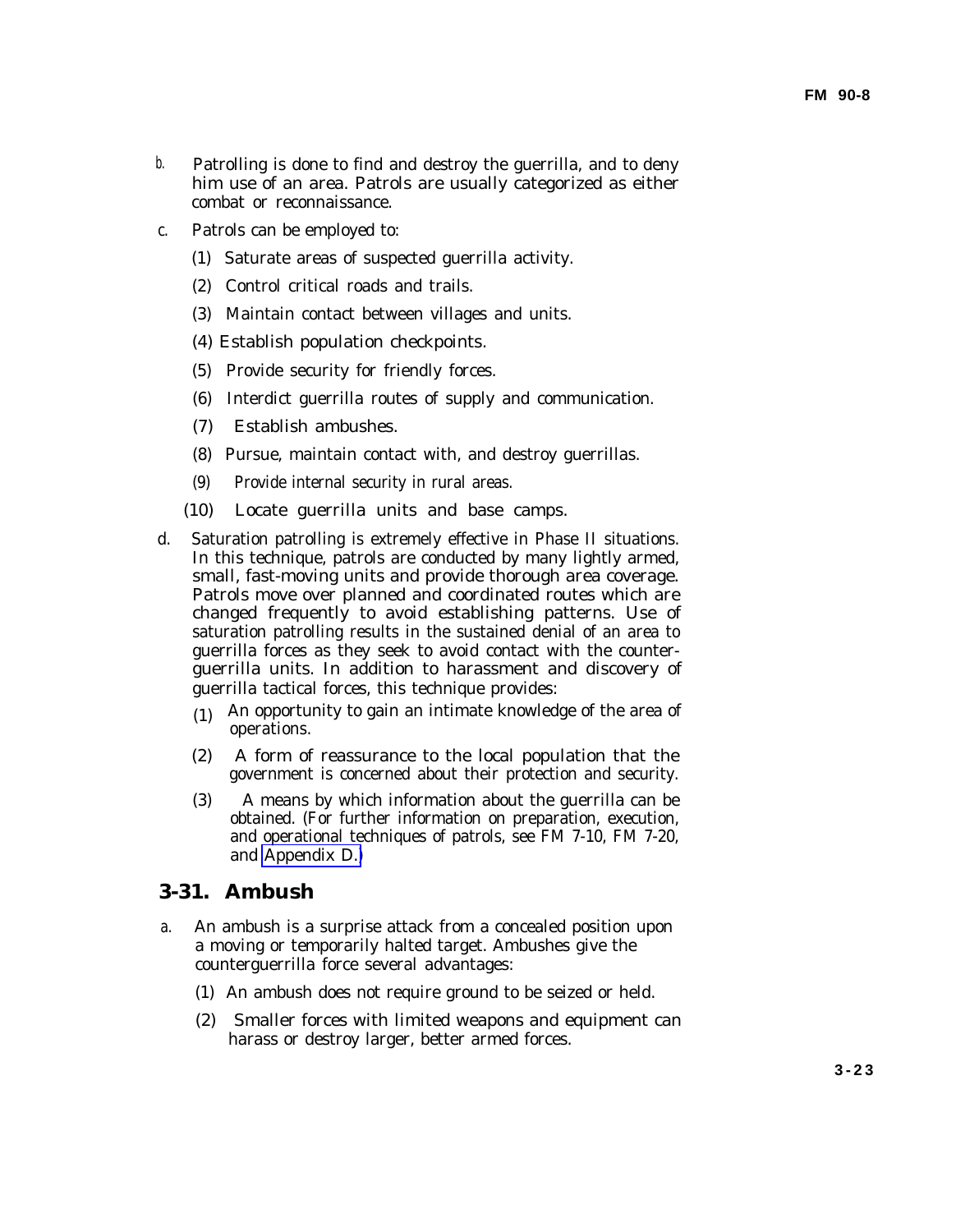b. Patrolling is done to find and destroy the guerrilla, and to deny him use of an area. Patrols are usually categorized as either combat or reconnaissance.

c. Patrols can be employed to:

(1) Saturate areas of suspected guerrilla activity.

(2) Control critical roads and trails.

(3) Maintain contact between villages and units.

(4) Establish population checkpoints.

(5) Provide security for friendly forces.

(6) Interdict guerrilla routes of supply and communication.

(7) Establish ambushes.

(8) Pursue, maintain contact with, and destroy guerrillas.

(9) Provide internal security in rural areas.

(10) Locate guerrilla units and base camps.

d. Saturation patrolling is extremely effective in Phase II situations. In this technique, patrols are conducted by many lightly armed, small, fast-moving units and provide thorough area coverage. Patrols move over planned and coordinated routes which are changed frequently to avoid establishing patterns. Use of saturation patrolling results in the sustained denial of an area to guerrilla forces as they seek to avoid contact with the counterguerrilla units. In addition to harassment and discovery of guerrilla tactical forces, this technique provides:

(1) An opportunity to gain an intimate knowledge of the area of operations.

(2) A form of reassurance to the local population that the government is concerned about their protection and security.

(3) A means by which information about the guerrilla can be obtained. (For further information on preparation, execution, and operational techniques of patrols, see FM 7-10, FM 7-20, and Appendix D.)

## 3-31. Ambush

a. An ambush is a surprise attack from a concealed position upon a moving or temporarily halted target. Ambushes give the counterguerrilla force several advantages:

(1) An ambush does not require ground to be seized or held.

(2) Smaller forces with limited weapons and equipment can harass or destroy larger, better armed forces.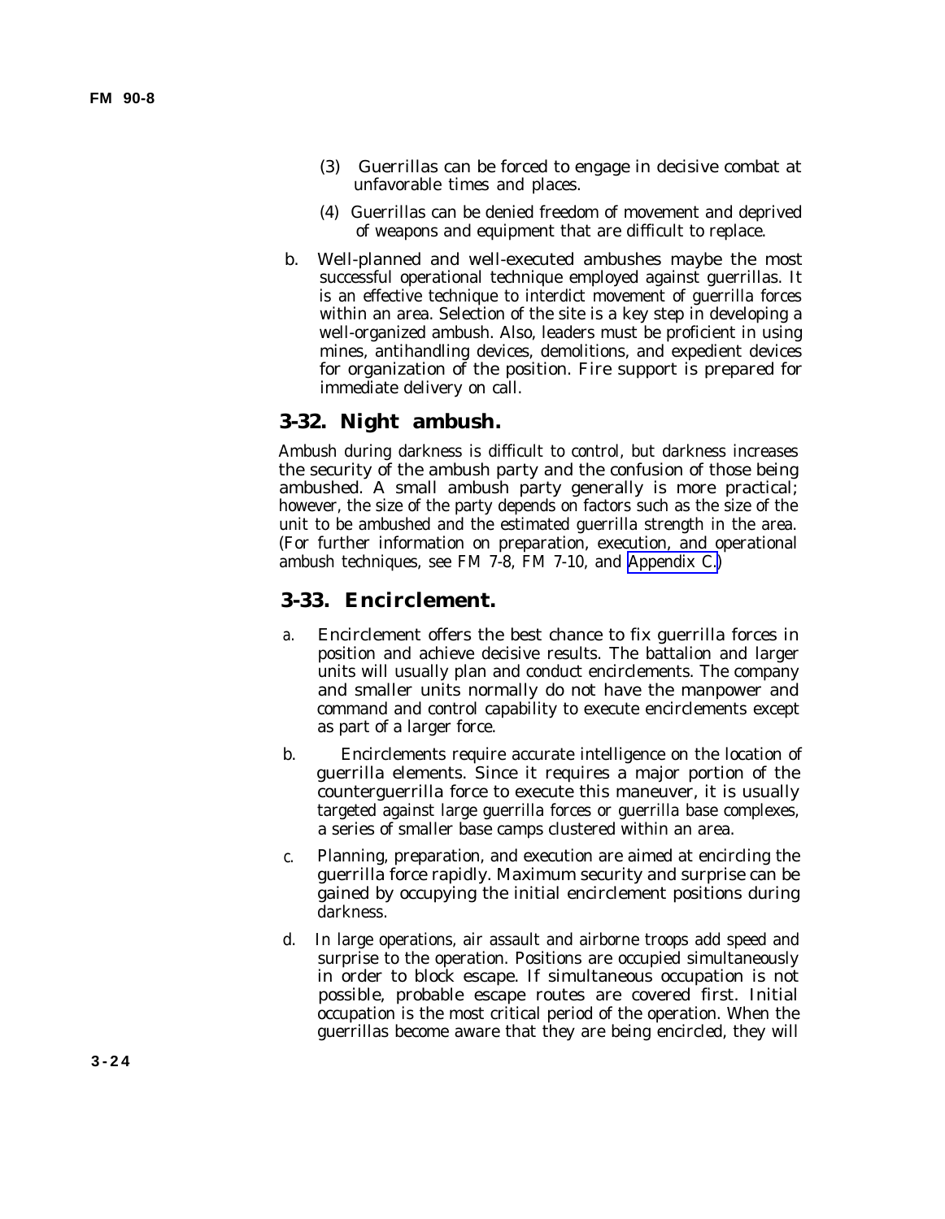(3) Guerrillas can be forced to engage in decisive combat at unfavorable times and places.

(4) Guerrillas can be denied freedom of movement and deprived of weapons and equipment that are difficult to replace.

b. Well-planned and well-executed ambushes maybe the most successful operational technique employed against guerrillas. It is an effective technique to interdict movement of guerrilla forces within an area. Selection of the site is a key step in developing a well-organized ambush. Also, leaders must be proficient in using mines, antihandling devices, demolitions, and expedient devices for organization of the position. Fire support is prepared for immediate delivery on call.

## 3-32. Night ambush.

Ambush during darkness is difficult to control, but darkness increases the security of the ambush party and the confusion of those being ambushed. A small ambush party generally is more practical; however, the size of the party depends on factors such as the size of the unit to be ambushed and the estimated guerrilla strength in the area. (For further information on preparation, execution, and operational ambush techniques, see FM 7-8, FM 7-10, and Appendix C.)

## 3-33. Encirclement.

a. Encirclement offers the best chance to fix guerrilla forces in position and achieve decisive results. The battalion and larger units will usually plan and conduct encirclements. The company and smaller units normally do not have the manpower and command and control capability to execute encirclements except as part of a larger force.

b. Encirclements require accurate intelligence on the location of guerrilla elements. Since it requires a major portion of the counterguerrilla force to execute this maneuver, it is usually targeted against large guerrilla forces or guerrilla base complexes, a series of smaller base camps clustered within an area.

c. Planning, preparation, and execution are aimed at encircling the guerrilla force rapidly. Maximum security and surprise can be gained by occupying the initial encirclement positions during darkness.

d. In large operations, air assault and airborne troops add speed and surprise to the operation. Positions are occupied simultaneously in order to block escape. If simultaneous occupation is not possible, probable escape routes are covered first. Initial occupation is the most critical period of the operation. When the guerrillas become aware that they are being encircled, they will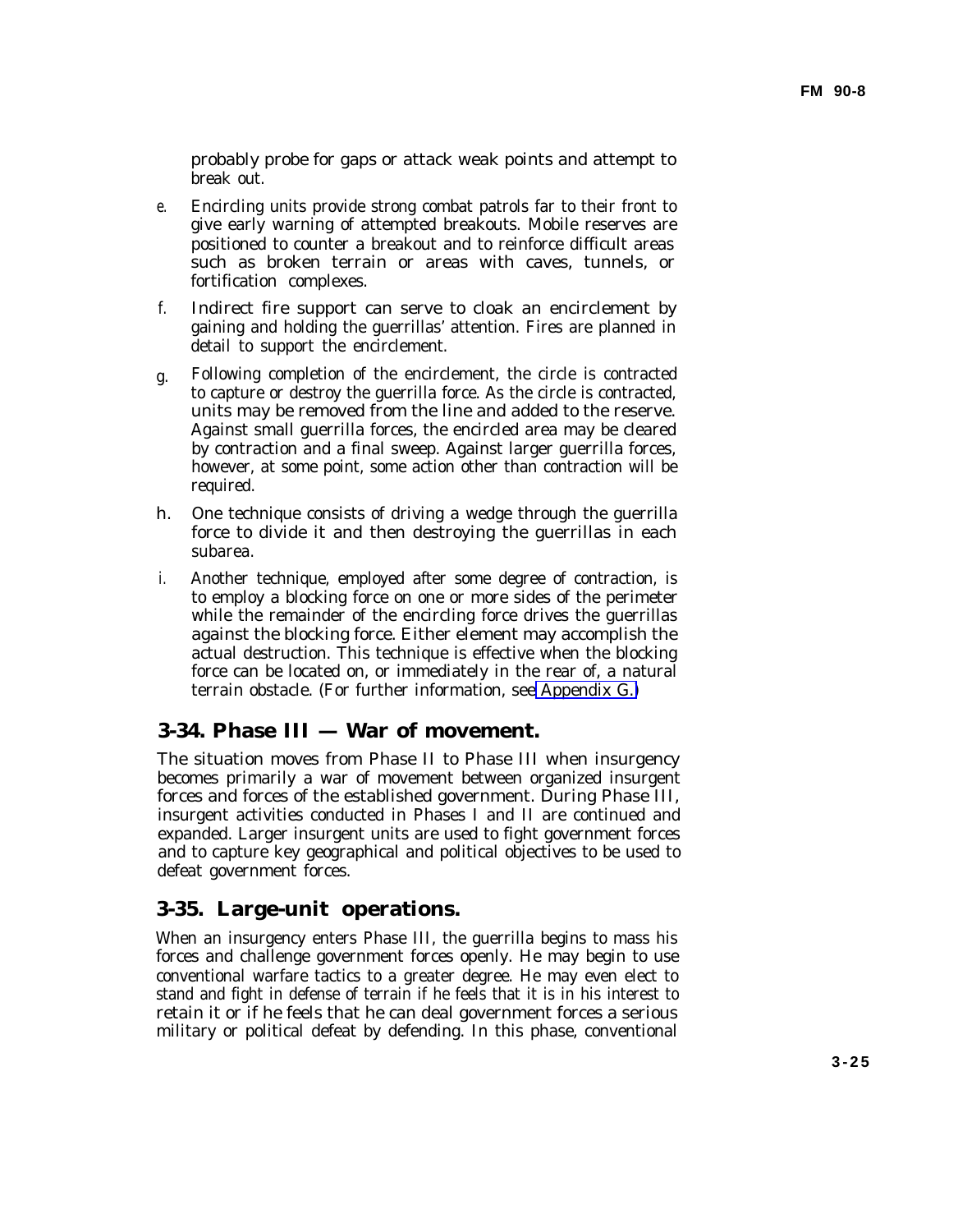probably probe for gaps or attack weak points and attempt to break out.

e. Encircling units provide strong combat patrols far to their front to give early warning of attempted breakouts. Mobile reserves are positioned to counter a breakout and to reinforce difficult areas such as broken terrain or areas with caves, tunnels, or fortification complexes.

f. Indirect fire support can serve to cloak an encirclement by gaining and holding the guerrillas' attention. Fires are planned in detail to support the encirclement.

g. Following completion of the encirclement, the circle is contracted to capture or destroy the guerrilla force. As the circle is contracted, units may be removed from the line and added to the reserve. Against small guerrilla forces, the encircled area may be cleared by contraction and a final sweep. Against larger guerrilla forces, however, at some point, some action other than contraction will be required.

h. One technique consists of driving a wedge through the guerrilla force to divide it and then destroying the guerrillas in each subarea.

i. Another technique, employed after some degree of contraction, is to employ a blocking force on one or more sides of the perimeter while the remainder of the encircling force drives the guerrillas against the blocking force. Either element may accomplish the actual destruction. This technique is effective when the blocking force can be located on, or immediately in the rear of, a natural terrain obstacle. (For further information, see Appendix G.)

## 3-34. Phase III — War of movement.

The situation moves from Phase II to Phase III when insurgency becomes primarily a war of movement between organized insurgent forces and forces of the established government. During Phase III, insurgent activities conducted in Phases I and II are continued and expanded. Larger insurgent units are used to fight government forces and to capture key geographical and political objectives to be used to defeat government forces.

## 3-35. Large-unit operations.

When an insurgency enters Phase III, the guerrilla begins to mass his forces and challenge government forces openly. He may begin to use conventional warfare tactics to a greater degree. He may even elect to stand and fight in defense of terrain if he feels that it is in his interest to retain it or if he feels that he can deal government forces a serious military or political defeat by defending. In this phase, conventional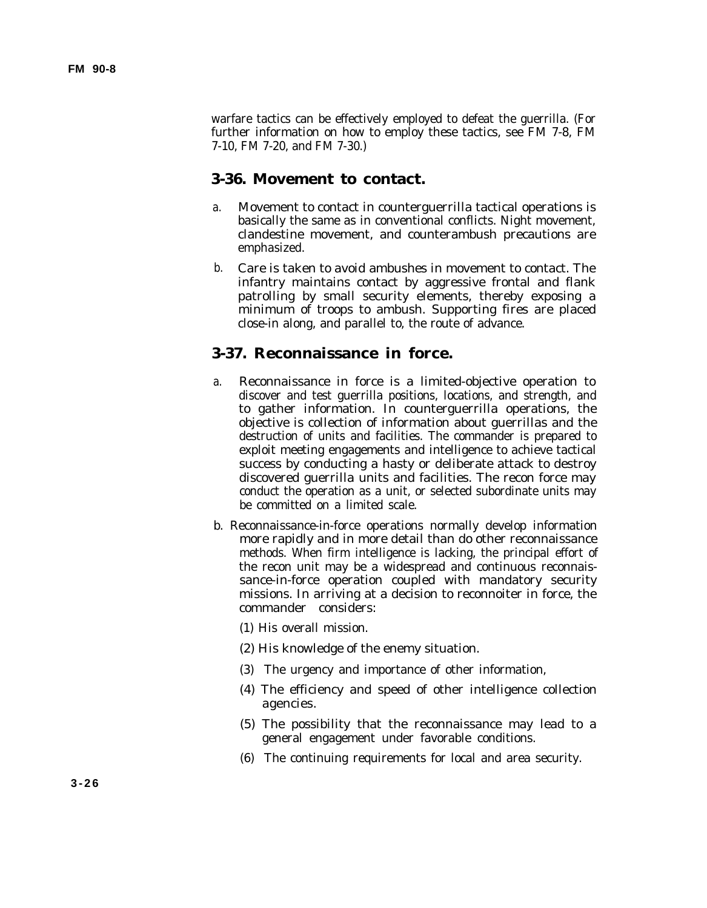warfare tactics can be effectively employed to defeat the guerrilla. (For further information on how to employ these tactics, see FM 7-8, FM 7-10, FM 7-20, and FM 7-30.)

## 3-36. Movement to contact.

a. Movement to contact in counterguerrilla tactical operations is basically the same as in conventional conflicts. Night movement, clandestine movement, and counterambush precautions are emphasized.

b. Care is taken to avoid ambushes in movement to contact. The infantry maintains contact by aggressive frontal and flank patrolling by small security elements, thereby exposing a minimum of troops to ambush. Supporting fires are placed close-in along, and parallel to, the route of advance.

## 3-37. Reconnaissance in force.

a. Reconnaissance in force is a limited-objective operation to discover and test guerrilla positions, locations, and strength, and to gather information. In counterguerrilla operations, the objective is collection of information about guerrillas and the destruction of units and facilities. The commander is prepared to exploit meeting engagements and intelligence to achieve tactical success by conducting a hasty or deliberate attack to destroy discovered guerrilla units and facilities. The recon force may conduct the operation as a unit, or selected subordinate units may be committed on a limited scale.

b. Reconnaissance-in-force operations normally develop information more rapidly and in more detail than do other reconnaissance methods. When firm intelligence is lacking, the principal effort of the recon unit may be a widespread and continuous reconnaissance-in-force operation coupled with mandatory security missions. In arriving at a decision to reconnoiter in force, the commander considers:

(1) His overall mission.

(2) His knowledge of the enemy situation.

(3) The urgency and importance of other information,

(4) The efficiency and speed of other intelligence collection agencies.

(5) The possibility that the reconnaissance may lead to a general engagement under favorable conditions.

(6) The continuing requirements for local and area security.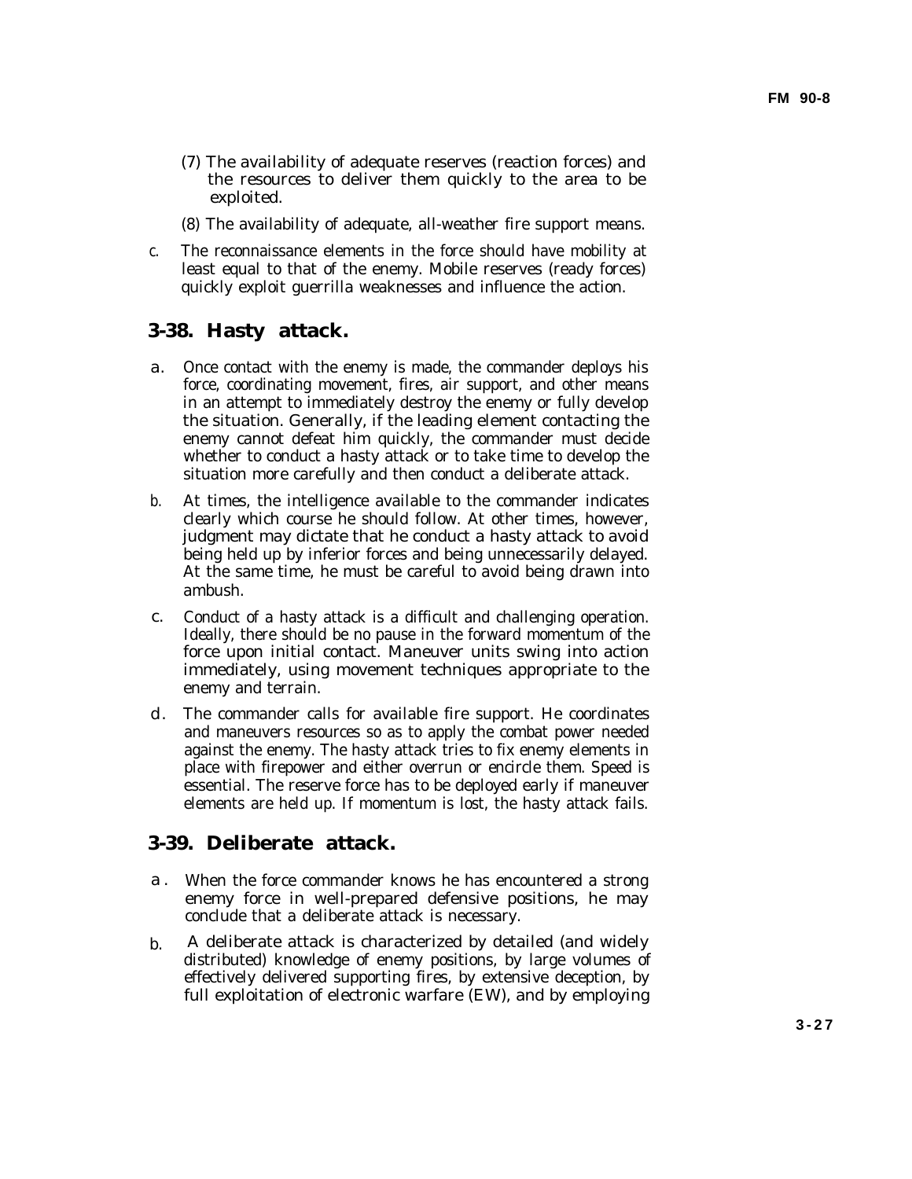(7) The availability of adequate reserves (reaction forces) and the resources to deliver them quickly to the area to be exploited.

(8) The availability of adequate, all-weather fire support means.

c. The reconnaissance elements in the force should have mobility at least equal to that of the enemy. Mobile reserves (ready forces) quickly exploit guerrilla weaknesses and influence the action.

## 3-38. Hasty attack.

a. Once contact with the enemy is made, the commander deploys his force, coordinating movement, fires, air support, and other means in an attempt to immediately destroy the enemy or fully develop the situation. Generally, if the leading element contacting the enemy cannot defeat him quickly, the commander must decide whether to conduct a hasty attack or to take time to develop the situation more carefully and then conduct a deliberate attack.

b. At times, the intelligence available to the commander indicates clearly which course he should follow. At other times, however, judgment may dictate that he conduct a hasty attack to avoid being held up by inferior forces and being unnecessarily delayed. At the same time, he must be careful to avoid being drawn into ambush.

c. Conduct of a hasty attack is a difficult and challenging operation. Ideally, there should be no pause in the forward momentum of the force upon initial contact. Maneuver units swing into action immediately, using movement techniques appropriate to the enemy and terrain.

d. The commander calls for available fire support. He coordinates and maneuvers resources so as to apply the combat power needed against the enemy. The hasty attack tries to fix enemy elements in place with firepower and either overrun or encircle them. Speed is essential. The reserve force has to be deployed early if maneuver elements are held up. If momentum is lost, the hasty attack fails.

## 3-39. Deliberate attack.

a. When the force commander knows he has encountered a strong enemy force in well-prepared defensive positions, he may conclude that a deliberate attack is necessary.

b. A deliberate attack is characterized by detailed (and widely distributed) knowledge of enemy positions, by large volumes of effectively delivered supporting fires, by extensive deception, by full exploitation of electronic warfare (EW), and by employing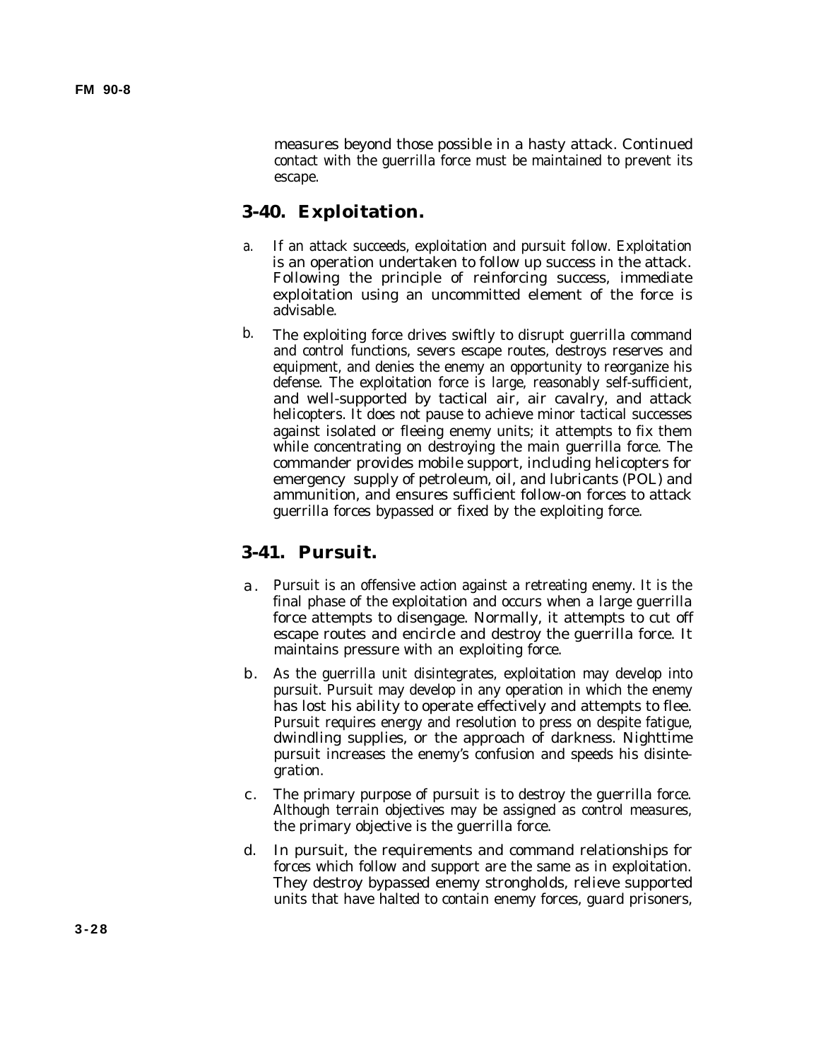measures beyond those possible in a hasty attack. Continued contact with the guerrilla force must be maintained to prevent its escape.

## 3-40. Exploitation.

a. If an attack succeeds, exploitation and pursuit follow. Exploitation is an operation undertaken to follow up success in the attack. Following the principle of reinforcing success, immediate exploitation using an uncommitted element of the force is advisable.

b. The exploiting force drives swiftly to disrupt guerrilla command and control functions, severs escape routes, destroys reserves and equipment, and denies the enemy an opportunity to reorganize his defense. The exploitation force is large, reasonably self-sufficient, and well-supported by tactical air, air cavalry, and attack helicopters. It does not pause to achieve minor tactical successes against isolated or fleeing enemy units; it attempts to fix them while concentrating on destroying the main guerrilla force. The commander provides mobile support, including helicopters for emergency supply of petroleum, oil, and lubricants (POL) and ammunition, and ensures sufficient follow-on forces to attack guerrilla forces bypassed or fixed by the exploiting force.

## 3-41. Pursuit.

a. Pursuit is an offensive action against a retreating enemy. It is the final phase of the exploitation and occurs when a large guerrilla force attempts to disengage. Normally, it attempts to cut off escape routes and encircle and destroy the guerrilla force. It maintains pressure with an exploiting force.

b. As the guerrilla unit disintegrates, exploitation may develop into pursuit. Pursuit may develop in any operation in which the enemy has lost his ability to operate effectively and attempts to flee. Pursuit requires energy and resolution to press on despite fatigue, dwindling supplies, or the approach of darkness. Nighttime pursuit increases the enemy's confusion and speeds his disintegration.

c. The primary purpose of pursuit is to destroy the guerrilla force. Although terrain objectives may be assigned as control measures, the primary objective is the guerrilla force.

d. In pursuit, the requirements and command relationships for forces which follow and support are the same as in exploitation. They destroy bypassed enemy strongholds, relieve supported units that have halted to contain enemy forces, guard prisoners,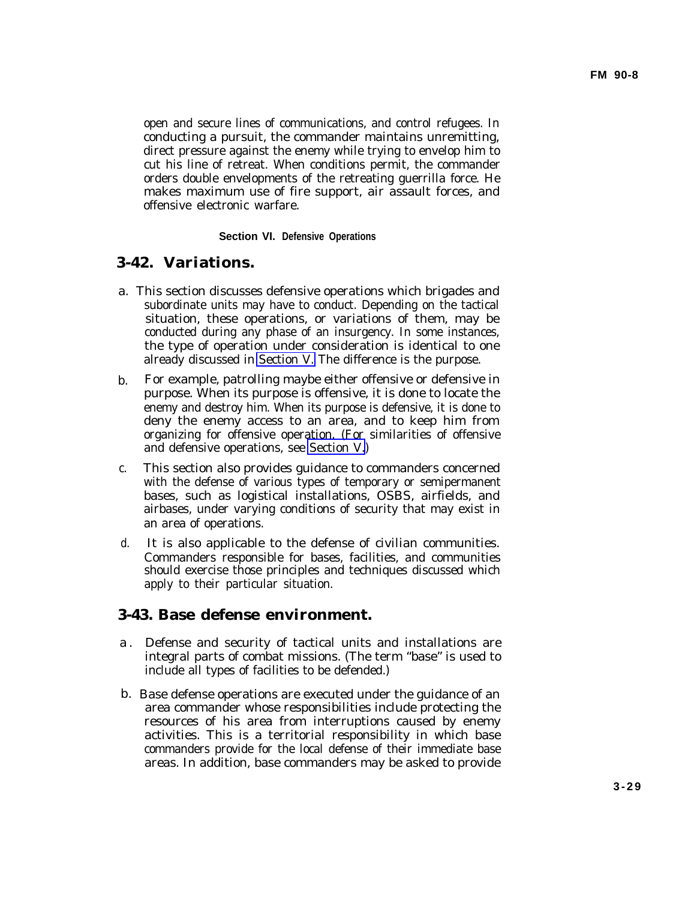open and secure lines of communications, and control refugees. In conducting a pursuit, the commander maintains unremitting, direct pressure against the enemy while trying to envelop him to cut his line of retreat. When conditions permit, the commander orders double envelopments of the retreating guerrilla force. He makes maximum use of fire support, air assault forces, and offensive electronic warfare.

### Section VI. Defensive Operations

## 3-42. Variations.

a. This section discusses defensive operations which brigades and subordinate units may have to conduct. Depending on the tactical situation, these operations, or variations of them, may be conducted during any phase of an insurgency. In some instances, the type of operation under consideration is identical to one already discussed in Section V. The difference is the purpose.

b. For example, patrolling maybe either offensive or defensive in purpose. When its purpose is offensive, it is done to locate the enemy and destroy him. When its purpose is defensive, it is done to deny the enemy access to an area, and to keep him from organizing for offensive operation. (For similarities of offensive and defensive operations, see Section V.)

c. This section also provides guidance to commanders concerned with the defense of various types of temporary or semipermanent bases, such as logistical installations, OSBS, airfields, and airbases, under varying conditions of security that may exist in an area of operations.

d. It is also applicable to the defense of civilian communities. Commanders responsible for bases, facilities, and communities should exercise those principles and techniques discussed which apply to their particular situation.

## 3-43. Base defense environment.

a. Defense and security of tactical units and installations are integral parts of combat missions. (The term "base" is used to include all types of facilities to be defended.)

b. Base defense operations are executed under the guidance of an area commander whose responsibilities include protecting the resources of his area from interruptions caused by enemy activities. This is a territorial responsibility in which base commanders provide for the local defense of their immediate base areas. In addition, base commanders may be asked to provide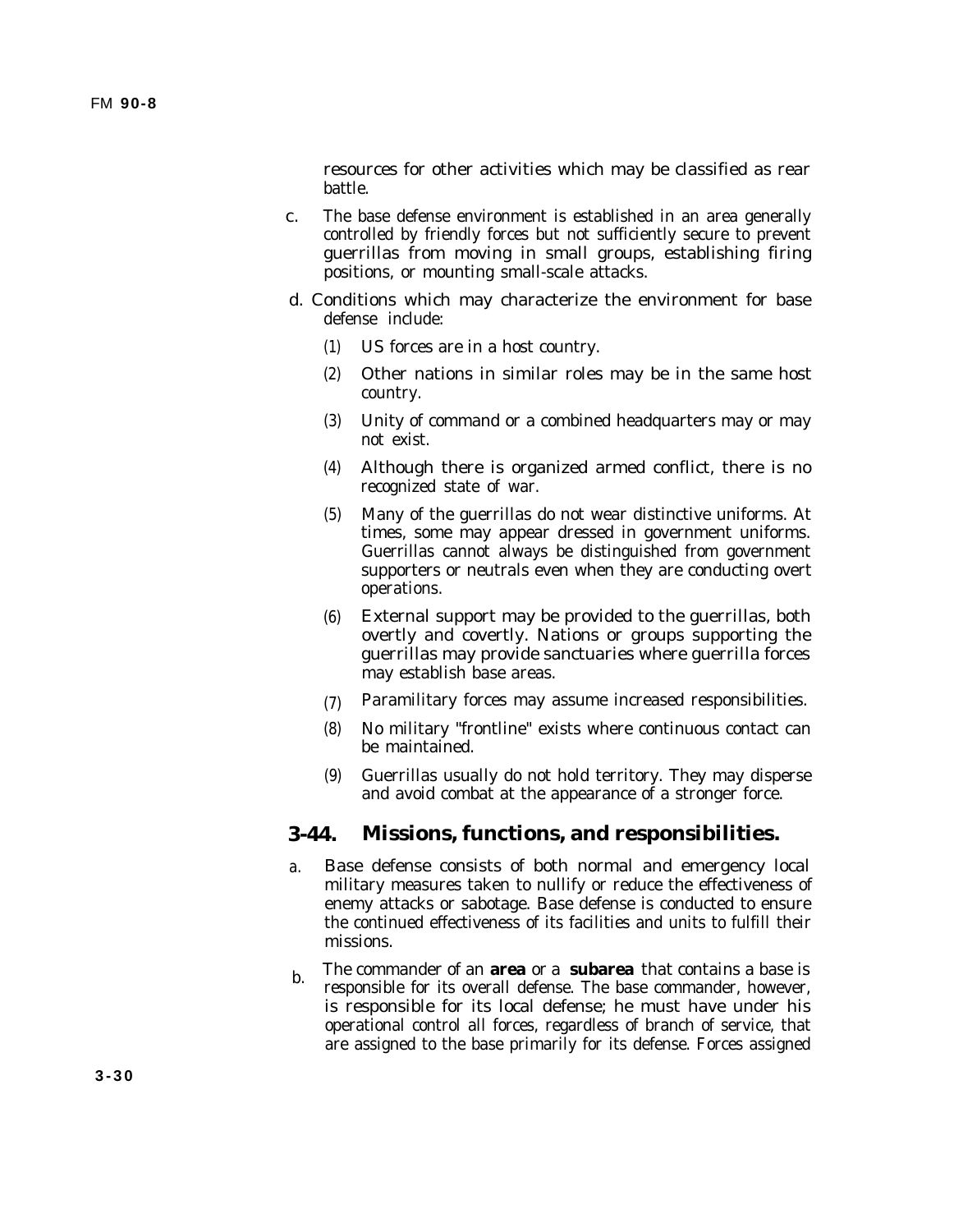resources for other activities which may be classified as rear battle.

c. The base defense environment is established in an area generally controlled by friendly forces but not sufficiently secure to prevent guerrillas from moving in small groups, establishing firing positions, or mounting small-scale attacks.

d. Conditions which may characterize the environment for base defense include:

(1) US forces are in a host country.

(2) Other nations in similar roles may be in the same host country.

(3) Unity of command or a combined headquarters may or may not exist.

(4) Although there is organized armed conflict, there is no recognized state of war.

(5) Many of the guerrillas do not wear distinctive uniforms. At times, some may appear dressed in government uniforms. Guerrillas cannot always be distinguished from government supporters or neutrals even when they are conducting overt operations.

(6) External support may be provided to the guerrillas, both overtly and covertly. Nations or groups supporting the guerrillas may provide sanctuaries where guerrilla forces may establish base areas.

(7) Paramilitary forces may assume increased responsibilities.

(8) No military "frontline" exists where continuous contact can be maintained.

(9) Guerrillas usually do not hold territory. They may disperse and avoid combat at the appearance of a stronger force.

## 3-44. Missions, functions, and responsibilities.

a. Base defense consists of both normal and emergency local military measures taken to nullify or reduce the effectiveness of enemy attacks or sabotage. Base defense is conducted to ensure the continued effectiveness of its facilities and units to fulfill their missions.

b. The commander of an **area** or a **subarea** that contains a base is responsible for its overall defense. The base commander, however, is responsible for its local defense; he must have under his operational control all forces, regardless of branch of service, that are assigned to the base primarily for its defense. Forces assigned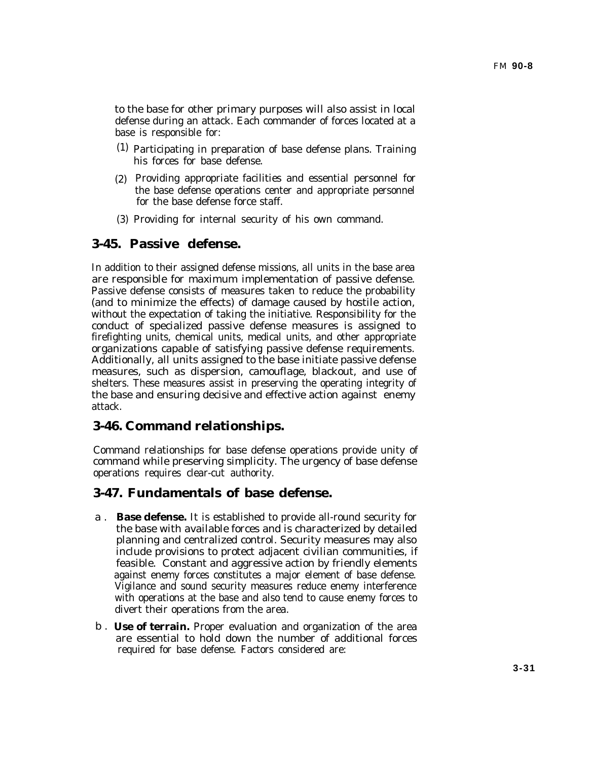to the base for other primary purposes will also assist in local defense during an attack. Each commander of forces located at a base is responsible for:

(1) Participating in preparation of base defense plans. Training his forces for base defense.

(2) Providing appropriate facilities and essential personnel for the base defense operations center and appropriate personnel for the base defense force staff.

(3) Providing for internal security of his own command.

## 3-45. Passive defense.

In addition to their assigned defense missions, all units in the base area are responsible for maximum implementation of passive defense. Passive defense consists of measures taken to reduce the probability (and to minimize the effects) of damage caused by hostile action, without the expectation of taking the initiative. Responsibility for the conduct of specialized passive defense measures is assigned to firefighting units, chemical units, medical units, and other appropriate organizations capable of satisfying passive defense requirements. Additionally, all units assigned to the base initiate passive defense measures, such as dispersion, camouflage, blackout, and use of shelters. These measures assist in preserving the operating integrity of the base and ensuring decisive and effective action against enemy attack.

## 3-46. Command relationships.

Command relationships for base defense operations provide unity of command while preserving simplicity. The urgency of base defense operations requires clear-cut authority.

## 3-47. Fundamentals of base defense.

a . **Base defense.** It is established to provide all-round security for the base with available forces and is characterized by detailed planning and centralized control. Security measures may also include provisions to protect adjacent civilian communities, if feasible. Constant and aggressive action by friendly elements against enemy forces constitutes a major element of base defense. Vigilance and sound security measures reduce enemy interference with operations at the base and also tend to cause enemy forces to divert their operations from the area.

b . **Use of terrain.** Proper evaluation and organization of the area are essential to hold down the number of additional forces required for base defense. Factors considered are: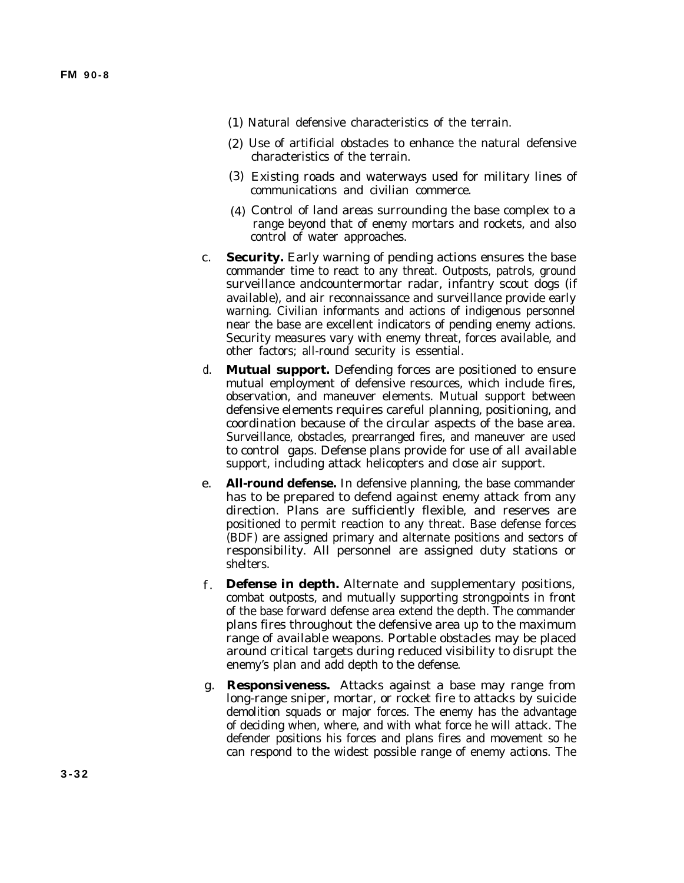(1) Natural defensive characteristics of the terrain.

(2) Use of artificial obstacles to enhance the natural defensive characteristics of the terrain.

(3) Existing roads and waterways used for military lines of communications and civilian commerce.

(4) Control of land areas surrounding the base complex to a range beyond that of enemy mortars and rockets, and also control of water approaches.

c. **Security.** Early warning of pending actions ensures the base commander time to react to any threat. Outposts, patrols, ground surveillance andcountermortar radar, infantry scout dogs (if available), and air reconnaissance and surveillance provide early warning. Civilian informants and actions of indigenous personnel near the base are excellent indicators of pending enemy actions. Security measures vary with enemy threat, forces available, and other factors; all-round security is essential.

d. **Mutual support.** Defending forces are positioned to ensure mutual employment of defensive resources, which include fires, observation, and maneuver elements. Mutual support between defensive elements requires careful planning, positioning, and coordination because of the circular aspects of the base area. Surveillance, obstacles, prearranged fires, and maneuver are used to control gaps. Defense plans provide for use of all available support, including attack helicopters and close air support.

e. **All-round defense.** In defensive planning, the base commander has to be prepared to defend against enemy attack from any direction. Plans are sufficiently flexible, and reserves are positioned to permit reaction to any threat. Base defense forces (BDF) are assigned primary and alternate positions and sectors of responsibility. All personnel are assigned duty stations or shelters.

f. **Defense in depth.** Alternate and supplementary positions, combat outposts, and mutually supporting strongpoints in front of the base forward defense area extend the depth. The commander plans fires throughout the defensive area up to the maximum range of available weapons. Portable obstacles may be placed around critical targets during reduced visibility to disrupt the enemy's plan and add depth to the defense.

g. **Responsiveness.** Attacks against a base may range from long-range sniper, mortar, or rocket fire to attacks by suicide demolition squads or major forces. The enemy has the advantage of deciding when, where, and with what force he will attack. The defender positions his forces and plans fires and movement so he can respond to the widest possible range of enemy actions. The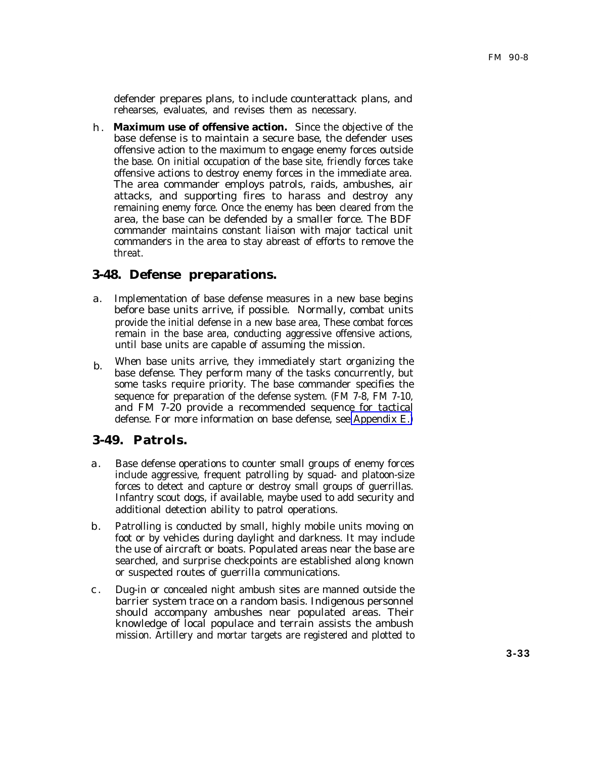defender prepares plans, to include counterattack plans, and rehearses, evaluates, and revises them as necessary.

h. **Maximum use of offensive action.** Since the objective of the base defense is to maintain a secure base, the defender uses offensive action to the maximum to engage enemy forces outside the base. On initial occupation of the base site, friendly forces take offensive actions to destroy enemy forces in the immediate area. The area commander employs patrols, raids, ambushes, air attacks, and supporting fires to harass and destroy any remaining enemy force. Once the enemy has been cleared from the area, the base can be defended by a smaller force. The BDF commander maintains constant liaison with major tactical unit commanders in the area to stay abreast of efforts to remove the threat.

## 3-48. Defense preparations.

a. Implementation of base defense measures in a new base begins before base units arrive, if possible. Normally, combat units provide the initial defense in a new base area, These combat forces remain in the base area, conducting aggressive offensive actions, until base units are capable of assuming the mission.

b. When base units arrive, they immediately start organizing the base defense. They perform many of the tasks concurrently, but some tasks require priority. The base commander specifies the sequence for preparation of the defense system. (FM 7-8, FM 7-10, and FM 7-20 provide a recommended sequence for tactical defense. For more information on base defense, see Appendix E.)

## 3-49. Patrols.

a. Base defense operations to counter small groups of enemy forces include aggressive, frequent patrolling by squad- and platoon-size forces to detect and capture or destroy small groups of guerrillas. Infantry scout dogs, if available, maybe used to add security and additional detection ability to patrol operations.

b. Patrolling is conducted by small, highly mobile units moving on foot or by vehicles during daylight and darkness. It may include the use of aircraft or boats. Populated areas near the base are searched, and surprise checkpoints are established along known or suspected routes of guerrilla communications.

c. Dug-in or concealed night ambush sites are manned outside the barrier system trace on a random basis. Indigenous personnel should accompany ambushes near populated areas. Their knowledge of local populace and terrain assists the ambush mission. Artillery and mortar targets are registered and plotted to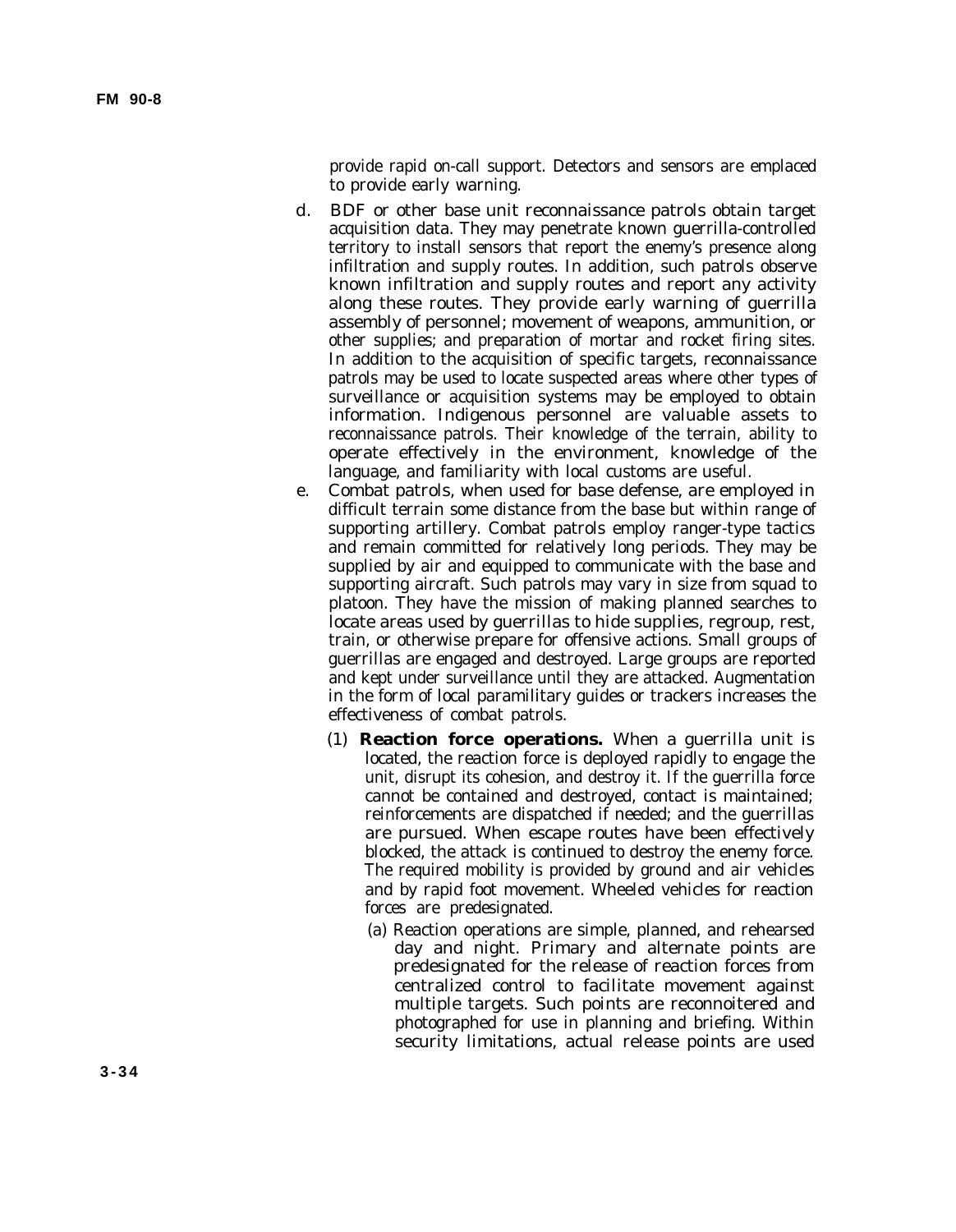provide rapid on-call support. Detectors and sensors are emplaced to provide early warning.

d. BDF or other base unit reconnaissance patrols obtain target acquisition data. They may penetrate known guerrilla-controlled territory to install sensors that report the enemy's presence along infiltration and supply routes. In addition, such patrols observe known infiltration and supply routes and report any activity along these routes. They provide early warning of guerrilla assembly of personnel; movement of weapons, ammunition, or other supplies; and preparation of mortar and rocket firing sites. In addition to the acquisition of specific targets, reconnaissance patrols may be used to locate suspected areas where other types of surveillance or acquisition systems may be employed to obtain information. Indigenous personnel are valuable assets to reconnaissance patrols. Their knowledge of the terrain, ability to operate effectively in the environment, knowledge of the language, and familiarity with local customs are useful.

e. Combat patrols, when used for base defense, are employed in difficult terrain some distance from the base but within range of supporting artillery. Combat patrols employ ranger-type tactics and remain committed for relatively long periods. They may be supplied by air and equipped to communicate with the base and supporting aircraft. Such patrols may vary in size from squad to platoon. They have the mission of making planned searches to locate areas used by guerrillas to hide supplies, regroup, rest, train, or otherwise prepare for offensive actions. Small groups of guerrillas are engaged and destroyed. Large groups are reported and kept under surveillance until they are attacked. Augmentation in the form of local paramilitary guides or trackers increases the effectiveness of combat patrols.

(1) **Reaction force operations.** When a guerrilla unit is located, the reaction force is deployed rapidly to engage the unit, disrupt its cohesion, and destroy it. If the guerrilla force cannot be contained and destroyed, contact is maintained; reinforcements are dispatched if needed; and the guerrillas are pursued. When escape routes have been effectively blocked, the attack is continued to destroy the enemy force. The required mobility is provided by ground and air vehicles and by rapid foot movement. Wheeled vehicles for reaction forces are predesignated.

(a) Reaction operations are simple, planned, and rehearsed day and night. Primary and alternate points are predesignated for the release of reaction forces from centralized control to facilitate movement against multiple targets. Such points are reconnoitered and photographed for use in planning and briefing. Within security limitations, actual release points are used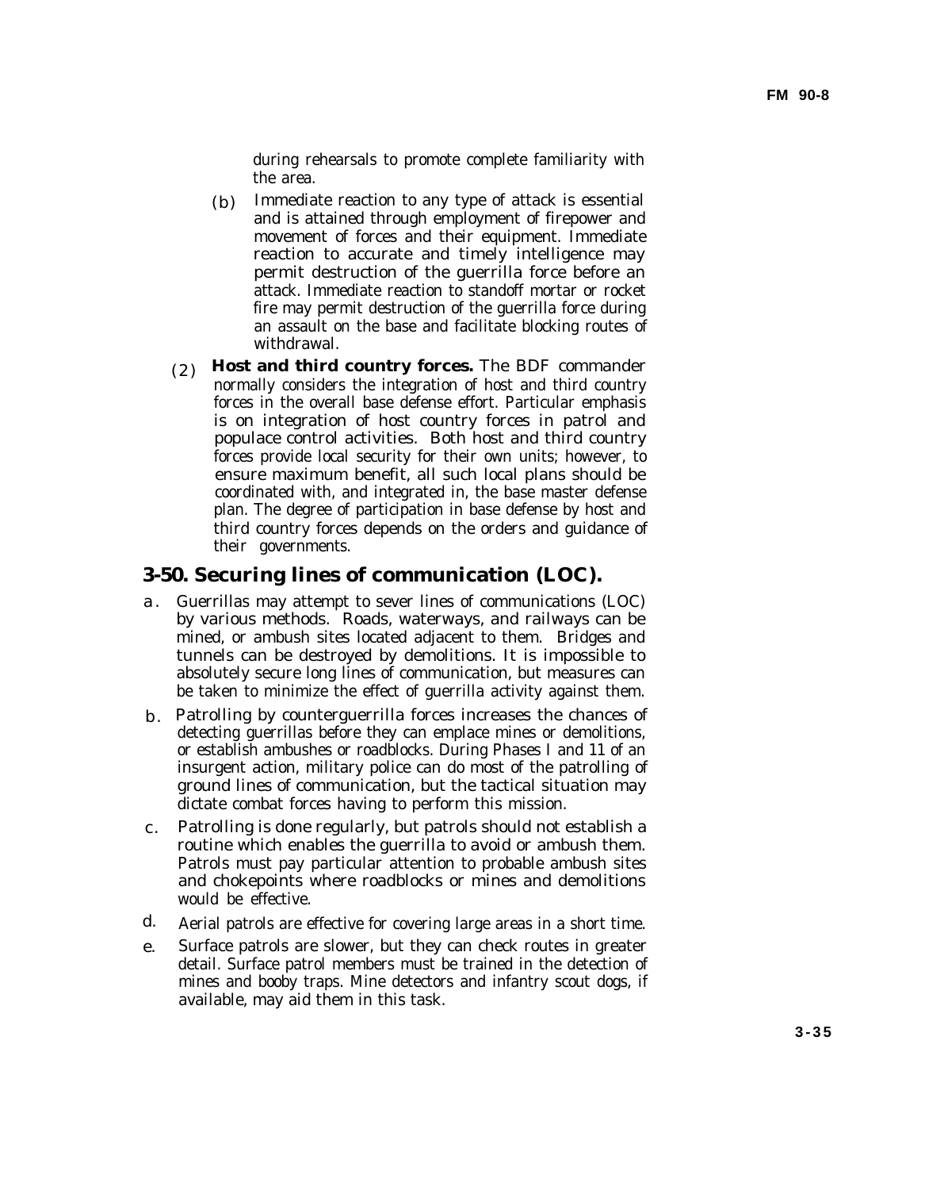during rehearsals to promote complete familiarity with the area.

(b) Immediate reaction to any type of attack is essential and is attained through employment of firepower and movement of forces and their equipment. Immediate reaction to accurate and timely intelligence may permit destruction of the guerrilla force before an attack. Immediate reaction to standoff mortar or rocket fire may permit destruction of the guerrilla force during an assault on the base and facilitate blocking routes of withdrawal.

(2) **Host and third country forces.** The BDF commander normally considers the integration of host and third country forces in the overall base defense effort. Particular emphasis is on integration of host country forces in patrol and populace control activities. Both host and third country forces provide local security for their own units; however, to ensure maximum benefit, all such local plans should be coordinated with, and integrated in, the base master defense plan. The degree of participation in base defense by host and third country forces depends on the orders and guidance of their governments.

## 3-50. Securing lines of communication (LOC).

a. Guerrillas may attempt to sever lines of communications (LOC) by various methods. Roads, waterways, and railways can be mined, or ambush sites located adjacent to them. Bridges and tunnels can be destroyed by demolitions. It is impossible to absolutely secure long lines of communication, but measures can be taken to minimize the effect of guerrilla activity against them.

b. Patrolling by counterguerrilla forces increases the chances of detecting guerrillas before they can emplace mines or demolitions, or establish ambushes or roadblocks. During Phases I and 11 of an insurgent action, military police can do most of the patrolling of ground lines of communication, but the tactical situation may dictate combat forces having to perform this mission.

c. Patrolling is done regularly, but patrols should not establish a routine which enables the guerrilla to avoid or ambush them. Patrols must pay particular attention to probable ambush sites and chokepoints where roadblocks or mines and demolitions would be effective.

d. Aerial patrols are effective for covering large areas in a short time.

e. Surface patrols are slower, but they can check routes in greater detail. Surface patrol members must be trained in the detection of mines and booby traps. Mine detectors and infantry scout dogs, if available, may aid them in this task.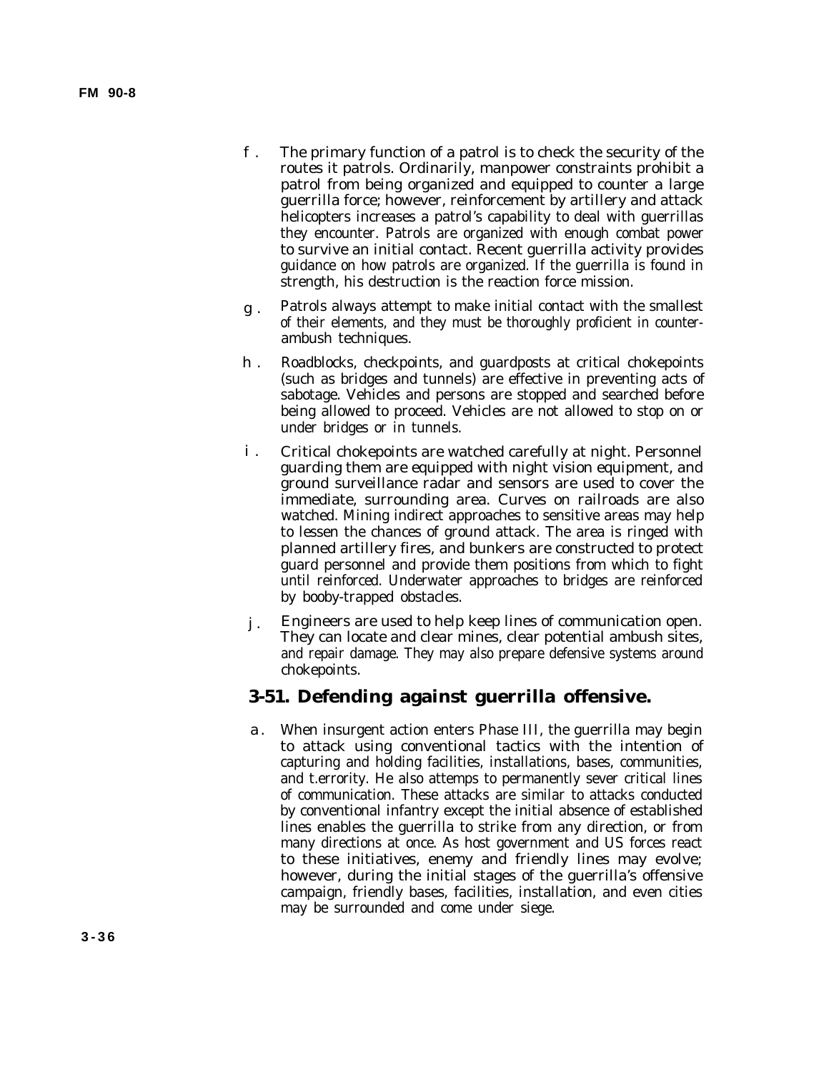f. The primary function of a patrol is to check the security of the routes it patrols. Ordinarily, manpower constraints prohibit a patrol from being organized and equipped to counter a large guerrilla force; however, reinforcement by artillery and attack helicopters increases a patrol's capability to deal with guerrillas they encounter. Patrols are organized with enough combat power to survive an initial contact. Recent guerrilla activity provides guidance on how patrols are organized. If the guerrilla is found in strength, his destruction is the reaction force mission.

g. Patrols always attempt to make initial contact with the smallest of their elements, and they must be thoroughly proficient in counter-ambush techniques.

h. Roadblocks, checkpoints, and guardposts at critical chokepoints (such as bridges and tunnels) are effective in preventing acts of sabotage. Vehicles and persons are stopped and searched before being allowed to proceed. Vehicles are not allowed to stop on or under bridges or in tunnels.

i. Critical chokepoints are watched carefully at night. Personnel guarding them are equipped with night vision equipment, and ground surveillance radar and sensors are used to cover the immediate, surrounding area. Curves on railroads are also watched. Mining indirect approaches to sensitive areas may help to lessen the chances of ground attack. The area is ringed with planned artillery fires, and bunkers are constructed to protect guard personnel and provide them positions from which to fight until reinforced. Underwater approaches to bridges are reinforced by booby-trapped obstacles.

j. Engineers are used to help keep lines of communication open. They can locate and clear mines, clear potential ambush sites, and repair damage. They may also prepare defensive systems around chokepoints.

## 3-51. Defending against guerrilla offensive.

a. When insurgent action enters Phase III, the guerrilla may begin to attack using conventional tactics with the intention of capturing and holding facilities, installations, bases, communities, and t.errority. He also attemps to permanently sever critical lines of communication. These attacks are similar to attacks conducted by conventional infantry except the initial absence of established lines enables the guerrilla to strike from any direction, or from many directions at once. As host government and US forces react to these initiatives, enemy and friendly lines may evolve; however, during the initial stages of the guerrilla's offensive campaign, friendly bases, facilities, installation, and even cities may be surrounded and come under siege.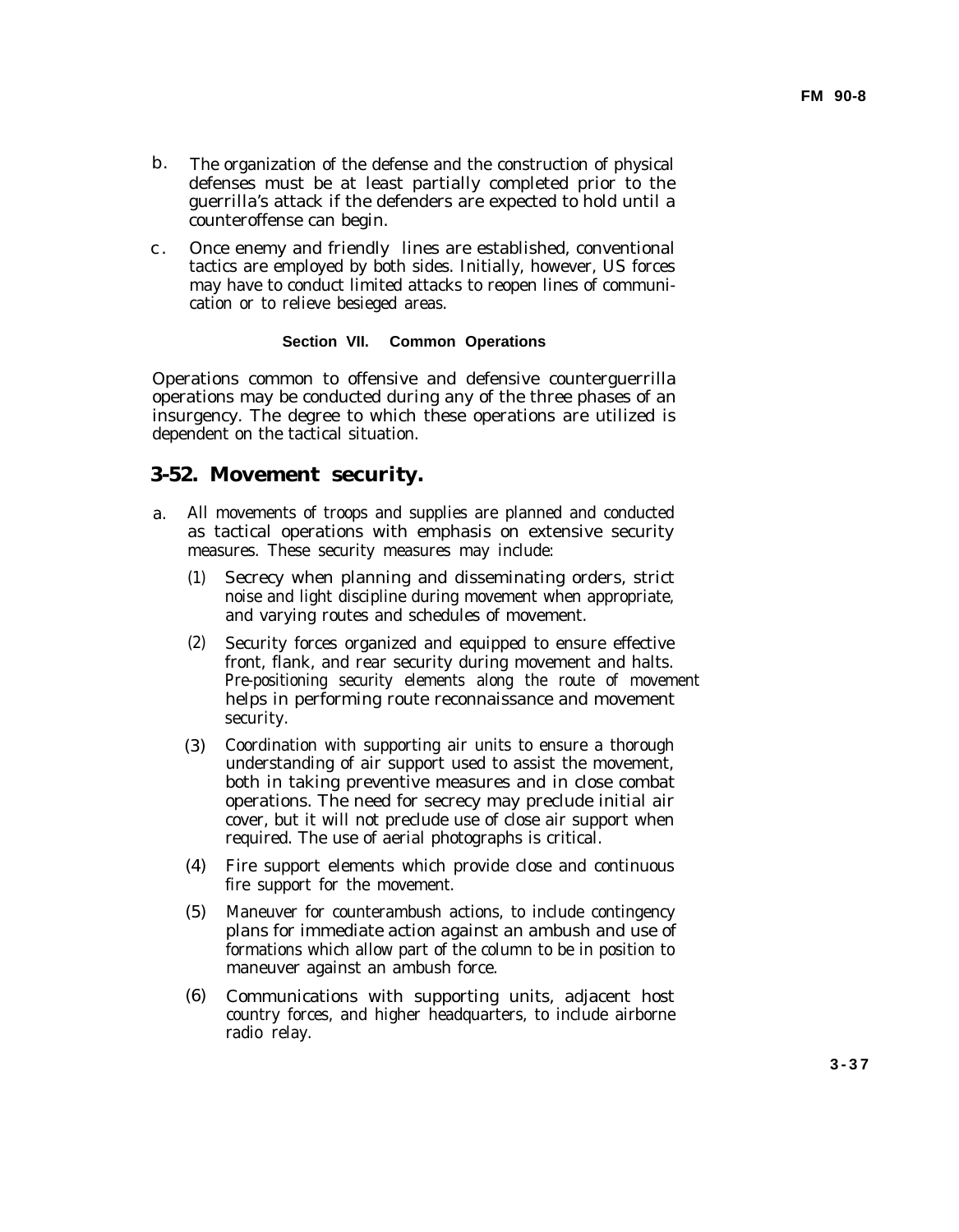b. The organization of the defense and the construction of physical defenses must be at least partially completed prior to the guerrilla's attack if the defenders are expected to hold until a counteroffensive can begin.

c. Once enemy and friendly lines are established, conventional tactics are employed by both sides. Initially, however, US forces may have to conduct limited attacks to reopen lines of communication or to relieve besieged areas.

### Section VII. Common Operations

Operations common to offensive and defensive counterguerrilla operations may be conducted during any of the three phases of an insurgency. The degree to which these operations are utilized is dependent on the tactical situation.

## 3-52. Movement security.

a. All movements of troops and supplies are planned and conducted as tactical operations with emphasis on extensive security measures. These security measures may include:

(1) Secrecy when planning and disseminating orders, strict noise and light discipline during movement when appropriate, and varying routes and schedules of movement.

(2) Security forces organized and equipped to ensure effective front, flank, and rear security during movement and halts. Pre-positioning security elements along the route of movement helps in performing route reconnaissance and movement security.

(3) Coordination with supporting air units to ensure a thorough understanding of air support used to assist the movement, both in taking preventive measures and in close combat operations. The need for secrecy may preclude initial air cover, but it will not preclude use of close air support when required. The use of aerial photographs is critical.

(4) Fire support elements which provide close and continuous fire support for the movement.

(5) Maneuver for counterambush actions, to include contingency plans for immediate action against an ambush and use of formations which allow part of the column to be in position to maneuver against an ambush force.

(6) Communications with supporting units, adjacent host country forces, and higher headquarters, to include airborne radio relay.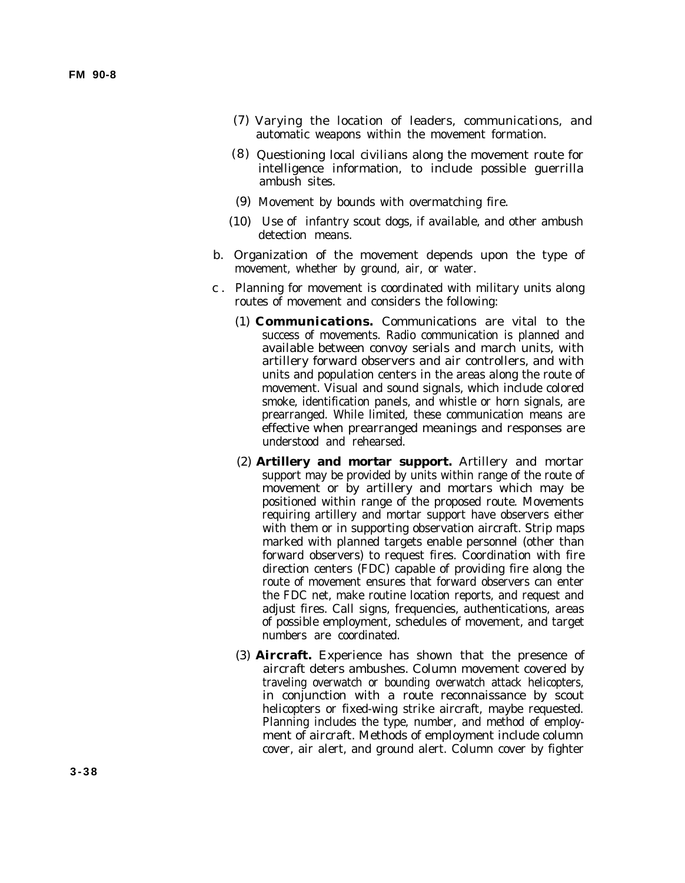(7) Varying the location of leaders, communications, and automatic weapons within the movement formation.

(8) Questioning local civilians along the movement route for intelligence information, to include possible guerrilla ambush sites.

(9) Movement by bounds with overmatching fire.

(10) Use of infantry scout dogs, if available, and other ambush detection means.

b. Organization of the movement depends upon the type of movement, whether by ground, air, or water.

c. Planning for movement is coordinated with military units along routes of movement and considers the following:

(1) **Communications.** Communications are vital to the success of movements. Radio communication is planned and available between convoy serials and march units, with artillery forward observers and air controllers, and with units and population centers in the areas along the route of movement. Visual and sound signals, which include colored smoke, identification panels, and whistle or horn signals, are prearranged. While limited, these communication means are effective when prearranged meanings and responses are understood and rehearsed.

(2) **Artillery and mortar support.** Artillery and mortar support may be provided by units within range of the route of movement or by artillery and mortars which may be positioned within range of the proposed route. Movements requiring artillery and mortar support have observers either with them or in supporting observation aircraft. Strip maps marked with planned targets enable personnel (other than forward observers) to request fires. Coordination with fire direction centers (FDC) capable of providing fire along the route of movement ensures that forward observers can enter the FDC net, make routine location reports, and request and adjust fires. Call signs, frequencies, authentications, areas of possible employment, schedules of movement, and target numbers are coordinated.

(3) **Aircraft.** Experience has shown that the presence of aircraft deters ambushes. Column movement covered by traveling overwatch or bounding overwatch attack helicopters, in conjunction with a route reconnaissance by scout helicopters or fixed-wing strike aircraft, maybe requested. Planning includes the type, number, and method of employment of aircraft. Methods of employment include column cover, air alert, and ground alert. Column cover by fighter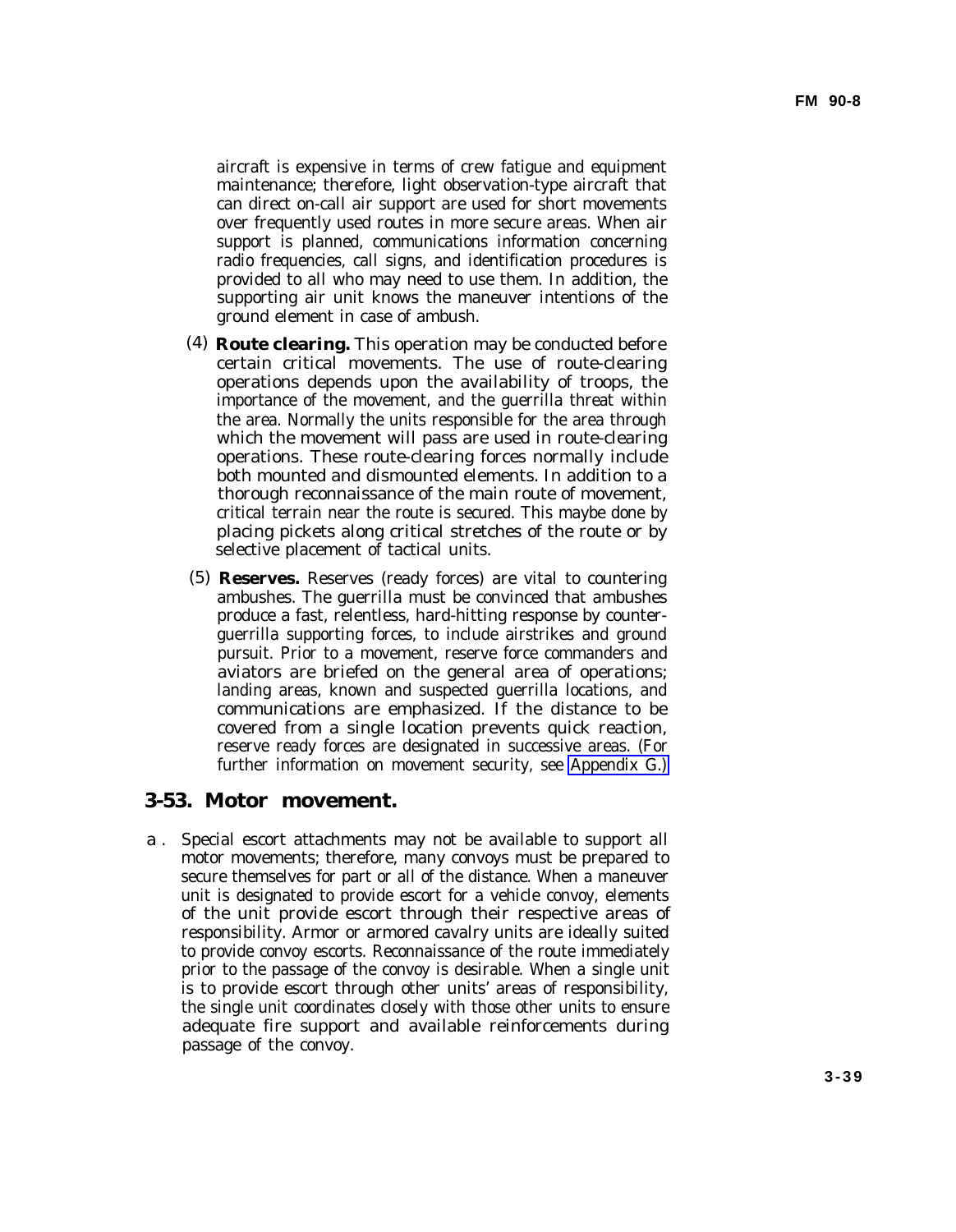aircraft is expensive in terms of crew fatigue and equipment maintenance; therefore, light observation-type aircraft that can direct on-call air support are used for short movements over frequently used routes in more secure areas. When air support is planned, communications information concerning radio frequencies, call signs, and identification procedures is provided to all who may need to use them. In addition, the supporting air unit knows the maneuver intentions of the ground element in case of ambush.

(4) **Route clearing.** This operation may be conducted before certain critical movements. The use of route-clearing operations depends upon the availability of troops, the importance of the movement, and the guerrilla threat within the area. Normally the units responsible for the area through which the movement will pass are used in route-clearing operations. These route-clearing forces normally include both mounted and dismounted elements. In addition to a thorough reconnaissance of the main route of movement, critical terrain near the route is secured. This maybe done by placing pickets along critical stretches of the route or by selective placement of tactical units.

(5) **Reserves.** Reserves (ready forces) are vital to countering ambushes. The guerrilla must be convinced that ambushes produce a fast, relentless, hard-hitting response by counter-guerrilla supporting forces, to include airstrikes and ground pursuit. Prior to a movement, reserve force commanders and aviators are briefed on the general area of operations; landing areas, known and suspected guerrilla locations, and communications are emphasized. If the distance to be covered from a single location prevents quick reaction, reserve ready forces are designated in successive areas. (For further information on movement security, see Appendix G.)

## 3-53. Motor movement.

a. Special escort attachments may not be available to support all motor movements; therefore, many convoys must be prepared to secure themselves for part or all of the distance. When a maneuver unit is designated to provide escort for a vehicle convoy, elements of the unit provide escort through their respective areas of responsibility. Armor or armored cavalry units are ideally suited to provide convoy escorts. Reconnaissance of the route immediately prior to the passage of the convoy is desirable. When a single unit is to provide escort through other units' areas of responsibility, the single unit coordinates closely with those other units to ensure adequate fire support and available reinforcements during passage of the convoy.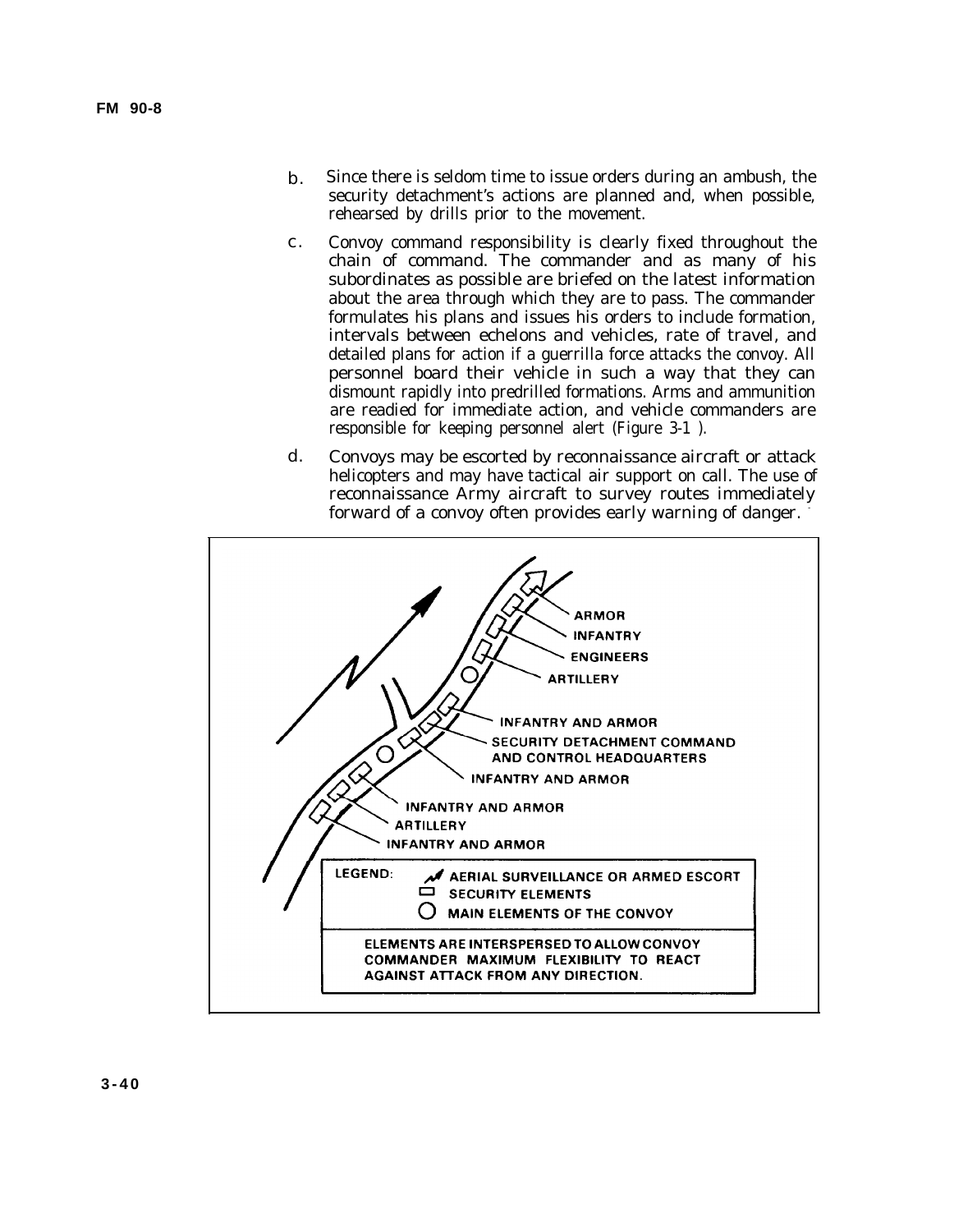b. Since there is seldom time to issue orders during an ambush, the security detachment's actions are planned and, when possible, rehearsed by drills prior to the movement.

c. Convoy command responsibility is clearly fixed throughout the chain of command. The commander and as many of his subordinates as possible are briefed on the latest information about the area through which they are to pass. The commander formulates his plans and issues his orders to include formation, intervals between echelons and vehicles, rate of travel, and detailed plans for action if a guerrilla force attacks the convoy. All personnel board their vehicle in such a way that they can dismount rapidly into predrilled formations. Arms and ammunition are readied for immediate action, and vehicle commanders are responsible for keeping personnel alert (Figure 3-1 ).

d. Convoys may be escorted by reconnaissance aircraft or attack helicopters and may have tactical air support on call. The use of reconnaissance Army aircraft to survey routes immediately forward of a convoy often provides early warning of danger.

ARMOR
INFANTRY
ENGINEERS
ARTILLERY
INFANTRY AND ARMOR
SECURITY DETACHMENT COMMAND AND CONTROL HEADQUARTERS
INFANTRY AND ARMOR
INFANTRY AND ARMOR
ARTILLERY
INFANTRY AND ARMOR

LEGEND:
- AERIAL SURVEILLANCE OR ARMED ESCORT
- SECURITY ELEMENTS
- MAIN ELEMENTS OF THE CONVOY

ELEMENTS ARE INTERSPERSED TO ALLOW CONVOY COMMANDER MAXIMUM FLEXIBILITY TO REACT AGAINST ATTACK FROM ANY DIRECTION.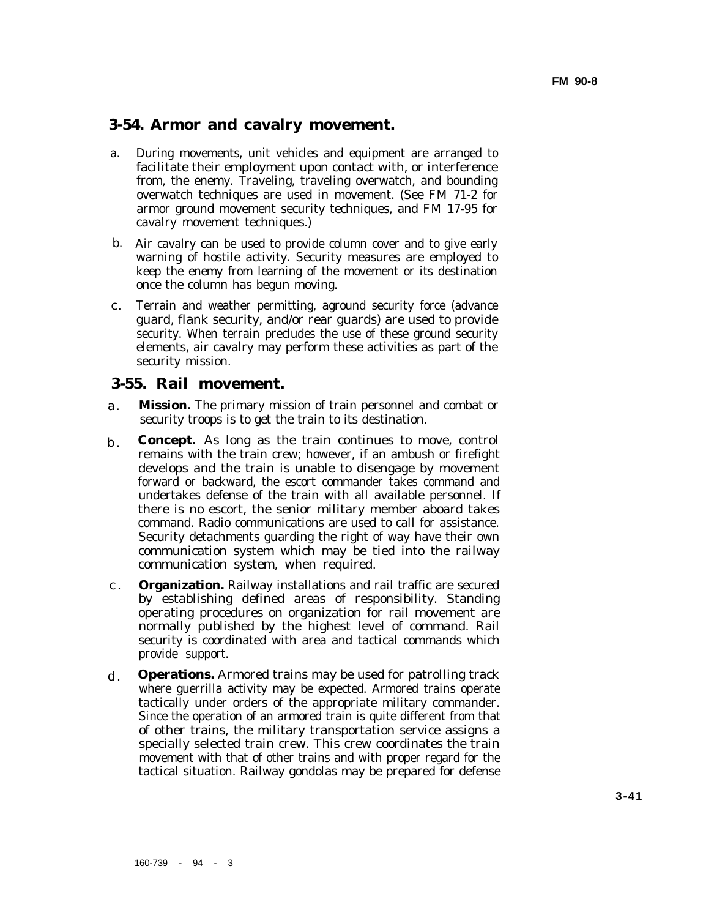## 3-54. Armor and cavalry movement.

a. During movements, unit vehicles and equipment are arranged to facilitate their employment upon contact with, or interference from, the enemy. Traveling, traveling overwatch, and bounding overwatch techniques are used in movement. (See FM 71-2 for armor ground movement security techniques, and FM 17-95 for cavalry movement techniques.)

b. Air cavalry can be used to provide column cover and to give early warning of hostile activity. Security measures are employed to keep the enemy from learning of the movement or its destination once the column has begun moving.

c. Terrain and weather permitting, aground security force (advance guard, flank security, and/or rear guards) are used to provide security. When terrain precludes the use of these ground security elements, air cavalry may perform these activities as part of the security mission.

## 3-55. Rail movement.

a. **Mission.** The primary mission of train personnel and combat or security troops is to get the train to its destination.

b. **Concept.** As long as the train continues to move, control remains with the train crew; however, if an ambush or firefight develops and the train is unable to disengage by movement forward or backward, the escort commander takes command and undertakes defense of the train with all available personnel. If there is no escort, the senior military member aboard takes command. Radio communications are used to call for assistance. Security detachments guarding the right of way have their own communication system which may be tied into the railway communication system, when required.

c. **Organization.** Railway installations and rail traffic are secured by establishing defined areas of responsibility. Standing operating procedures on organization for rail movement are normally published by the highest level of command. Rail security is coordinated with area and tactical commands which provide support.

d. **Operations.** Armored trains may be used for patrolling track where guerrilla activity may be expected. Armored trains operate tactically under orders of the appropriate military commander. Since the operation of an armored train is quite different from that of other trains, the military transportation service assigns a specially selected train crew. This crew coordinates the train movement with that of other trains and with proper regard for the tactical situation. Railway gondolas may be prepared for defense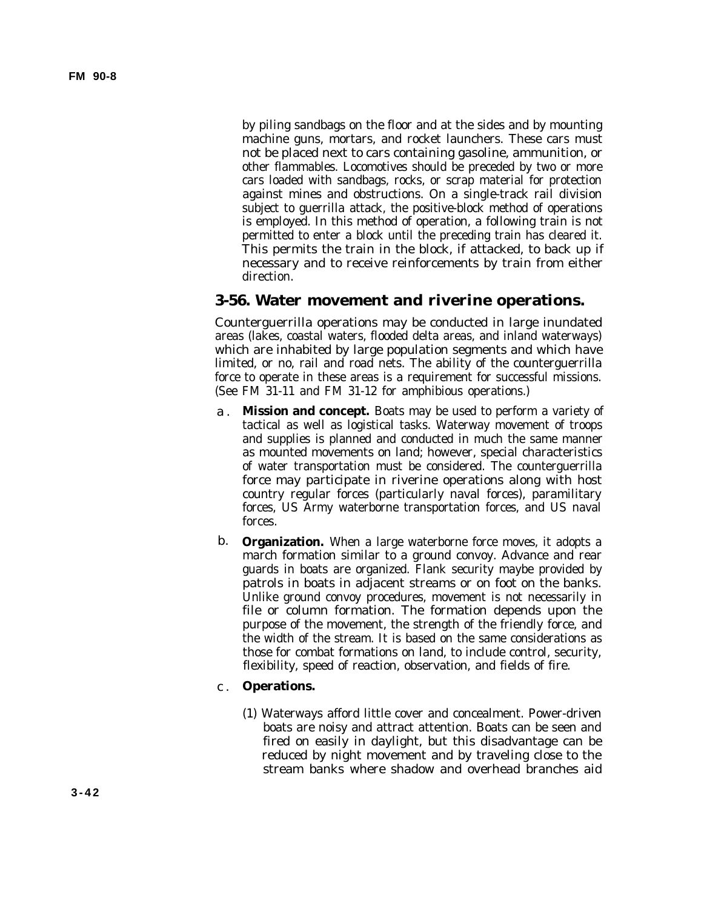by piling sandbags on the floor and at the sides and by mounting machine guns, mortars, and rocket launchers. These cars must not be placed next to cars containing gasoline, ammunition, or other flammables. Locomotives should be preceded by two or more cars loaded with sandbags, rocks, or scrap material for protection against mines and obstructions. On a single-track rail division subject to guerrilla attack, the positive-block method of operations is employed. In this method of operation, a following train is not permitted to enter a block until the preceding train has cleared it. This permits the train in the block, if attacked, to back up if necessary and to receive reinforcements by train from either direction.

## 3-56. Water movement and riverine operations.

Counterguerrilla operations may be conducted in large inundated areas (lakes, coastal waters, flooded delta areas, and inland waterways) which are inhabited by large population segments and which have limited, or no, rail and road nets. The ability of the counterguerrilla force to operate in these areas is a requirement for successful missions. (See FM 31-11 and FM 31-12 for amphibious operations.)

a. **Mission and concept.** Boats may be used to perform a variety of tactical as well as logistical tasks. Waterway movement of troops and supplies is planned and conducted in much the same manner as mounted movements on land; however, special characteristics of water transportation must be considered. The counterguerrilla force may participate in riverine operations along with host country regular forces (particularly naval forces), paramilitary forces, US Army waterborne transportation forces, and US naval forces.

b. **Organization.** When a large waterborne force moves, it adopts a march formation similar to a ground convoy. Advance and rear guards in boats are organized. Flank security maybe provided by patrols in boats in adjacent streams or on foot on the banks. Unlike ground convoy procedures, movement is not necessarily in file or column formation. The formation depends upon the purpose of the movement, the strength of the friendly force, and the width of the stream. It is based on the same considerations as those for combat formations on land, to include control, security, flexibility, speed of reaction, observation, and fields of fire.

c. **Operations.**

(1) Waterways afford little cover and concealment. Power-driven boats are noisy and attract attention. Boats can be seen and fired on easily in daylight, but this disadvantage can be reduced by night movement and by traveling close to the stream banks where shadow and overhead branches aid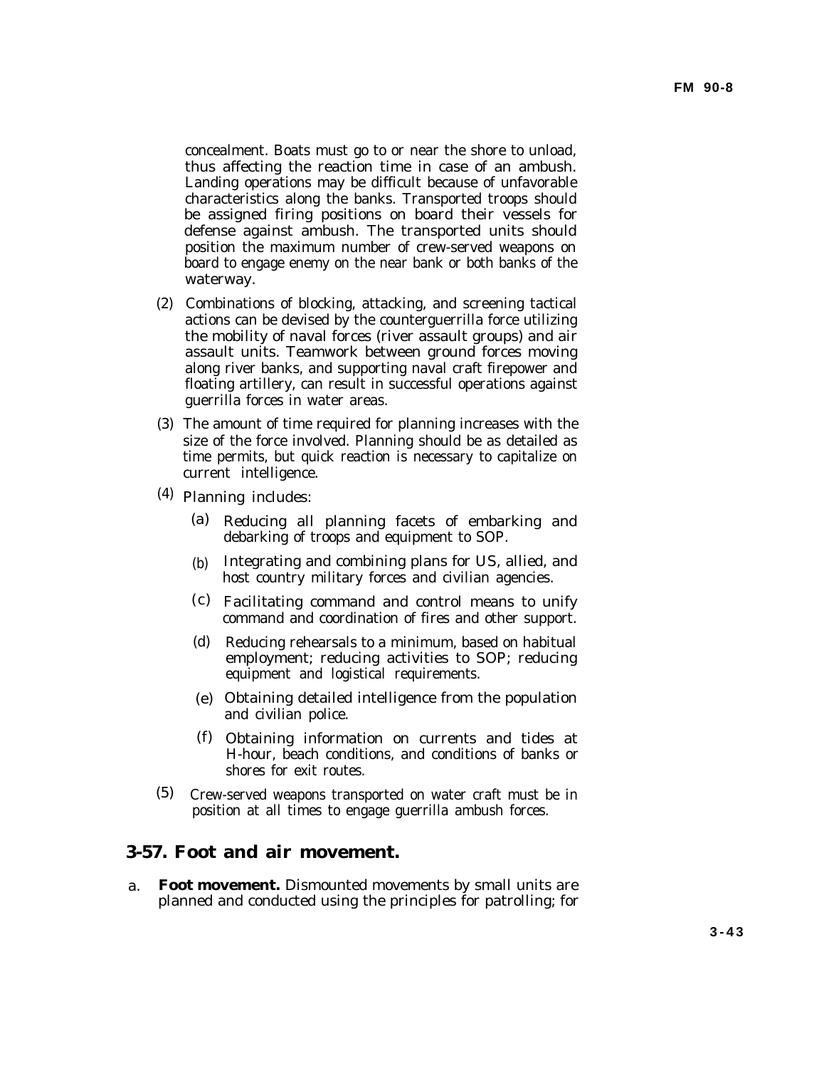concealment. Boats must go to or near the shore to unload, thus affecting the reaction time in case of an ambush. Landing operations may be difficult because of unfavorable characteristics along the banks. Transported troops should be assigned firing positions on board their vessels for defense against ambush. The transported units should position the maximum number of crew-served weapons on board to engage enemy on the near bank or both banks of the waterway.

(2) Combinations of blocking, attacking, and screening tactical actions can be devised by the counterguerrilla force utilizing the mobility of naval forces (river assault groups) and air assault units. Teamwork between ground forces moving along river banks, and supporting naval craft firepower and floating artillery, can result in successful operations against guerrilla forces in water areas.

(3) The amount of time required for planning increases with the size of the force involved. Planning should be as detailed as time permits, but quick reaction is necessary to capitalize on current intelligence.

(4) Planning includes:

(a) Reducing all planning facets of embarking and debarking of troops and equipment to SOP.

(b) Integrating and combining plans for US, allied, and host country military forces and civilian agencies.

(c) Facilitating command and control means to unify command and coordination of fires and other support.

(d) Reducing rehearsals to a minimum, based on habitual employment; reducing activities to SOP; reducing equipment and logistical requirements.

(e) Obtaining detailed intelligence from the population and civilian police.

(f) Obtaining information on currents and tides at H-hour, beach conditions, and conditions of banks or shores for exit routes.

(5) Crew-served weapons transported on water craft must be in position at all times to engage guerrilla ambush forces.

## 3-57. Foot and air movement.

a. **Foot movement.** Dismounted movements by small units are planned and conducted using the principles for patrolling; for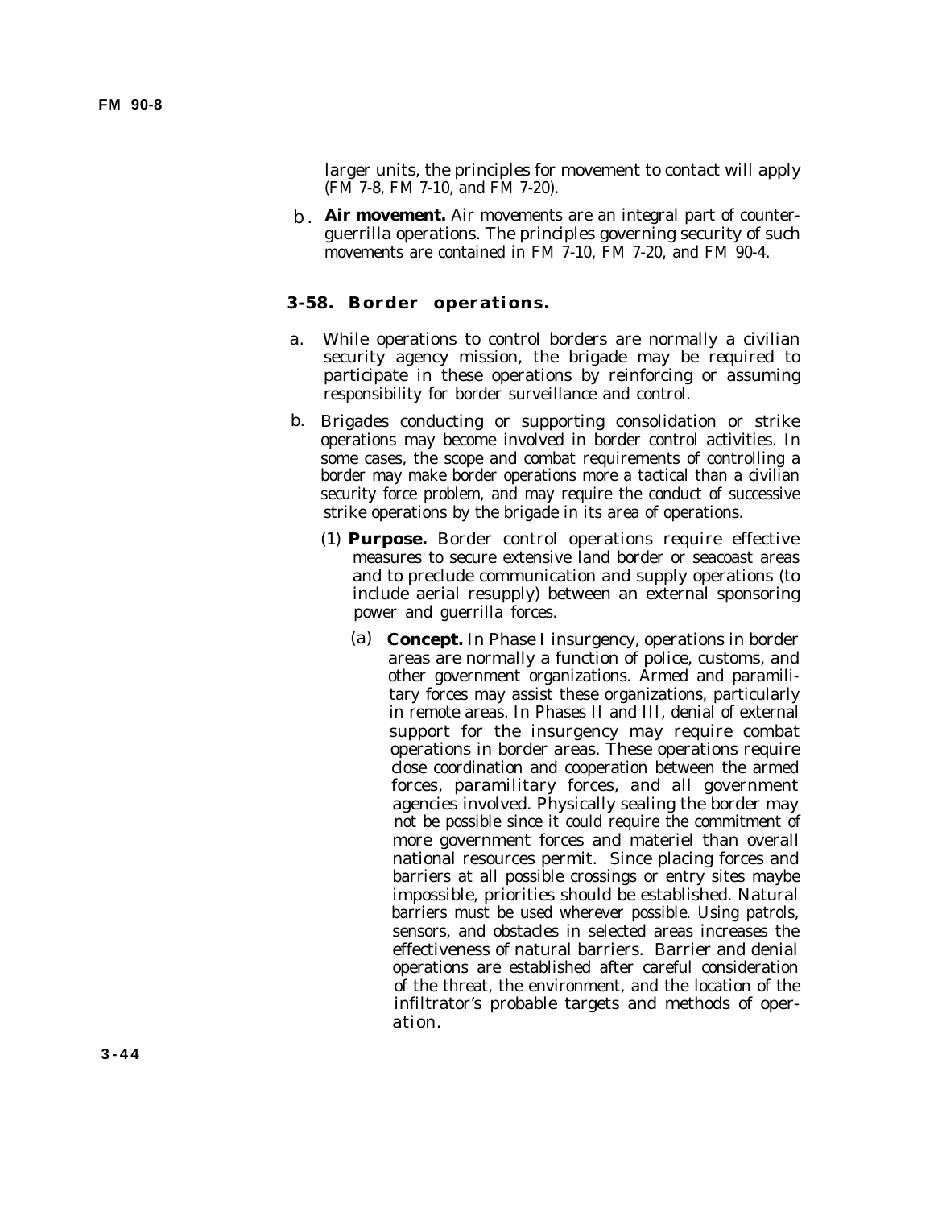larger units, the principles for movement to contact will apply (FM 7-8, FM 7-10, and FM 7-20).

b. **Air movement.** Air movements are an integral part of counter-guerrilla operations. The principles governing security of such movements are contained in FM 7-10, FM 7-20, and FM 90-4.

### 3-58. Border operations.

a. While operations to control borders are normally a civilian security agency mission, the brigade may be required to participate in these operations by reinforcing or assuming responsibility for border surveillance and control.

b. Brigades conducting or supporting consolidation or strike operations may become involved in border control activities. In some cases, the scope and combat requirements of controlling a border may make border operations more a tactical than a civilian security force problem, and may require the conduct of successive strike operations by the brigade in its area of operations.

(1) **Purpose.** Border control operations require effective measures to secure extensive land border or seacoast areas and to preclude communication and supply operations (to include aerial resupply) between an external sponsoring power and guerrilla forces.

(a) **Concept.** In Phase I insurgency, operations in border areas are normally a function of police, customs, and other government organizations. Armed and paramilitary forces may assist these organizations, particularly in remote areas. In Phases II and III, denial of external support for the insurgency may require combat operations in border areas. These operations require close coordination and cooperation between the armed forces, paramilitary forces, and all government agencies involved. Physically sealing the border may not be possible since it could require the commitment of more government forces and materiel than overall national resources permit. Since placing forces and barriers at all possible crossings or entry sites maybe impossible, priorities should be established. Natural barriers must be used wherever possible. Using patrols, sensors, and obstacles in selected areas increases the effectiveness of natural barriers. Barrier and denial operations are established after careful consideration of the threat, the environment, and the location of the infiltrator's probable targets and methods of operation.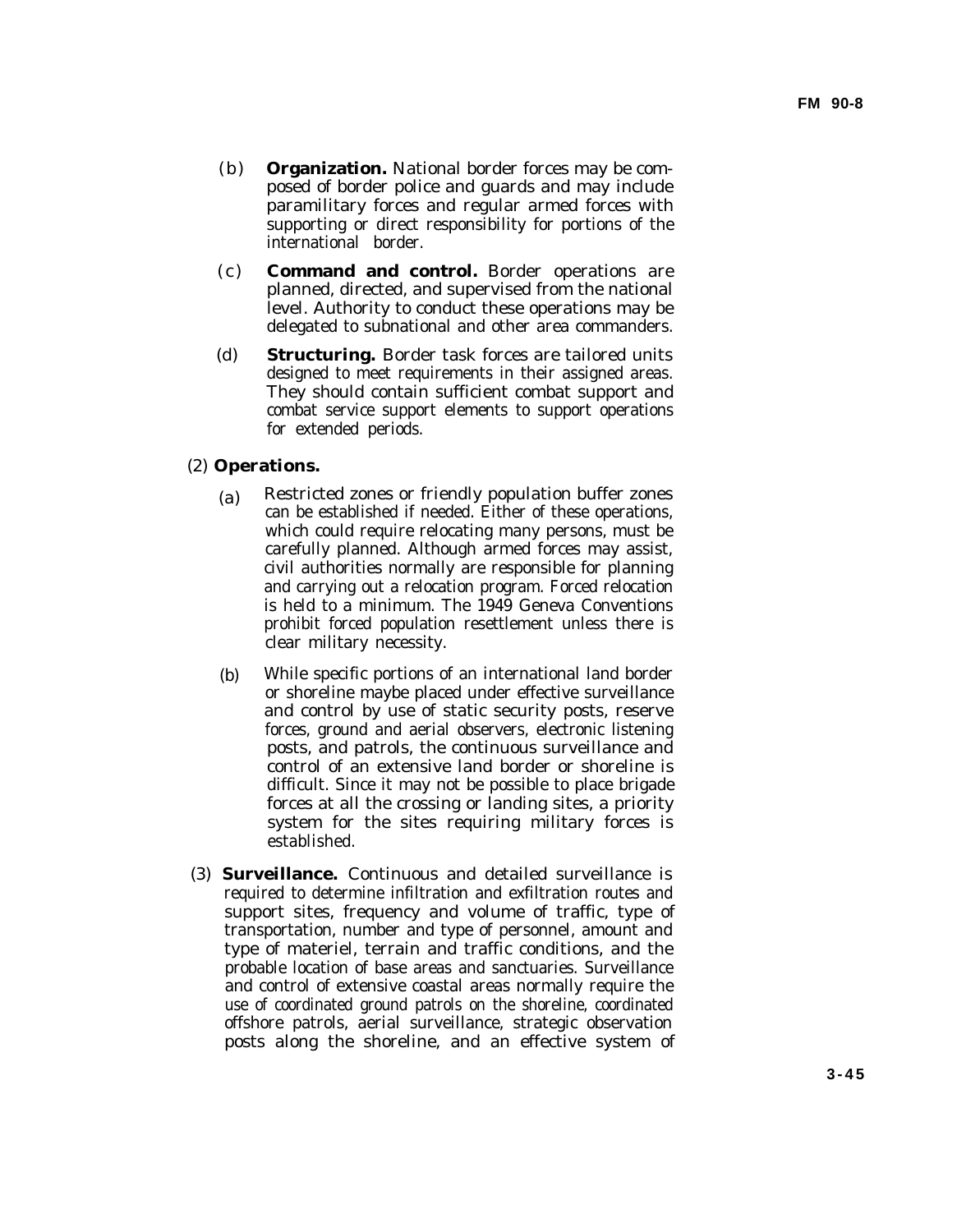(b) **Organization.** National border forces may be composed of border police and guards and may include paramilitary forces and regular armed forces with supporting or direct responsibility for portions of the international border.

(c) **Command and control.** Border operations are planned, directed, and supervised from the national level. Authority to conduct these operations may be delegated to subnational and other area commanders.

(d) **Structuring.** Border task forces are tailored units designed to meet requirements in their assigned areas. They should contain sufficient combat support and combat service support elements to support operations for extended periods.

(2) **Operations.**

(a) Restricted zones or friendly population buffer zones can be established if needed. Either of these operations, which could require relocating many persons, must be carefully planned. Although armed forces may assist, civil authorities normally are responsible for planning and carrying out a relocation program. Forced relocation is held to a minimum. The 1949 Geneva Conventions prohibit forced population resettlement unless there is clear military necessity.

(b) While specific portions of an international land border or shoreline maybe placed under effective surveillance and control by use of static security posts, reserve forces, ground and aerial observers, electronic listening posts, and patrols, the continuous surveillance and control of an extensive land border or shoreline is difficult. Since it may not be possible to place brigade forces at all the crossing or landing sites, a priority system for the sites requiring military forces is established.

(3) **Surveillance.** Continuous and detailed surveillance is required to determine infiltration and exfiltration routes and support sites, frequency and volume of traffic, type of transportation, number and type of personnel, amount and type of materiel, terrain and traffic conditions, and the probable location of base areas and sanctuaries. Surveillance and control of extensive coastal areas normally require the use of coordinated ground patrols on the shoreline, coordinated offshore patrols, aerial surveillance, strategic observation posts along the shoreline, and an effective system of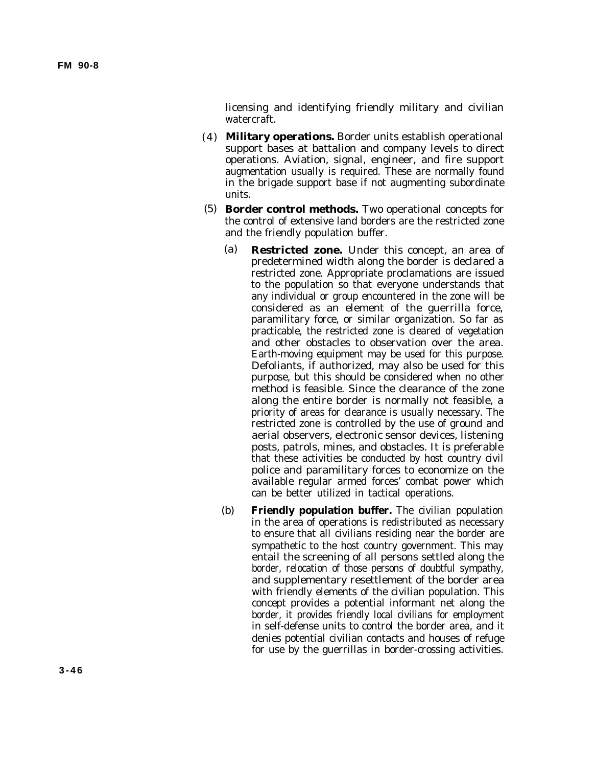licensing and identifying friendly military and civilian watercraft.

(4) **Military operations.** Border units establish operational support bases at battalion and company levels to direct operations. Aviation, signal, engineer, and fire support augmentation usually is required. These are normally found in the brigade support base if not augmenting subordinate units.

(5) **Border control methods.** Two operational concepts for the control of extensive land borders are the restricted zone and the friendly population buffer.

(a) **Restricted zone.** Under this concept, an area of predetermined width along the border is declared a restricted zone. Appropriate proclamations are issued to the population so that everyone understands that any individual or group encountered in the zone will be considered as an element of the guerrilla force, paramilitary force, or similar organization. So far as practicable, the restricted zone is cleared of vegetation and other obstacles to observation over the area. Earth-moving equipment may be used for this purpose. Defoliants, if authorized, may also be used for this purpose, but this should be considered when no other method is feasible. Since the clearance of the zone along the entire border is normally not feasible, a priority of areas for clearance is usually necessary. The restricted zone is controlled by the use of ground and aerial observers, electronic sensor devices, listening posts, patrols, mines, and obstacles. It is preferable that these activities be conducted by host country civil police and paramilitary forces to economize on the available regular armed forces' combat power which can be better utilized in tactical operations.

(b) **Friendly population buffer.** The civilian population in the area of operations is redistributed as necessary to ensure that all civilians residing near the border are sympathetic to the host country government. This may entail the screening of all persons settled along the border, relocation of those persons of doubtful sympathy, and supplementary resettlement of the border area with friendly elements of the civilian population. This concept provides a potential informant net along the border, it provides friendly local civilians for employment in self-defense units to control the border area, and it denies potential civilian contacts and houses of refuge for use by the guerrillas in border-crossing activities.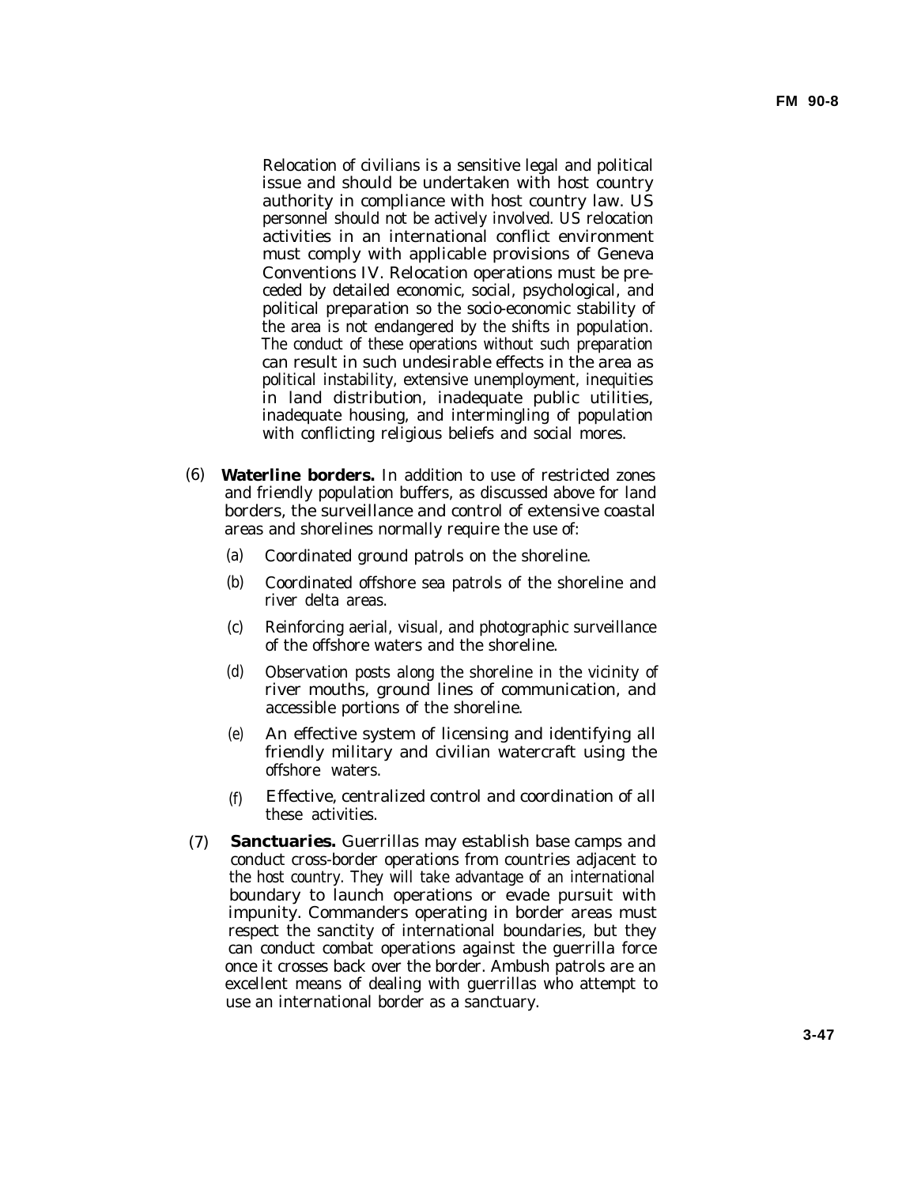Relocation of civilians is a sensitive legal and political issue and should be undertaken with host country authority in compliance with host country law. US personnel should not be actively involved. US relocation activities in an international conflict environment must comply with applicable provisions of Geneva Conventions IV. Relocation operations must be preceded by detailed economic, social, psychological, and political preparation so the socio-economic stability of the area is not endangered by the shifts in population. The conduct of these operations without such preparation can result in such undesirable effects in the area as political instability, extensive unemployment, inequities in land distribution, inadequate public utilities, inadequate housing, and intermingling of population with conflicting religious beliefs and social mores.

(6) **Waterline borders.** In addition to use of restricted zones and friendly population buffers, as discussed above for land borders, the surveillance and control of extensive coastal areas and shorelines normally require the use of:

(a) Coordinated ground patrols on the shoreline.

(b) Coordinated offshore sea patrols of the shoreline and river delta areas.

(c) Reinforcing aerial, visual, and photographic surveillance of the offshore waters and the shoreline.

(d) Observation posts along the shoreline in the vicinity of river mouths, ground lines of communication, and accessible portions of the shoreline.

(e) An effective system of licensing and identifying all friendly military and civilian watercraft using the offshore waters.

(f) Effective, centralized control and coordination of all these activities.

(7) **Sanctuaries.** Guerrillas may establish base camps and conduct cross-border operations from countries adjacent to the host country. They will take advantage of an international boundary to launch operations or evade pursuit with impunity. Commanders operating in border areas must respect the sanctity of international boundaries, but they can conduct combat operations against the guerrilla force once it crosses back over the border. Ambush patrols are an excellent means of dealing with guerrillas who attempt to use an international border as a sanctuary.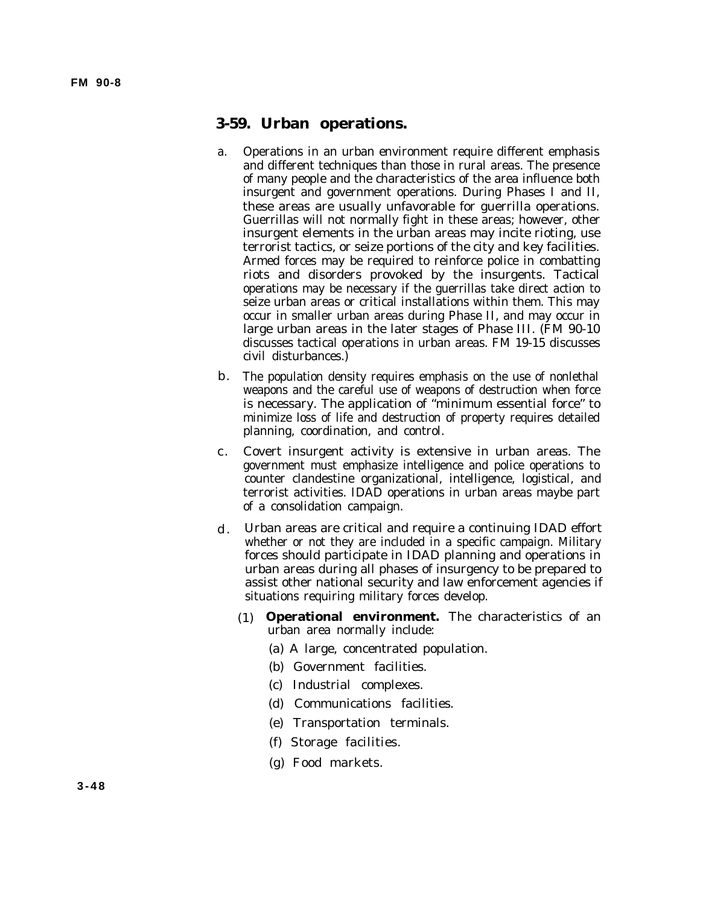## 3-59. Urban operations.

a. Operations in an urban environment require different emphasis and different techniques than those in rural areas. The presence of many people and the characteristics of the area influence both insurgent and government operations. During Phases I and II, these areas are usually unfavorable for guerrilla operations. Guerrillas will not normally fight in these areas; however, other insurgent elements in the urban areas may incite rioting, use terrorist tactics, or seize portions of the city and key facilities. Armed forces may be required to reinforce police in combatting riots and disorders provoked by the insurgents. Tactical operations may be necessary if the guerrillas take direct action to seize urban areas or critical installations within them. This may occur in smaller urban areas during Phase II, and may occur in large urban areas in the later stages of Phase III. (FM 90-10 discusses tactical operations in urban areas. FM 19-15 discusses civil disturbances.)

b. The population density requires emphasis on the use of nonlethal weapons and the careful use of weapons of destruction when force is necessary. The application of "minimum essential force" to minimize loss of life and destruction of property requires detailed planning, coordination, and control.

c. Covert insurgent activity is extensive in urban areas. The government must emphasize intelligence and police operations to counter clandestine organizational, intelligence, logistical, and terrorist activities. IDAD operations in urban areas maybe part of a consolidation campaign.

d. Urban areas are critical and require a continuing IDAD effort whether or not they are included in a specific campaign. Military forces should participate in IDAD planning and operations in urban areas during all phases of insurgency to be prepared to assist other national security and law enforcement agencies if situations requiring military forces develop.

(1) **Operational environment.** The characteristics of an urban area normally include:

(a) A large, concentrated population.

(b) Government facilities.

(c) Industrial complexes.

(d) Communications facilities.

(e) Transportation terminals.

(f) Storage facilities.

(g) Food markets.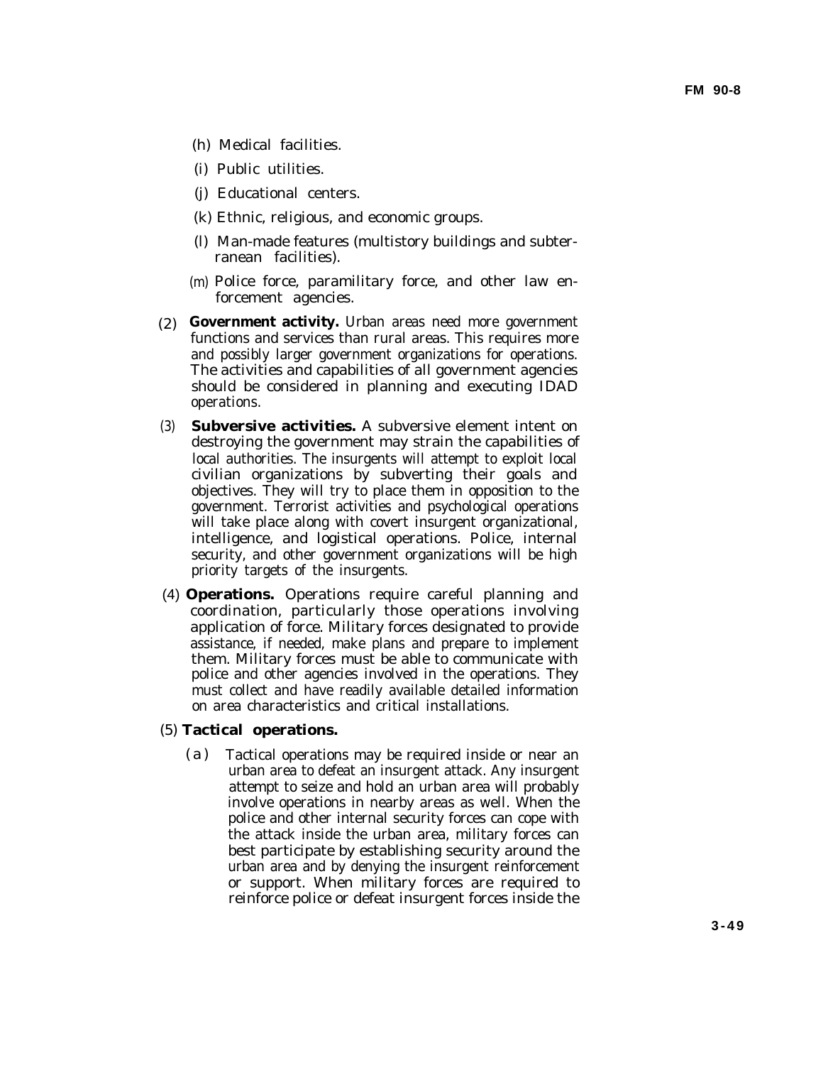(h) Medical facilities.

(i) Public utilities.

(j) Educational centers.

(k) Ethnic, religious, and economic groups.

(l) Man-made features (multistory buildings and subterranean facilities).

(m) Police force, paramilitary force, and other law enforcement agencies.

(2) **Government activity.** Urban areas need more government functions and services than rural areas. This requires more and possibly larger government organizations for operations. The activities and capabilities of all government agencies should be considered in planning and executing IDAD operations.

(3) **Subversive activities.** A subversive element intent on destroying the government may strain the capabilities of local authorities. The insurgents will attempt to exploit local civilian organizations by subverting their goals and objectives. They will try to place them in opposition to the government. Terrorist activities and psychological operations will take place along with covert insurgent organizational, intelligence, and logistical operations. Police, internal security, and other government organizations will be high priority targets of the insurgents.

(4) **Operations.** Operations require careful planning and coordination, particularly those operations involving application of force. Military forces designated to provide assistance, if needed, make plans and prepare to implement them. Military forces must be able to communicate with police and other agencies involved in the operations. They must collect and have readily available detailed information on area characteristics and critical installations.

(5) **Tactical operations.**

(a) Tactical operations may be required inside or near an urban area to defeat an insurgent attack. Any insurgent attempt to seize and hold an urban area will probably involve operations in nearby areas as well. When the police and other internal security forces can cope with the attack inside the urban area, military forces can best participate by establishing security around the urban area and by denying the insurgent reinforcement or support. When military forces are required to reinforce police or defeat insurgent forces inside the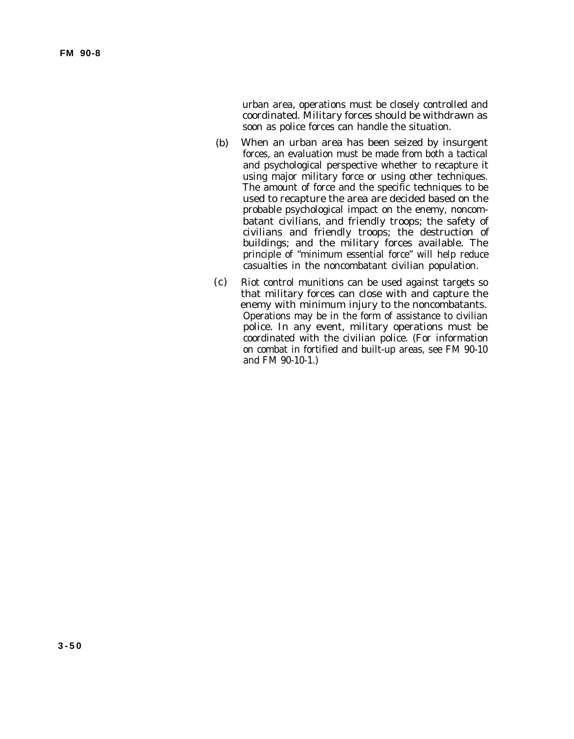urban area, operations must be closely controlled and coordinated. Military forces should be withdrawn as soon as police forces can handle the situation.

(b) When an urban area has been seized by insurgent forces, an evaluation must be made from both a tactical and psychological perspective whether to recapture it using major military force or using other techniques. The amount of force and the specific techniques to be used to recapture the area are decided based on the probable psychological impact on the enemy, noncombatant civilians, and friendly troops; the safety of civilians and friendly troops; the destruction of buildings; and the military forces available. The principle of "minimum essential force" will help reduce casualties in the noncombatant civilian population.

(c) Riot control munitions can be used against targets so that military forces can close with and capture the enemy with minimum injury to the noncombatants. Operations may be in the form of assistance to civilian police. In any event, military operations must be coordinated with the civilian police. (For information on combat in fortified and built-up areas, see FM 90-10 and FM 90-10-1.)